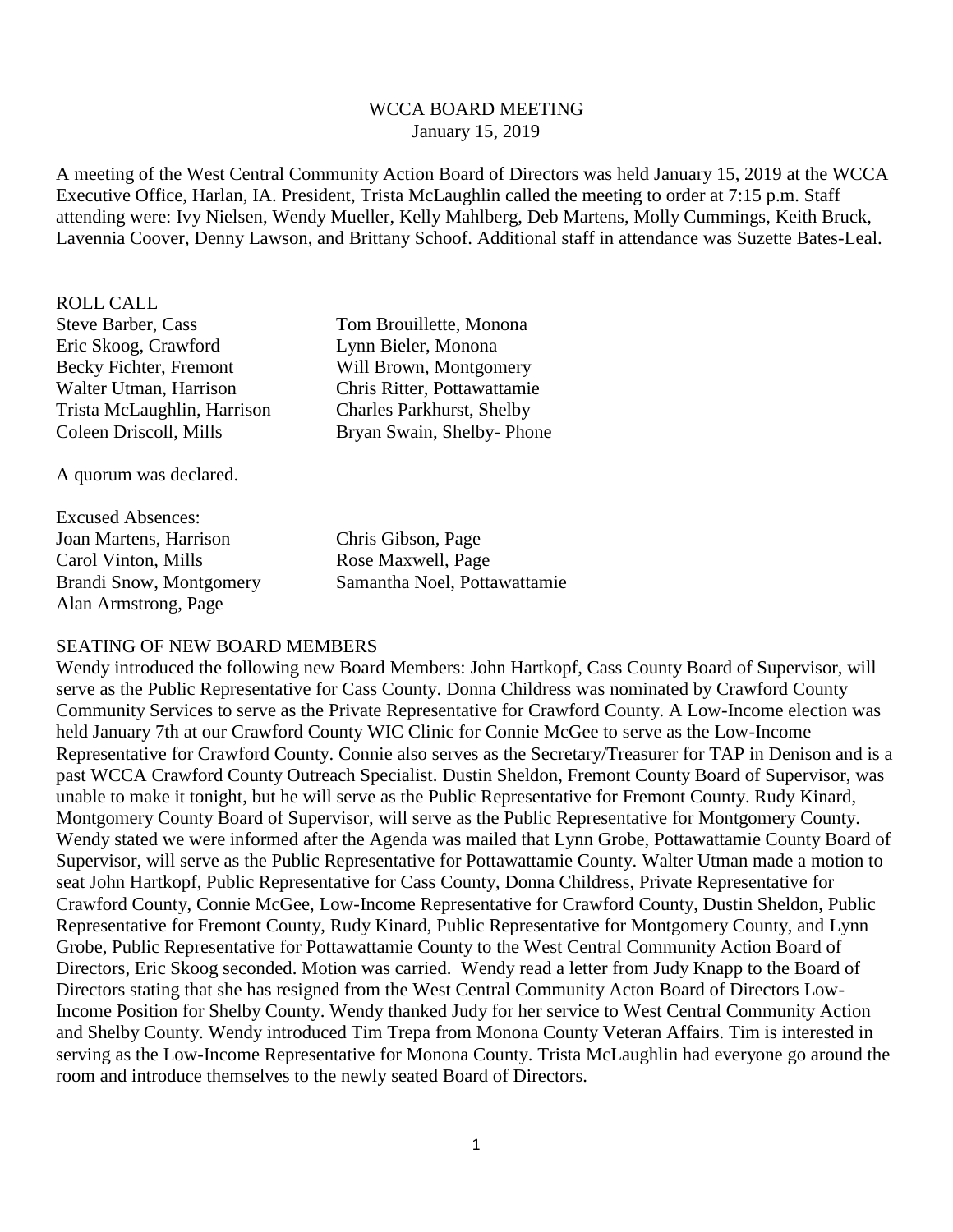# WCCA BOARD MEETING

January 15, 2019

A meeting of the West Central Community Action Board of Directors was held January 15, 2019 at the WCCA Executive Office, Harlan, IA. President, Trista McLaughlin called the meeting to order at 7:15 p.m. Staff attending were: Ivy Nielsen, Wendy Mueller, Kelly Mahlberg, Deb Martens, Molly Cummings, Keith Bruck, Lavennia Coover, Denny Lawson, and Brittany Schoof. Additional staff in attendance was Suzette Bates-Leal.

ROLL CALL

Steve Barber, Cass
Eric Skoog, Crawford
Becky Fichter, Fremont
Walter Utman, Harrison
Trista McLaughlin, Harrison
Coleen Driscoll, Mills
Tom Brouillette, Monona
Lynn Bieler, Monona
Will Brown, Montgomery
Chris Ritter, Pottawattamie
Charles Parkhurst, Shelby
Bryan Swain, Shelby- Phone

A quorum was declared.

Excused Absences:

Joan Martens, Harrison
Carol Vinton, Mills
Brandi Snow, Montgomery
Alan Armstrong, Page
Chris Gibson, Page
Rose Maxwell, Page
Samantha Noel, Pottawattamie

SEATING OF NEW BOARD MEMBERS

Wendy introduced the following new Board Members: John Hartkopf, Cass County Board of Supervisor, will serve as the Public Representative for Cass County. Donna Childress was nominated by Crawford County Community Services to serve as the Private Representative for Crawford County. A Low-Income election was held January 7th at our Crawford County WIC Clinic for Connie McGee to serve as the Low-Income Representative for Crawford County. Connie also serves as the Secretary/Treasurer for TAP in Denison and is a past WCCA Crawford County Outreach Specialist. Dustin Sheldon, Fremont County Board of Supervisor, was unable to make it tonight, but he will serve as the Public Representative for Fremont County. Rudy Kinard, Montgomery County Board of Supervisor, will serve as the Public Representative for Montgomery County. Wendy stated we were informed after the Agenda was mailed that Lynn Grobe, Pottawattamie County Board of Supervisor, will serve as the Public Representative for Pottawattamie County. Walter Utman made a motion to seat John Hartkopf, Public Representative for Cass County, Donna Childress, Private Representative for Crawford County, Connie McGee, Low-Income Representative for Crawford County, Dustin Sheldon, Public Representative for Fremont County, Rudy Kinard, Public Representative for Montgomery County, and Lynn Grobe, Public Representative for Pottawattamie County to the West Central Community Action Board of Directors, Eric Skoog seconded. Motion was carried. Wendy read a letter from Judy Knapp to the Board of Directors stating that she has resigned from the West Central Community Acton Board of Directors Low-Income Position for Shelby County. Wendy thanked Judy for her service to West Central Community Action and Shelby County. Wendy introduced Tim Trepa from Monona County Veteran Affairs. Tim is interested in serving as the Low-Income Representative for Monona County. Trista McLaughlin had everyone go around the room and introduce themselves to the newly seated Board of Directors.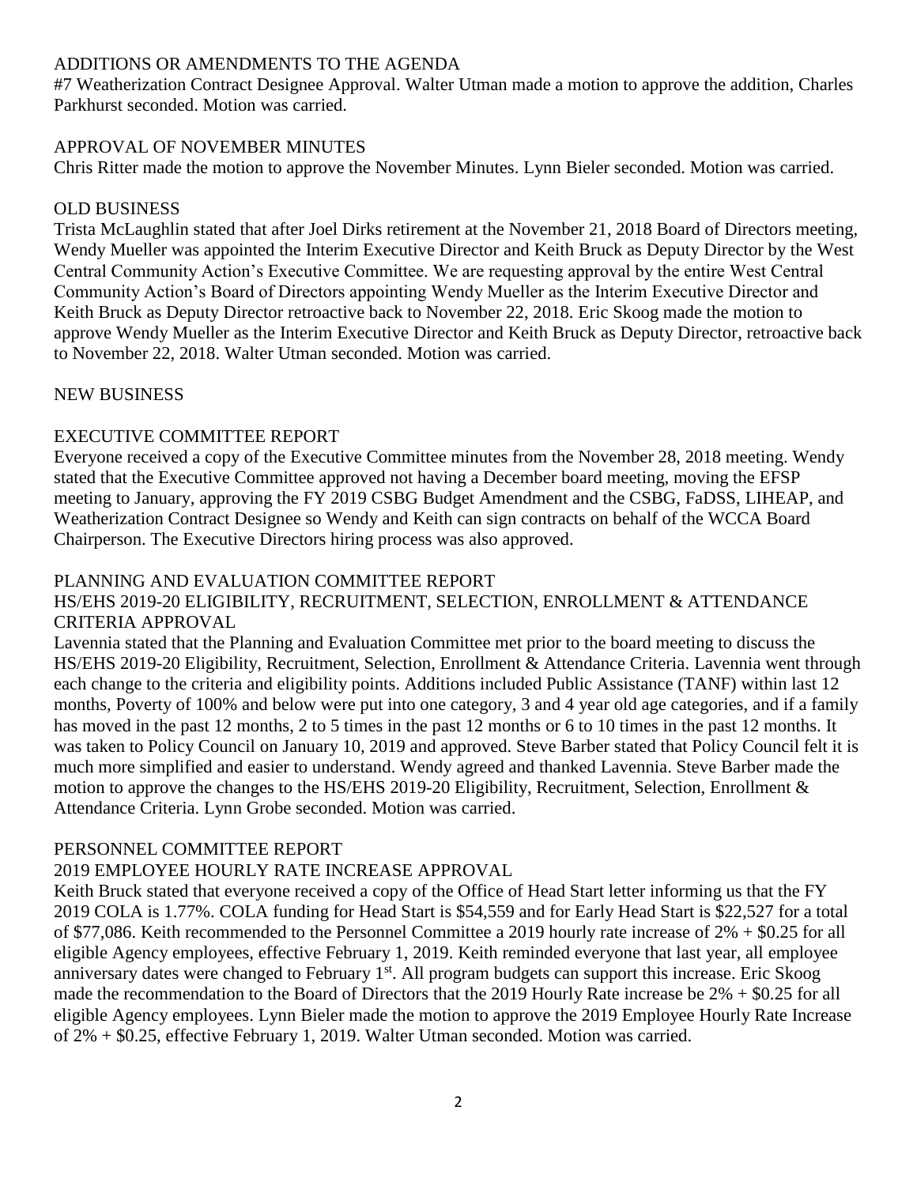ADDITIONS OR AMENDMENTS TO THE AGENDA

#7 Weatherization Contract Designee Approval. Walter Utman made a motion to approve the addition, Charles Parkhurst seconded. Motion was carried.

APPROVAL OF NOVEMBER MINUTES

Chris Ritter made the motion to approve the November Minutes. Lynn Bieler seconded. Motion was carried.

OLD BUSINESS

Trista McLaughlin stated that after Joel Dirks retirement at the November 21, 2018 Board of Directors meeting, Wendy Mueller was appointed the Interim Executive Director and Keith Bruck as Deputy Director by the West Central Community Action's Executive Committee. We are requesting approval by the entire West Central Community Action's Board of Directors appointing Wendy Mueller as the Interim Executive Director and Keith Bruck as Deputy Director retroactive back to November 22, 2018. Eric Skoog made the motion to approve Wendy Mueller as the Interim Executive Director and Keith Bruck as Deputy Director, retroactive back to November 22, 2018. Walter Utman seconded. Motion was carried.

NEW BUSINESS

EXECUTIVE COMMITTEE REPORT

Everyone received a copy of the Executive Committee minutes from the November 28, 2018 meeting. Wendy stated that the Executive Committee approved not having a December board meeting, moving the EFSP meeting to January, approving the FY 2019 CSBG Budget Amendment and the CSBG, FaDSS, LIHEAP, and Weatherization Contract Designee so Wendy and Keith can sign contracts on behalf of the WCCA Board Chairperson. The Executive Directors hiring process was also approved.

PLANNING AND EVALUATION COMMITTEE REPORT

HS/EHS 2019-20 ELIGIBILITY, RECRUITMENT, SELECTION, ENROLLMENT & ATTENDANCE CRITERIA APPROVAL

Lavennia stated that the Planning and Evaluation Committee met prior to the board meeting to discuss the HS/EHS 2019-20 Eligibility, Recruitment, Selection, Enrollment & Attendance Criteria. Lavennia went through each change to the criteria and eligibility points. Additions included Public Assistance (TANF) within last 12 months, Poverty of 100% and below were put into one category, 3 and 4 year old age categories, and if a family has moved in the past 12 months, 2 to 5 times in the past 12 months or 6 to 10 times in the past 12 months. It was taken to Policy Council on January 10, 2019 and approved. Steve Barber stated that Policy Council felt it is much more simplified and easier to understand. Wendy agreed and thanked Lavennia. Steve Barber made the motion to approve the changes to the HS/EHS 2019-20 Eligibility, Recruitment, Selection, Enrollment & Attendance Criteria. Lynn Grobe seconded. Motion was carried.

PERSONNEL COMMITTEE REPORT

2019 EMPLOYEE HOURLY RATE INCREASE APPROVAL

Keith Bruck stated that everyone received a copy of the Office of Head Start letter informing us that the FY 2019 COLA is 1.77%. COLA funding for Head Start is $54,559 and for Early Head Start is $22,527 for a total of $77,086. Keith recommended to the Personnel Committee a 2019 hourly rate increase of 2% + $0.25 for all eligible Agency employees, effective February 1, 2019. Keith reminded everyone that last year, all employee anniversary dates were changed to February 1st. All program budgets can support this increase. Eric Skoog made the recommendation to the Board of Directors that the 2019 Hourly Rate increase be 2% + $0.25 for all eligible Agency employees. Lynn Bieler made the motion to approve the 2019 Employee Hourly Rate Increase of 2% + $0.25, effective February 1, 2019. Walter Utman seconded. Motion was carried.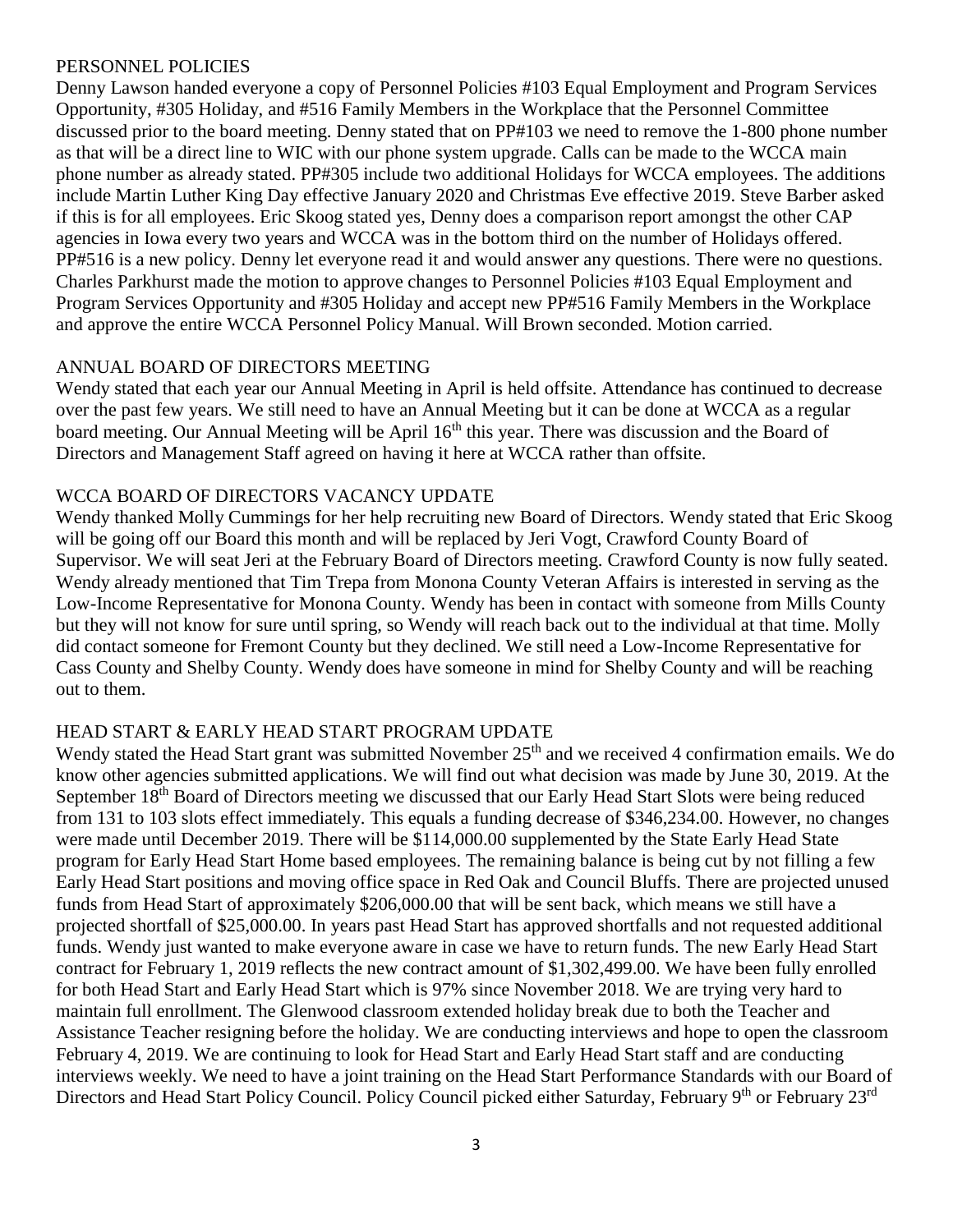## PERSONNEL POLICIES

Denny Lawson handed everyone a copy of Personnel Policies #103 Equal Employment and Program Services Opportunity, #305 Holiday, and #516 Family Members in the Workplace that the Personnel Committee discussed prior to the board meeting. Denny stated that on PP#103 we need to remove the 1-800 phone number as that will be a direct line to WIC with our phone system upgrade. Calls can be made to the WCCA main phone number as already stated. PP#305 include two additional Holidays for WCCA employees. The additions include Martin Luther King Day effective January 2020 and Christmas Eve effective 2019. Steve Barber asked if this is for all employees. Eric Skoog stated yes, Denny does a comparison report amongst the other CAP agencies in Iowa every two years and WCCA was in the bottom third on the number of Holidays offered. PP#516 is a new policy. Denny let everyone read it and would answer any questions. There were no questions. Charles Parkhurst made the motion to approve changes to Personnel Policies #103 Equal Employment and Program Services Opportunity and #305 Holiday and accept new PP#516 Family Members in the Workplace and approve the entire WCCA Personnel Policy Manual. Will Brown seconded. Motion carried.

## ANNUAL BOARD OF DIRECTORS MEETING

Wendy stated that each year our Annual Meeting in April is held offsite. Attendance has continued to decrease over the past few years. We still need to have an Annual Meeting but it can be done at WCCA as a regular board meeting. Our Annual Meeting will be April 16th this year. There was discussion and the Board of Directors and Management Staff agreed on having it here at WCCA rather than offsite.

## WCCA BOARD OF DIRECTORS VACANCY UPDATE

Wendy thanked Molly Cummings for her help recruiting new Board of Directors. Wendy stated that Eric Skoog will be going off our Board this month and will be replaced by Jeri Vogt, Crawford County Board of Supervisor. We will seat Jeri at the February Board of Directors meeting. Crawford County is now fully seated. Wendy already mentioned that Tim Trepa from Monona County Veteran Affairs is interested in serving as the Low-Income Representative for Monona County. Wendy has been in contact with someone from Mills County but they will not know for sure until spring, so Wendy will reach back out to the individual at that time. Molly did contact someone for Fremont County but they declined. We still need a Low-Income Representative for Cass County and Shelby County. Wendy does have someone in mind for Shelby County and will be reaching out to them.

## HEAD START & EARLY HEAD START PROGRAM UPDATE

Wendy stated the Head Start grant was submitted November 25th and we received 4 confirmation emails. We do know other agencies submitted applications. We will find out what decision was made by June 30, 2019. At the September 18th Board of Directors meeting we discussed that our Early Head Start Slots were being reduced from 131 to 103 slots effect immediately. This equals a funding decrease of $346,234.00. However, no changes were made until December 2019. There will be $114,000.00 supplemented by the State Early Head State program for Early Head Start Home based employees. The remaining balance is being cut by not filling a few Early Head Start positions and moving office space in Red Oak and Council Bluffs. There are projected unused funds from Head Start of approximately $206,000.00 that will be sent back, which means we still have a projected shortfall of $25,000.00. In years past Head Start has approved shortfalls and not requested additional funds. Wendy just wanted to make everyone aware in case we have to return funds. The new Early Head Start contract for February 1, 2019 reflects the new contract amount of $1,302,499.00. We have been fully enrolled for both Head Start and Early Head Start which is 97% since November 2018. We are trying very hard to maintain full enrollment. The Glenwood classroom extended holiday break due to both the Teacher and Assistance Teacher resigning before the holiday. We are conducting interviews and hope to open the classroom February 4, 2019. We are continuing to look for Head Start and Early Head Start staff and are conducting interviews weekly. We need to have a joint training on the Head Start Performance Standards with our Board of Directors and Head Start Policy Council. Policy Council picked either Saturday, February 9th or February 23rd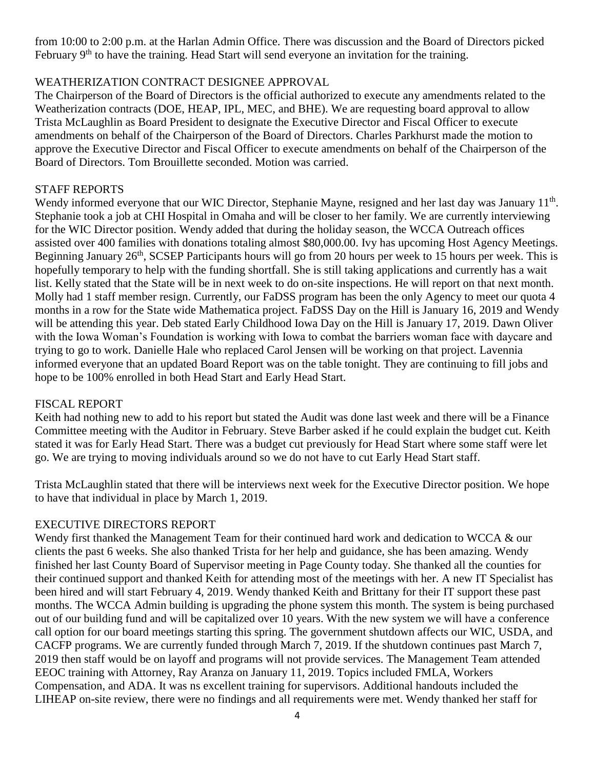from 10:00 to 2:00 p.m. at the Harlan Admin Office. There was discussion and the Board of Directors picked February 9th to have the training. Head Start will send everyone an invitation for the training.

## WEATHERIZATION CONTRACT DESIGNEE APPROVAL

The Chairperson of the Board of Directors is the official authorized to execute any amendments related to the Weatherization contracts (DOE, HEAP, IPL, MEC, and BHE). We are requesting board approval to allow Trista McLaughlin as Board President to designate the Executive Director and Fiscal Officer to execute amendments on behalf of the Chairperson of the Board of Directors. Charles Parkhurst made the motion to approve the Executive Director and Fiscal Officer to execute amendments on behalf of the Chairperson of the Board of Directors. Tom Brouillette seconded. Motion was carried.

## STAFF REPORTS

Wendy informed everyone that our WIC Director, Stephanie Mayne, resigned and her last day was January 11th. Stephanie took a job at CHI Hospital in Omaha and will be closer to her family. We are currently interviewing for the WIC Director position. Wendy added that during the holiday season, the WCCA Outreach offices assisted over 400 families with donations totaling almost $80,000.00. Ivy has upcoming Host Agency Meetings. Beginning January 26th, SCSEP Participants hours will go from 20 hours per week to 15 hours per week. This is hopefully temporary to help with the funding shortfall. She is still taking applications and currently has a wait list. Kelly stated that the State will be in next week to do on-site inspections. He will report on that next month. Molly had 1 staff member resign. Currently, our FaDSS program has been the only Agency to meet our quota 4 months in a row for the State wide Mathematica project. FaDSS Day on the Hill is January 16, 2019 and Wendy will be attending this year. Deb stated Early Childhood Iowa Day on the Hill is January 17, 2019. Dawn Oliver with the Iowa Woman's Foundation is working with Iowa to combat the barriers woman face with daycare and trying to go to work. Danielle Hale who replaced Carol Jensen will be working on that project. Lavennia informed everyone that an updated Board Report was on the table tonight. They are continuing to fill jobs and hope to be 100% enrolled in both Head Start and Early Head Start.

## FISCAL REPORT

Keith had nothing new to add to his report but stated the Audit was done last week and there will be a Finance Committee meeting with the Auditor in February. Steve Barber asked if he could explain the budget cut. Keith stated it was for Early Head Start. There was a budget cut previously for Head Start where some staff were let go. We are trying to moving individuals around so we do not have to cut Early Head Start staff.

Trista McLaughlin stated that there will be interviews next week for the Executive Director position. We hope to have that individual in place by March 1, 2019.

## EXECUTIVE DIRECTORS REPORT

Wendy first thanked the Management Team for their continued hard work and dedication to WCCA & our clients the past 6 weeks. She also thanked Trista for her help and guidance, she has been amazing. Wendy finished her last County Board of Supervisor meeting in Page County today. She thanked all the counties for their continued support and thanked Keith for attending most of the meetings with her. A new IT Specialist has been hired and will start February 4, 2019. Wendy thanked Keith and Brittany for their IT support these past months. The WCCA Admin building is upgrading the phone system this month. The system is being purchased out of our building fund and will be capitalized over 10 years. With the new system we will have a conference call option for our board meetings starting this spring. The government shutdown affects our WIC, USDA, and CACFP programs. We are currently funded through March 7, 2019. If the shutdown continues past March 7, 2019 then staff would be on layoff and programs will not provide services. The Management Team attended EEOC training with Attorney, Ray Aranza on January 11, 2019. Topics included FMLA, Workers Compensation, and ADA. It was ns excellent training for supervisors. Additional handouts included the LIHEAP on-site review, there were no findings and all requirements were met. Wendy thanked her staff for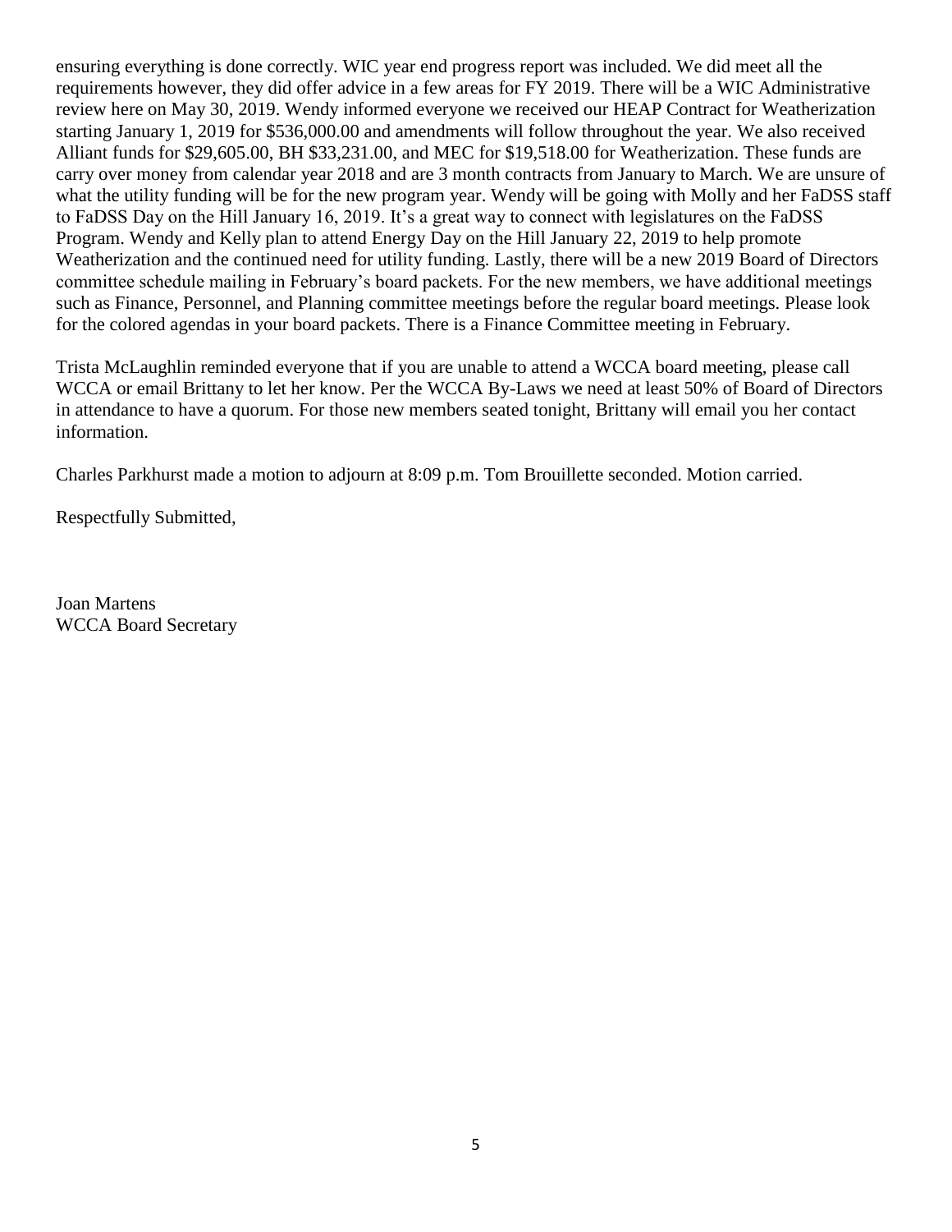ensuring everything is done correctly. WIC year end progress report was included. We did meet all the requirements however, they did offer advice in a few areas for FY 2019. There will be a WIC Administrative review here on May 30, 2019. Wendy informed everyone we received our HEAP Contract for Weatherization starting January 1, 2019 for $536,000.00 and amendments will follow throughout the year. We also received Alliant funds for $29,605.00, BH $33,231.00, and MEC for $19,518.00 for Weatherization. These funds are carry over money from calendar year 2018 and are 3 month contracts from January to March. We are unsure of what the utility funding will be for the new program year. Wendy will be going with Molly and her FaDSS staff to FaDSS Day on the Hill January 16, 2019. It's a great way to connect with legislatures on the FaDSS Program. Wendy and Kelly plan to attend Energy Day on the Hill January 22, 2019 to help promote Weatherization and the continued need for utility funding. Lastly, there will be a new 2019 Board of Directors committee schedule mailing in February's board packets. For the new members, we have additional meetings such as Finance, Personnel, and Planning committee meetings before the regular board meetings. Please look for the colored agendas in your board packets. There is a Finance Committee meeting in February.

Trista McLaughlin reminded everyone that if you are unable to attend a WCCA board meeting, please call WCCA or email Brittany to let her know. Per the WCCA By-Laws we need at least 50% of Board of Directors in attendance to have a quorum. For those new members seated tonight, Brittany will email you her contact information.

Charles Parkhurst made a motion to adjourn at 8:09 p.m. Tom Brouillette seconded. Motion carried.

Respectfully Submitted,

Joan Martens
WCCA Board Secretary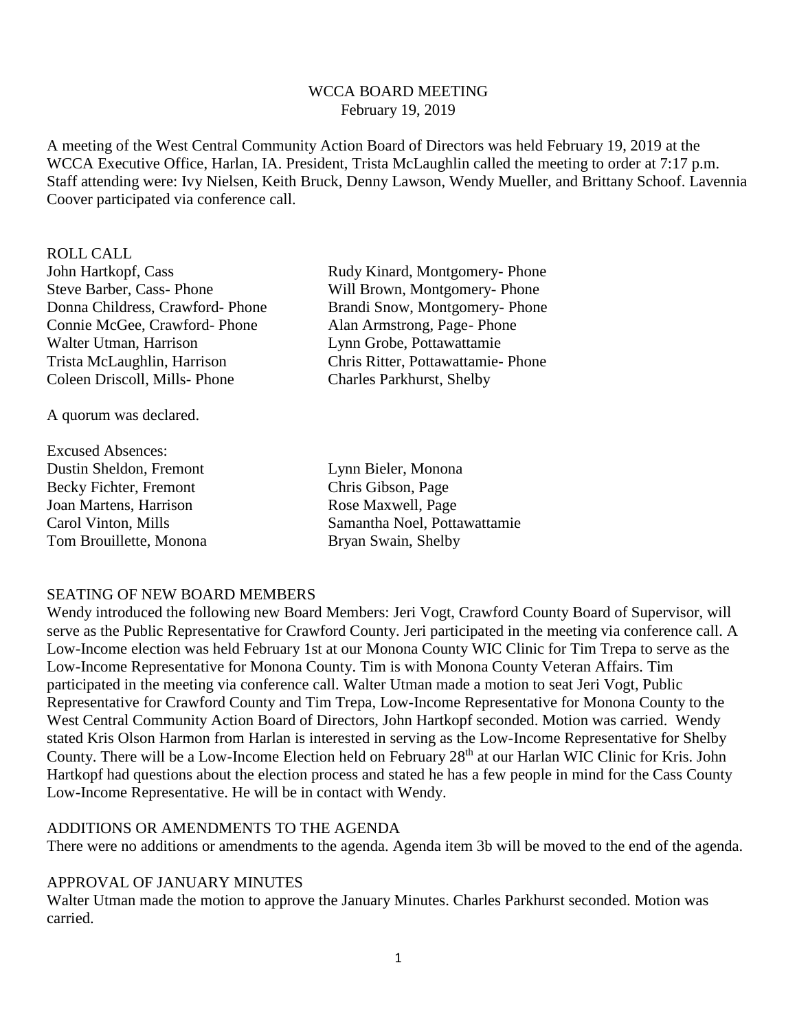# WCCA BOARD MEETING

February 19, 2019

A meeting of the West Central Community Action Board of Directors was held February 19, 2019 at the WCCA Executive Office, Harlan, IA. President, Trista McLaughlin called the meeting to order at 7:17 p.m. Staff attending were: Ivy Nielsen, Keith Bruck, Denny Lawson, Wendy Mueller, and Brittany Schoof. Lavennia Coover participated via conference call.

## ROLL CALL

John Hartkopf, Cass
Steve Barber, Cass- Phone
Donna Childress, Crawford- Phone
Connie McGee, Crawford- Phone
Walter Utman, Harrison
Trista McLaughlin, Harrison
Coleen Driscoll, Mills- Phone
Rudy Kinard, Montgomery- Phone
Will Brown, Montgomery- Phone
Brandi Snow, Montgomery- Phone
Alan Armstrong, Page- Phone
Lynn Grobe, Pottawattamie
Chris Ritter, Pottawattamie- Phone
Charles Parkhurst, Shelby

A quorum was declared.

Excused Absences:
Dustin Sheldon, Fremont
Becky Fichter, Fremont
Joan Martens, Harrison
Carol Vinton, Mills
Tom Brouillette, Monona
Lynn Bieler, Monona
Chris Gibson, Page
Rose Maxwell, Page
Samantha Noel, Pottawattamie
Bryan Swain, Shelby

## SEATING OF NEW BOARD MEMBERS

Wendy introduced the following new Board Members: Jeri Vogt, Crawford County Board of Supervisor, will serve as the Public Representative for Crawford County. Jeri participated in the meeting via conference call. A Low-Income election was held February 1st at our Monona County WIC Clinic for Tim Trepa to serve as the Low-Income Representative for Monona County. Tim is with Monona County Veteran Affairs. Tim participated in the meeting via conference call. Walter Utman made a motion to seat Jeri Vogt, Public Representative for Crawford County and Tim Trepa, Low-Income Representative for Monona County to the West Central Community Action Board of Directors, John Hartkopf seconded. Motion was carried. Wendy stated Kris Olson Harmon from Harlan is interested in serving as the Low-Income Representative for Shelby County. There will be a Low-Income Election held on February 28th at our Harlan WIC Clinic for Kris. John Hartkopf had questions about the election process and stated he has a few people in mind for the Cass County Low-Income Representative. He will be in contact with Wendy.

## ADDITIONS OR AMENDMENTS TO THE AGENDA

There were no additions or amendments to the agenda. Agenda item 3b will be moved to the end of the agenda.

## APPROVAL OF JANUARY MINUTES

Walter Utman made the motion to approve the January Minutes. Charles Parkhurst seconded. Motion was carried.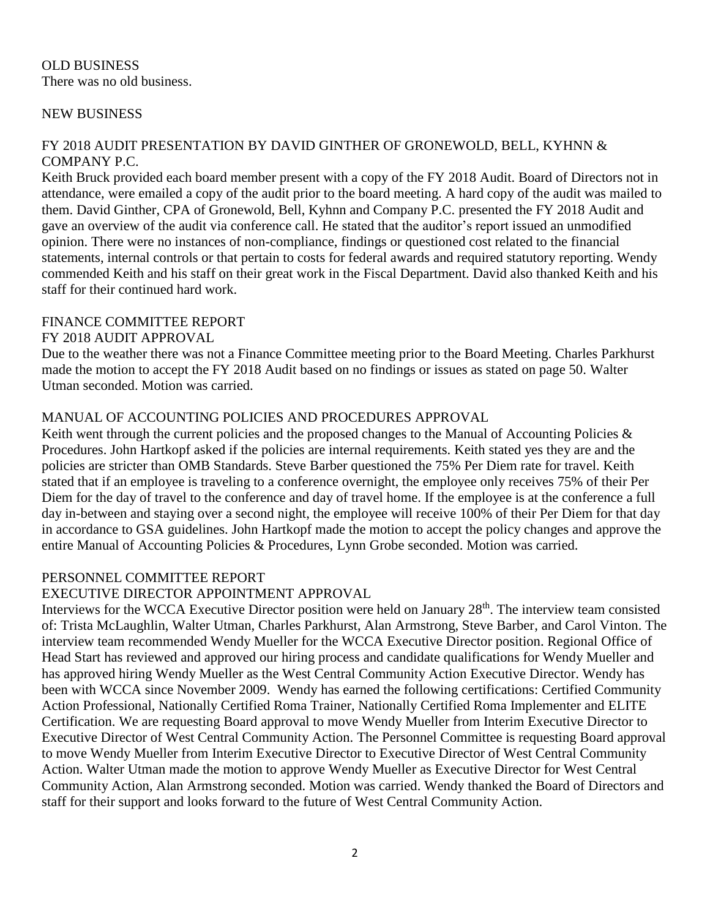## OLD BUSINESS

There was no old business.

## NEW BUSINESS

### FY 2018 AUDIT PRESENTATION BY DAVID GINTHER OF GRONEWOLD, BELL, KYHNN & COMPANY P.C.

Keith Bruck provided each board member present with a copy of the FY 2018 Audit. Board of Directors not in attendance, were emailed a copy of the audit prior to the board meeting. A hard copy of the audit was mailed to them. David Ginther, CPA of Gronewold, Bell, Kyhnn and Company P.C. presented the FY 2018 Audit and gave an overview of the audit via conference call. He stated that the auditor's report issued an unmodified opinion. There were no instances of non-compliance, findings or questioned cost related to the financial statements, internal controls or that pertain to costs for federal awards and required statutory reporting. Wendy commended Keith and his staff on their great work in the Fiscal Department. David also thanked Keith and his staff for their continued hard work.

## FINANCE COMMITTEE REPORT

### FY 2018 AUDIT APPROVAL

Due to the weather there was not a Finance Committee meeting prior to the Board Meeting. Charles Parkhurst made the motion to accept the FY 2018 Audit based on no findings or issues as stated on page 50. Walter Utman seconded. Motion was carried.

### MANUAL OF ACCOUNTING POLICIES AND PROCEDURES APPROVAL

Keith went through the current policies and the proposed changes to the Manual of Accounting Policies & Procedures. John Hartkopf asked if the policies are internal requirements. Keith stated yes they are and the policies are stricter than OMB Standards. Steve Barber questioned the 75% Per Diem rate for travel. Keith stated that if an employee is traveling to a conference overnight, the employee only receives 75% of their Per Diem for the day of travel to the conference and day of travel home. If the employee is at the conference a full day in-between and staying over a second night, the employee will receive 100% of their Per Diem for that day in accordance to GSA guidelines. John Hartkopf made the motion to accept the policy changes and approve the entire Manual of Accounting Policies & Procedures, Lynn Grobe seconded. Motion was carried.

## PERSONNEL COMMITTEE REPORT

### EXECUTIVE DIRECTOR APPOINTMENT APPROVAL

Interviews for the WCCA Executive Director position were held on January 28th. The interview team consisted of: Trista McLaughlin, Walter Utman, Charles Parkhurst, Alan Armstrong, Steve Barber, and Carol Vinton. The interview team recommended Wendy Mueller for the WCCA Executive Director position. Regional Office of Head Start has reviewed and approved our hiring process and candidate qualifications for Wendy Mueller and has approved hiring Wendy Mueller as the West Central Community Action Executive Director. Wendy has been with WCCA since November 2009. Wendy has earned the following certifications: Certified Community Action Professional, Nationally Certified Roma Trainer, Nationally Certified Roma Implementer and ELITE Certification. We are requesting Board approval to move Wendy Mueller from Interim Executive Director to Executive Director of West Central Community Action. The Personnel Committee is requesting Board approval to move Wendy Mueller from Interim Executive Director to Executive Director of West Central Community Action. Walter Utman made the motion to approve Wendy Mueller as Executive Director for West Central Community Action, Alan Armstrong seconded. Motion was carried. Wendy thanked the Board of Directors and staff for their support and looks forward to the future of West Central Community Action.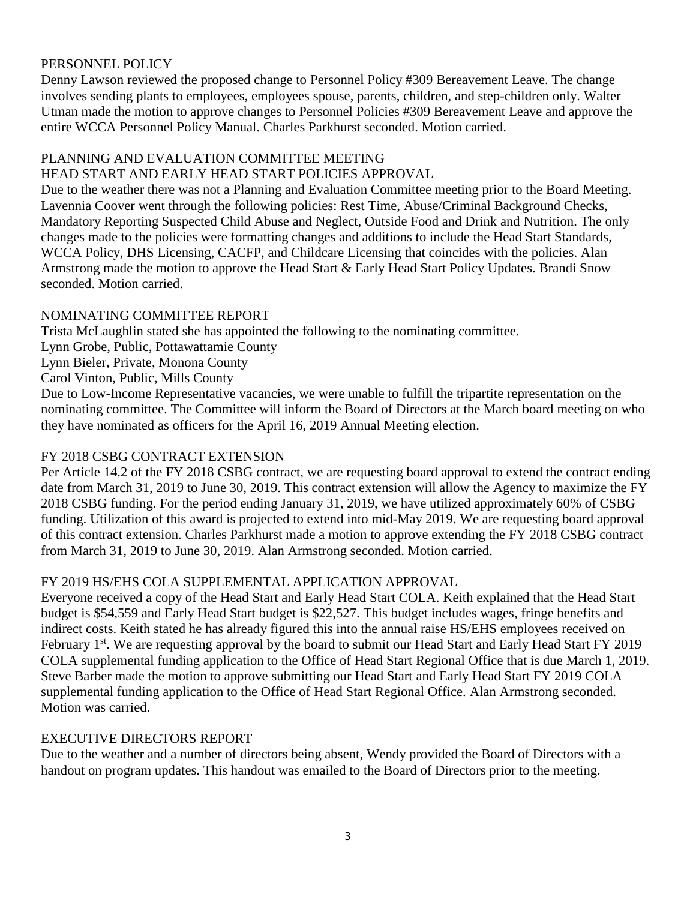PERSONNEL POLICY

Denny Lawson reviewed the proposed change to Personnel Policy #309 Bereavement Leave. The change involves sending plants to employees, employees spouse, parents, children, and step-children only. Walter Utman made the motion to approve changes to Personnel Policies #309 Bereavement Leave and approve the entire WCCA Personnel Policy Manual. Charles Parkhurst seconded. Motion carried.

PLANNING AND EVALUATION COMMITTEE MEETING
HEAD START AND EARLY HEAD START POLICIES APPROVAL

Due to the weather there was not a Planning and Evaluation Committee meeting prior to the Board Meeting. Lavennia Coover went through the following policies: Rest Time, Abuse/Criminal Background Checks, Mandatory Reporting Suspected Child Abuse and Neglect, Outside Food and Drink and Nutrition. The only changes made to the policies were formatting changes and additions to include the Head Start Standards, WCCA Policy, DHS Licensing, CACFP, and Childcare Licensing that coincides with the policies. Alan Armstrong made the motion to approve the Head Start & Early Head Start Policy Updates. Brandi Snow seconded. Motion carried.

NOMINATING COMMITTEE REPORT

Trista McLaughlin stated she has appointed the following to the nominating committee.
Lynn Grobe, Public, Pottawattamie County
Lynn Bieler, Private, Monona County
Carol Vinton, Public, Mills County

Due to Low-Income Representative vacancies, we were unable to fulfill the tripartite representation on the nominating committee. The Committee will inform the Board of Directors at the March board meeting on who they have nominated as officers for the April 16, 2019 Annual Meeting election.

FY 2018 CSBG CONTRACT EXTENSION

Per Article 14.2 of the FY 2018 CSBG contract, we are requesting board approval to extend the contract ending date from March 31, 2019 to June 30, 2019. This contract extension will allow the Agency to maximize the FY 2018 CSBG funding. For the period ending January 31, 2019, we have utilized approximately 60% of CSBG funding. Utilization of this award is projected to extend into mid-May 2019. We are requesting board approval of this contract extension. Charles Parkhurst made a motion to approve extending the FY 2018 CSBG contract from March 31, 2019 to June 30, 2019. Alan Armstrong seconded. Motion carried.

FY 2019 HS/EHS COLA SUPPLEMENTAL APPLICATION APPROVAL

Everyone received a copy of the Head Start and Early Head Start COLA. Keith explained that the Head Start budget is $54,559 and Early Head Start budget is $22,527. This budget includes wages, fringe benefits and indirect costs. Keith stated he has already figured this into the annual raise HS/EHS employees received on February 1st. We are requesting approval by the board to submit our Head Start and Early Head Start FY 2019 COLA supplemental funding application to the Office of Head Start Regional Office that is due March 1, 2019. Steve Barber made the motion to approve submitting our Head Start and Early Head Start FY 2019 COLA supplemental funding application to the Office of Head Start Regional Office. Alan Armstrong seconded. Motion was carried.

EXECUTIVE DIRECTORS REPORT

Due to the weather and a number of directors being absent, Wendy provided the Board of Directors with a handout on program updates. This handout was emailed to the Board of Directors prior to the meeting.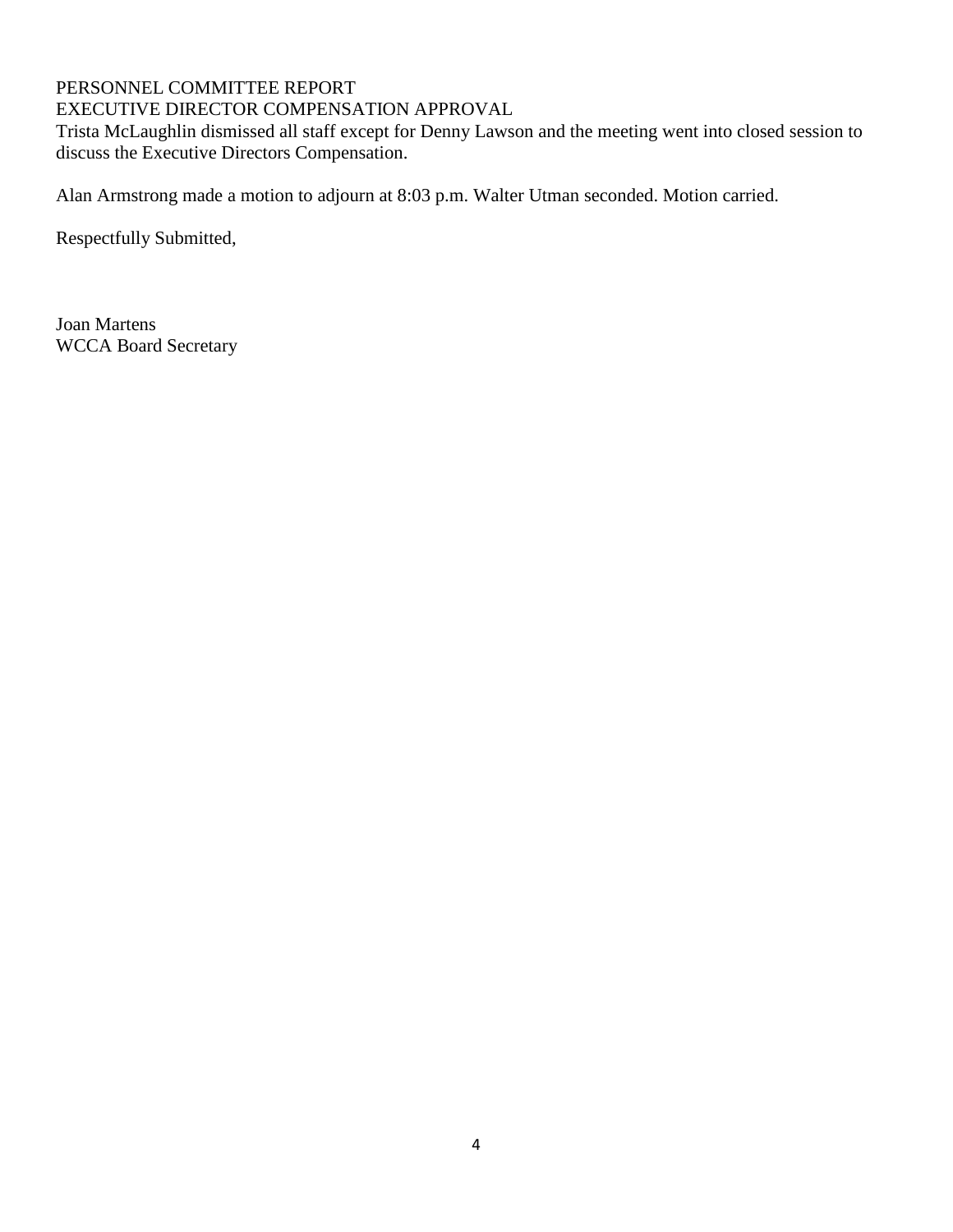PERSONNEL COMMITTEE REPORT

EXECUTIVE DIRECTOR COMPENSATION APPROVAL

Trista McLaughlin dismissed all staff except for Denny Lawson and the meeting went into closed session to discuss the Executive Directors Compensation.

Alan Armstrong made a motion to adjourn at 8:03 p.m. Walter Utman seconded. Motion carried.

Respectfully Submitted,

Joan Martens
WCCA Board Secretary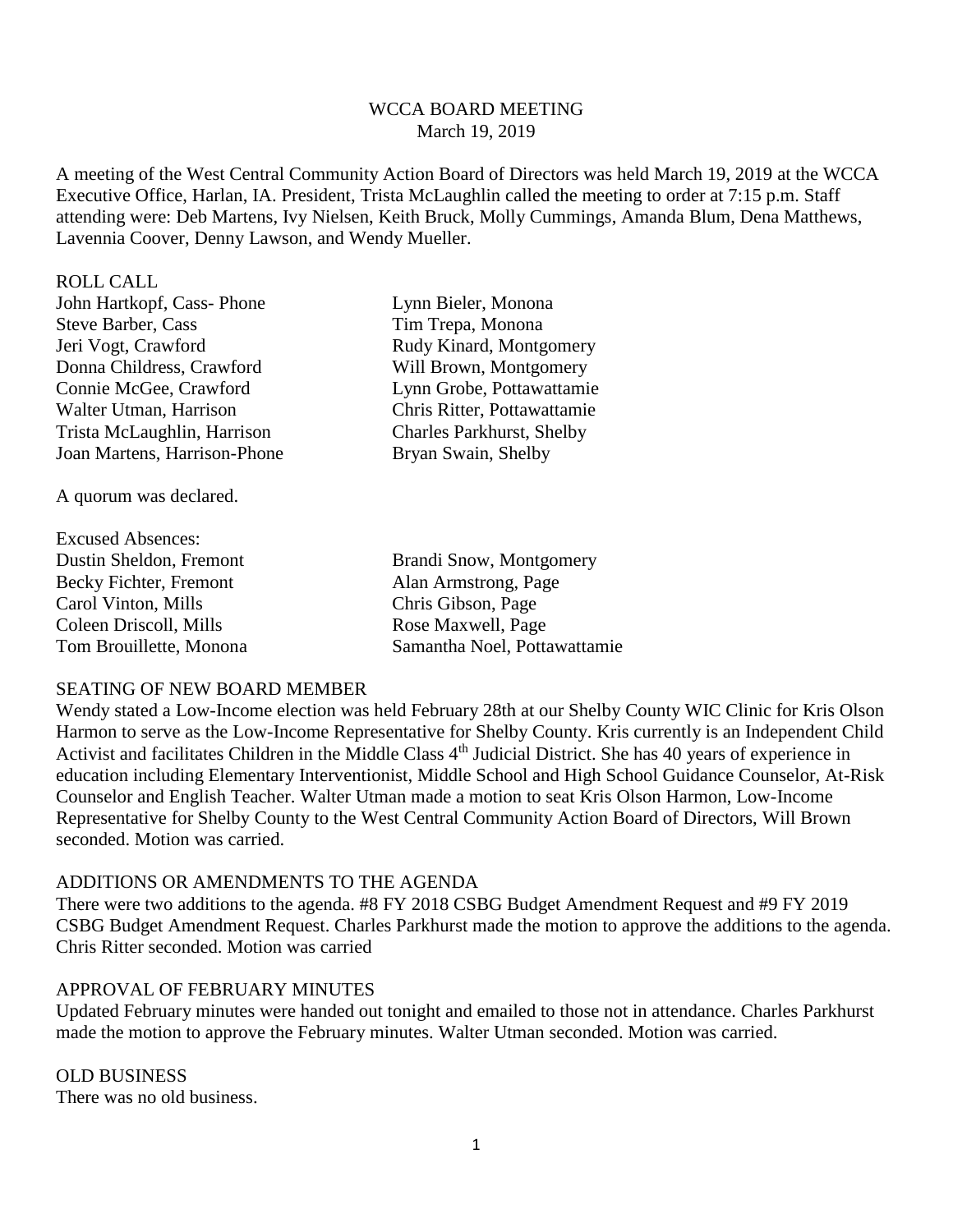WCCA BOARD MEETING
March 19, 2019

A meeting of the West Central Community Action Board of Directors was held March 19, 2019 at the WCCA Executive Office, Harlan, IA. President, Trista McLaughlin called the meeting to order at 7:15 p.m. Staff attending were: Deb Martens, Ivy Nielsen, Keith Bruck, Molly Cummings, Amanda Blum, Dena Matthews, Lavennia Coover, Denny Lawson, and Wendy Mueller.

ROLL CALL

John Hartkopf, Cass- Phone
Steve Barber, Cass
Jeri Vogt, Crawford
Donna Childress, Crawford
Connie McGee, Crawford
Walter Utman, Harrison
Trista McLaughlin, Harrison
Joan Martens, Harrison-Phone
Lynn Bieler, Monona
Tim Trepa, Monona
Rudy Kinard, Montgomery
Will Brown, Montgomery
Lynn Grobe, Pottawattamie
Chris Ritter, Pottawattamie
Charles Parkhurst, Shelby
Bryan Swain, Shelby

A quorum was declared.

Excused Absences:

Dustin Sheldon, Fremont
Becky Fichter, Fremont
Carol Vinton, Mills
Coleen Driscoll, Mills
Tom Brouillette, Monona
Brandi Snow, Montgomery
Alan Armstrong, Page
Chris Gibson, Page
Rose Maxwell, Page
Samantha Noel, Pottawattamie

SEATING OF NEW BOARD MEMBER

Wendy stated a Low-Income election was held February 28th at our Shelby County WIC Clinic for Kris Olson Harmon to serve as the Low-Income Representative for Shelby County. Kris currently is an Independent Child Activist and facilitates Children in the Middle Class 4th Judicial District. She has 40 years of experience in education including Elementary Interventionist, Middle School and High School Guidance Counselor, At-Risk Counselor and English Teacher. Walter Utman made a motion to seat Kris Olson Harmon, Low-Income Representative for Shelby County to the West Central Community Action Board of Directors, Will Brown seconded. Motion was carried.

ADDITIONS OR AMENDMENTS TO THE AGENDA

There were two additions to the agenda. #8 FY 2018 CSBG Budget Amendment Request and #9 FY 2019 CSBG Budget Amendment Request. Charles Parkhurst made the motion to approve the additions to the agenda. Chris Ritter seconded. Motion was carried

APPROVAL OF FEBRUARY MINUTES

Updated February minutes were handed out tonight and emailed to those not in attendance. Charles Parkhurst made the motion to approve the February minutes. Walter Utman seconded. Motion was carried.

OLD BUSINESS

There was no old business.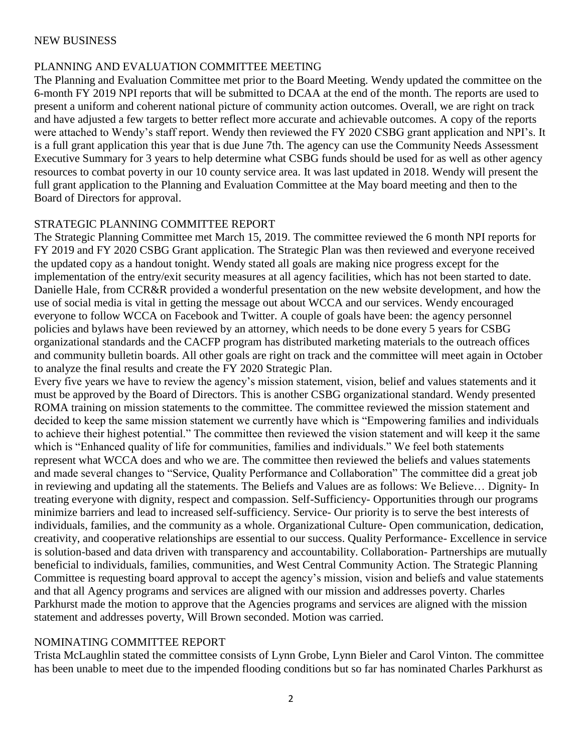NEW BUSINESS

PLANNING AND EVALUATION COMMITTEE MEETING

The Planning and Evaluation Committee met prior to the Board Meeting. Wendy updated the committee on the 6-month FY 2019 NPI reports that will be submitted to DCAA at the end of the month. The reports are used to present a uniform and coherent national picture of community action outcomes. Overall, we are right on track and have adjusted a few targets to better reflect more accurate and achievable outcomes. A copy of the reports were attached to Wendy's staff report. Wendy then reviewed the FY 2020 CSBG grant application and NPI's. It is a full grant application this year that is due June 7th. The agency can use the Community Needs Assessment Executive Summary for 3 years to help determine what CSBG funds should be used for as well as other agency resources to combat poverty in our 10 county service area. It was last updated in 2018. Wendy will present the full grant application to the Planning and Evaluation Committee at the May board meeting and then to the Board of Directors for approval.

STRATEGIC PLANNING COMMITTEE REPORT

The Strategic Planning Committee met March 15, 2019. The committee reviewed the 6 month NPI reports for FY 2019 and FY 2020 CSBG Grant application. The Strategic Plan was then reviewed and everyone received the updated copy as a handout tonight. Wendy stated all goals are making nice progress except for the implementation of the entry/exit security measures at all agency facilities, which has not been started to date. Danielle Hale, from CCR&R provided a wonderful presentation on the new website development, and how the use of social media is vital in getting the message out about WCCA and our services. Wendy encouraged everyone to follow WCCA on Facebook and Twitter. A couple of goals have been: the agency personnel policies and bylaws have been reviewed by an attorney, which needs to be done every 5 years for CSBG organizational standards and the CACFP program has distributed marketing materials to the outreach offices and community bulletin boards. All other goals are right on track and the committee will meet again in October to analyze the final results and create the FY 2020 Strategic Plan.

Every five years we have to review the agency's mission statement, vision, belief and values statements and it must be approved by the Board of Directors. This is another CSBG organizational standard. Wendy presented ROMA training on mission statements to the committee. The committee reviewed the mission statement and decided to keep the same mission statement we currently have which is "Empowering families and individuals to achieve their highest potential." The committee then reviewed the vision statement and will keep it the same which is "Enhanced quality of life for communities, families and individuals." We feel both statements represent what WCCA does and who we are. The committee then reviewed the beliefs and values statements and made several changes to "Service, Quality Performance and Collaboration" The committee did a great job in reviewing and updating all the statements. The Beliefs and Values are as follows: We Believe… Dignity- In treating everyone with dignity, respect and compassion. Self-Sufficiency- Opportunities through our programs minimize barriers and lead to increased self-sufficiency. Service- Our priority is to serve the best interests of individuals, families, and the community as a whole. Organizational Culture- Open communication, dedication, creativity, and cooperative relationships are essential to our success. Quality Performance- Excellence in service is solution-based and data driven with transparency and accountability. Collaboration- Partnerships are mutually beneficial to individuals, families, communities, and West Central Community Action. The Strategic Planning Committee is requesting board approval to accept the agency's mission, vision and beliefs and value statements and that all Agency programs and services are aligned with our mission and addresses poverty. Charles Parkhurst made the motion to approve that the Agencies programs and services are aligned with the mission statement and addresses poverty, Will Brown seconded. Motion was carried.

NOMINATING COMMITTEE REPORT

Trista McLaughlin stated the committee consists of Lynn Grobe, Lynn Bieler and Carol Vinton. The committee has been unable to meet due to the impended flooding conditions but so far has nominated Charles Parkhurst as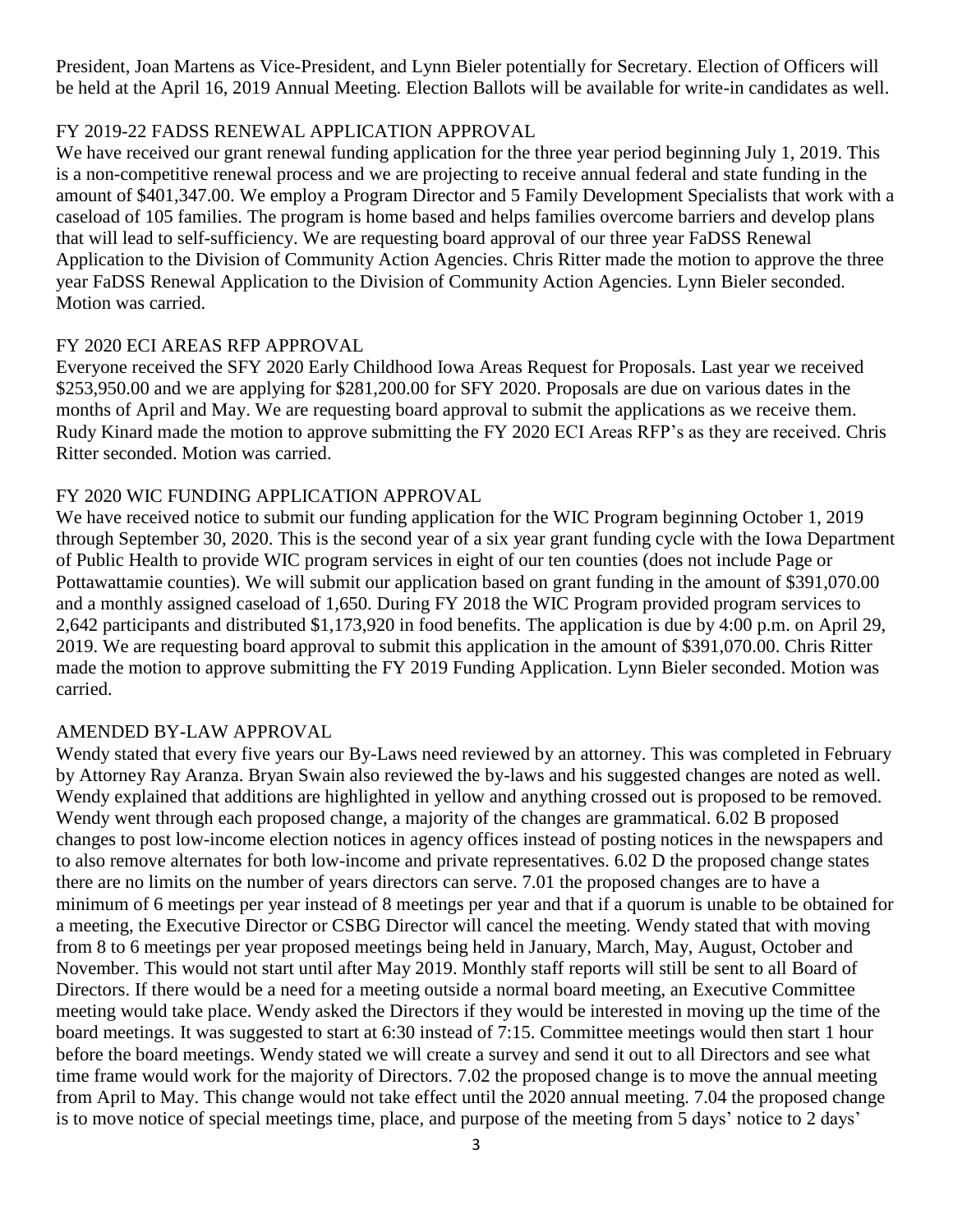President, Joan Martens as Vice-President, and Lynn Bieler potentially for Secretary. Election of Officers will be held at the April 16, 2019 Annual Meeting. Election Ballots will be available for write-in candidates as well.

## FY 2019-22 FADSS RENEWAL APPLICATION APPROVAL

We have received our grant renewal funding application for the three year period beginning July 1, 2019. This is a non-competitive renewal process and we are projecting to receive annual federal and state funding in the amount of $401,347.00. We employ a Program Director and 5 Family Development Specialists that work with a caseload of 105 families. The program is home based and helps families overcome barriers and develop plans that will lead to self-sufficiency. We are requesting board approval of our three year FaDSS Renewal Application to the Division of Community Action Agencies. Chris Ritter made the motion to approve the three year FaDSS Renewal Application to the Division of Community Action Agencies. Lynn Bieler seconded. Motion was carried.

## FY 2020 ECI AREAS RFP APPROVAL

Everyone received the SFY 2020 Early Childhood Iowa Areas Request for Proposals. Last year we received $253,950.00 and we are applying for $281,200.00 for SFY 2020. Proposals are due on various dates in the months of April and May. We are requesting board approval to submit the applications as we receive them. Rudy Kinard made the motion to approve submitting the FY 2020 ECI Areas RFP's as they are received. Chris Ritter seconded. Motion was carried.

## FY 2020 WIC FUNDING APPLICATION APPROVAL

We have received notice to submit our funding application for the WIC Program beginning October 1, 2019 through September 30, 2020. This is the second year of a six year grant funding cycle with the Iowa Department of Public Health to provide WIC program services in eight of our ten counties (does not include Page or Pottawattamie counties). We will submit our application based on grant funding in the amount of $391,070.00 and a monthly assigned caseload of 1,650. During FY 2018 the WIC Program provided program services to 2,642 participants and distributed $1,173,920 in food benefits. The application is due by 4:00 p.m. on April 29, 2019. We are requesting board approval to submit this application in the amount of $391,070.00. Chris Ritter made the motion to approve submitting the FY 2019 Funding Application. Lynn Bieler seconded. Motion was carried.

## AMENDED BY-LAW APPROVAL

Wendy stated that every five years our By-Laws need reviewed by an attorney. This was completed in February by Attorney Ray Aranza. Bryan Swain also reviewed the by-laws and his suggested changes are noted as well. Wendy explained that additions are highlighted in yellow and anything crossed out is proposed to be removed. Wendy went through each proposed change, a majority of the changes are grammatical. 6.02 B proposed changes to post low-income election notices in agency offices instead of posting notices in the newspapers and to also remove alternates for both low-income and private representatives. 6.02 D the proposed change states there are no limits on the number of years directors can serve. 7.01 the proposed changes are to have a minimum of 6 meetings per year instead of 8 meetings per year and that if a quorum is unable to be obtained for a meeting, the Executive Director or CSBG Director will cancel the meeting. Wendy stated that with moving from 8 to 6 meetings per year proposed meetings being held in January, March, May, August, October and November. This would not start until after May 2019. Monthly staff reports will still be sent to all Board of Directors. If there would be a need for a meeting outside a normal board meeting, an Executive Committee meeting would take place. Wendy asked the Directors if they would be interested in moving up the time of the board meetings. It was suggested to start at 6:30 instead of 7:15. Committee meetings would then start 1 hour before the board meetings. Wendy stated we will create a survey and send it out to all Directors and see what time frame would work for the majority of Directors. 7.02 the proposed change is to move the annual meeting from April to May. This change would not take effect until the 2020 annual meeting. 7.04 the proposed change is to move notice of special meetings time, place, and purpose of the meeting from 5 days' notice to 2 days'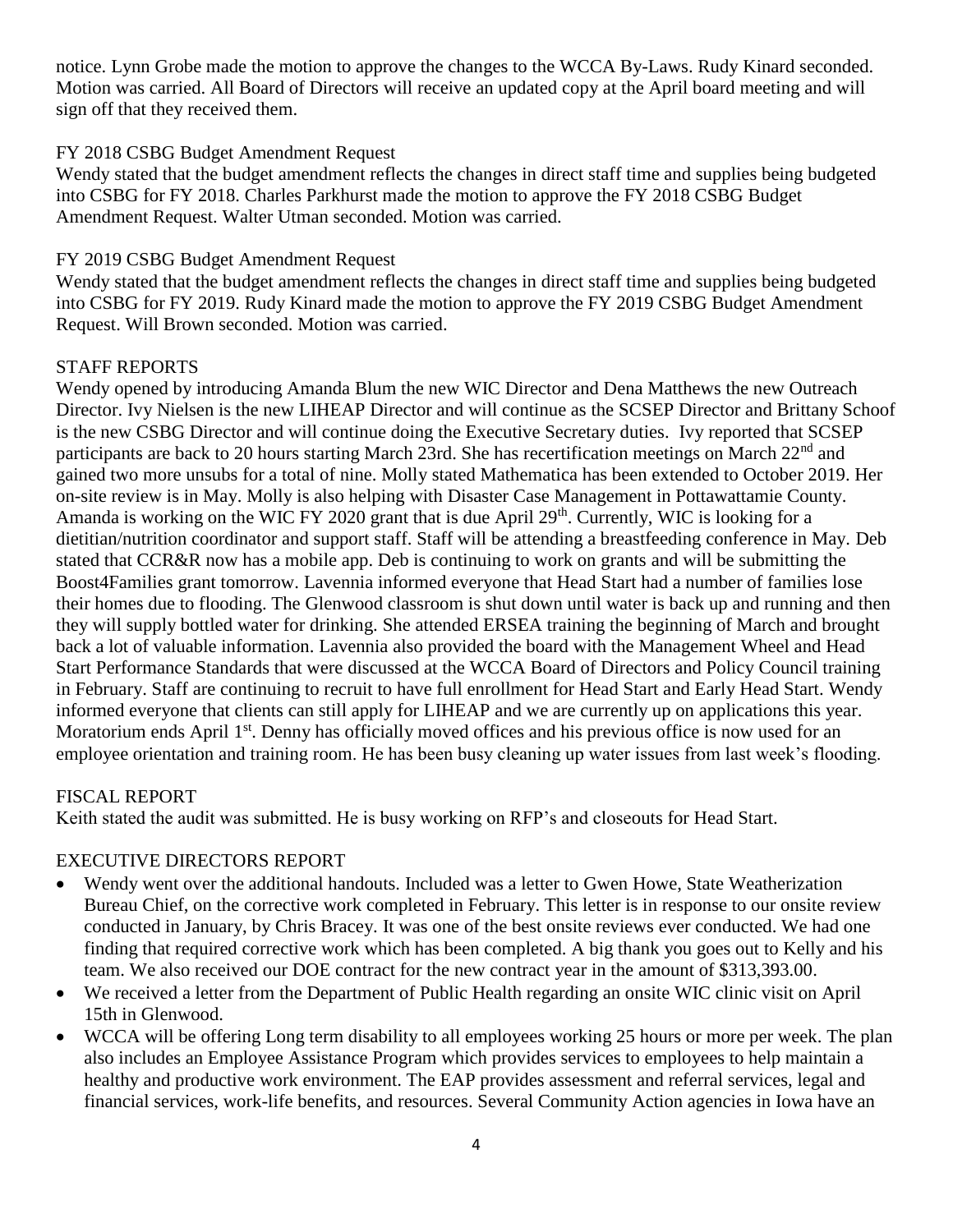notice. Lynn Grobe made the motion to approve the changes to the WCCA By-Laws. Rudy Kinard seconded. Motion was carried. All Board of Directors will receive an updated copy at the April board meeting and will sign off that they received them.

FY 2018 CSBG Budget Amendment Request

Wendy stated that the budget amendment reflects the changes in direct staff time and supplies being budgeted into CSBG for FY 2018. Charles Parkhurst made the motion to approve the FY 2018 CSBG Budget Amendment Request. Walter Utman seconded. Motion was carried.

FY 2019 CSBG Budget Amendment Request

Wendy stated that the budget amendment reflects the changes in direct staff time and supplies being budgeted into CSBG for FY 2019. Rudy Kinard made the motion to approve the FY 2019 CSBG Budget Amendment Request. Will Brown seconded. Motion was carried.

STAFF REPORTS

Wendy opened by introducing Amanda Blum the new WIC Director and Dena Matthews the new Outreach Director. Ivy Nielsen is the new LIHEAP Director and will continue as the SCSEP Director and Brittany Schoof is the new CSBG Director and will continue doing the Executive Secretary duties. Ivy reported that SCSEP participants are back to 20 hours starting March 23rd. She has recertification meetings on March 22nd and gained two more unsubs for a total of nine. Molly stated Mathematica has been extended to October 2019. Her on-site review is in May. Molly is also helping with Disaster Case Management in Pottawattamie County. Amanda is working on the WIC FY 2020 grant that is due April 29th. Currently, WIC is looking for a dietitian/nutrition coordinator and support staff. Staff will be attending a breastfeeding conference in May. Deb stated that CCR&R now has a mobile app. Deb is continuing to work on grants and will be submitting the Boost4Families grant tomorrow. Lavennia informed everyone that Head Start had a number of families lose their homes due to flooding. The Glenwood classroom is shut down until water is back up and running and then they will supply bottled water for drinking. She attended ERSEA training the beginning of March and brought back a lot of valuable information. Lavennia also provided the board with the Management Wheel and Head Start Performance Standards that were discussed at the WCCA Board of Directors and Policy Council training in February. Staff are continuing to recruit to have full enrollment for Head Start and Early Head Start. Wendy informed everyone that clients can still apply for LIHEAP and we are currently up on applications this year. Moratorium ends April 1st. Denny has officially moved offices and his previous office is now used for an employee orientation and training room. He has been busy cleaning up water issues from last week's flooding.

FISCAL REPORT

Keith stated the audit was submitted. He is busy working on RFP's and closeouts for Head Start.

EXECUTIVE DIRECTORS REPORT

- Wendy went over the additional handouts. Included was a letter to Gwen Howe, State Weatherization Bureau Chief, on the corrective work completed in February. This letter is in response to our onsite review conducted in January, by Chris Bracey. It was one of the best onsite reviews ever conducted. We had one finding that required corrective work which has been completed. A big thank you goes out to Kelly and his team. We also received our DOE contract for the new contract year in the amount of $313,393.00.
- We received a letter from the Department of Public Health regarding an onsite WIC clinic visit on April 15th in Glenwood.
- WCCA will be offering Long term disability to all employees working 25 hours or more per week. The plan also includes an Employee Assistance Program which provides services to employees to help maintain a healthy and productive work environment. The EAP provides assessment and referral services, legal and financial services, work-life benefits, and resources. Several Community Action agencies in Iowa have an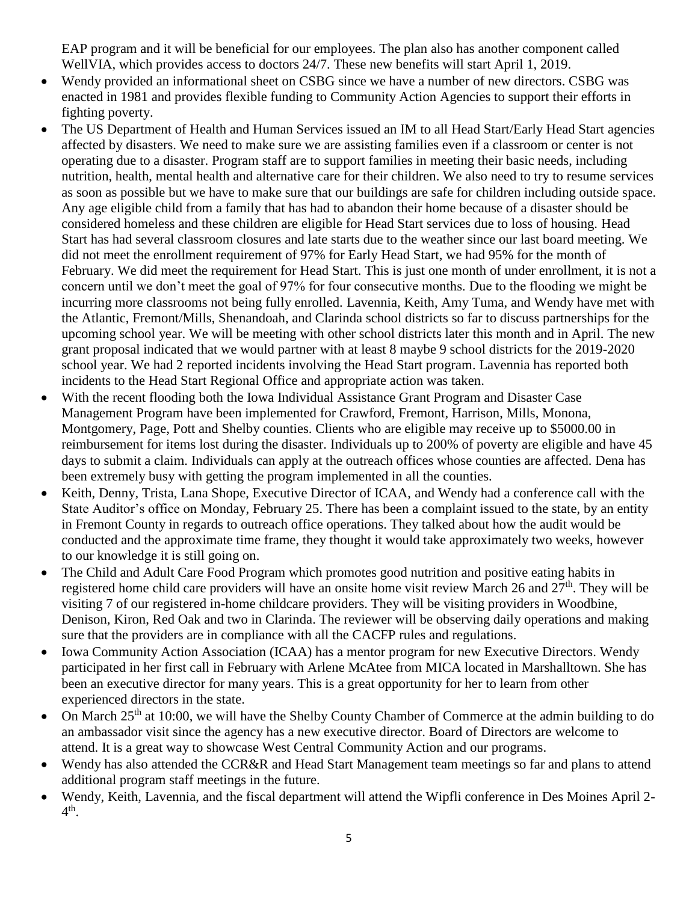EAP program and it will be beneficial for our employees. The plan also has another component called WellVIA, which provides access to doctors 24/7. These new benefits will start April 1, 2019.

- Wendy provided an informational sheet on CSBG since we have a number of new directors. CSBG was enacted in 1981 and provides flexible funding to Community Action Agencies to support their efforts in fighting poverty.
- The US Department of Health and Human Services issued an IM to all Head Start/Early Head Start agencies affected by disasters. We need to make sure we are assisting families even if a classroom or center is not operating due to a disaster. Program staff are to support families in meeting their basic needs, including nutrition, health, mental health and alternative care for their children. We also need to try to resume services as soon as possible but we have to make sure that our buildings are safe for children including outside space. Any age eligible child from a family that has had to abandon their home because of a disaster should be considered homeless and these children are eligible for Head Start services due to loss of housing. Head Start has had several classroom closures and late starts due to the weather since our last board meeting. We did not meet the enrollment requirement of 97% for Early Head Start, we had 95% for the month of February. We did meet the requirement for Head Start. This is just one month of under enrollment, it is not a concern until we don't meet the goal of 97% for four consecutive months. Due to the flooding we might be incurring more classrooms not being fully enrolled. Lavennia, Keith, Amy Tuma, and Wendy have met with the Atlantic, Fremont/Mills, Shenandoah, and Clarinda school districts so far to discuss partnerships for the upcoming school year. We will be meeting with other school districts later this month and in April. The new grant proposal indicated that we would partner with at least 8 maybe 9 school districts for the 2019-2020 school year. We had 2 reported incidents involving the Head Start program. Lavennia has reported both incidents to the Head Start Regional Office and appropriate action was taken.
- With the recent flooding both the Iowa Individual Assistance Grant Program and Disaster Case Management Program have been implemented for Crawford, Fremont, Harrison, Mills, Monona, Montgomery, Page, Pott and Shelby counties. Clients who are eligible may receive up to $5000.00 in reimbursement for items lost during the disaster. Individuals up to 200% of poverty are eligible and have 45 days to submit a claim. Individuals can apply at the outreach offices whose counties are affected. Dena has been extremely busy with getting the program implemented in all the counties.
- Keith, Denny, Trista, Lana Shope, Executive Director of ICAA, and Wendy had a conference call with the State Auditor's office on Monday, February 25. There has been a complaint issued to the state, by an entity in Fremont County in regards to outreach office operations. They talked about how the audit would be conducted and the approximate time frame, they thought it would take approximately two weeks, however to our knowledge it is still going on.
- The Child and Adult Care Food Program which promotes good nutrition and positive eating habits in registered home child care providers will have an onsite home visit review March 26 and 27th. They will be visiting 7 of our registered in-home childcare providers. They will be visiting providers in Woodbine, Denison, Kiron, Red Oak and two in Clarinda. The reviewer will be observing daily operations and making sure that the providers are in compliance with all the CACFP rules and regulations.
- Iowa Community Action Association (ICAA) has a mentor program for new Executive Directors. Wendy participated in her first call in February with Arlene McAtee from MICA located in Marshalltown. She has been an executive director for many years. This is a great opportunity for her to learn from other experienced directors in the state.
- On March 25th at 10:00, we will have the Shelby County Chamber of Commerce at the admin building to do an ambassador visit since the agency has a new executive director. Board of Directors are welcome to attend. It is a great way to showcase West Central Community Action and our programs.
- Wendy has also attended the CCR&R and Head Start Management team meetings so far and plans to attend additional program staff meetings in the future.
- Wendy, Keith, Lavennia, and the fiscal department will attend the Wipfli conference in Des Moines April 2-4th.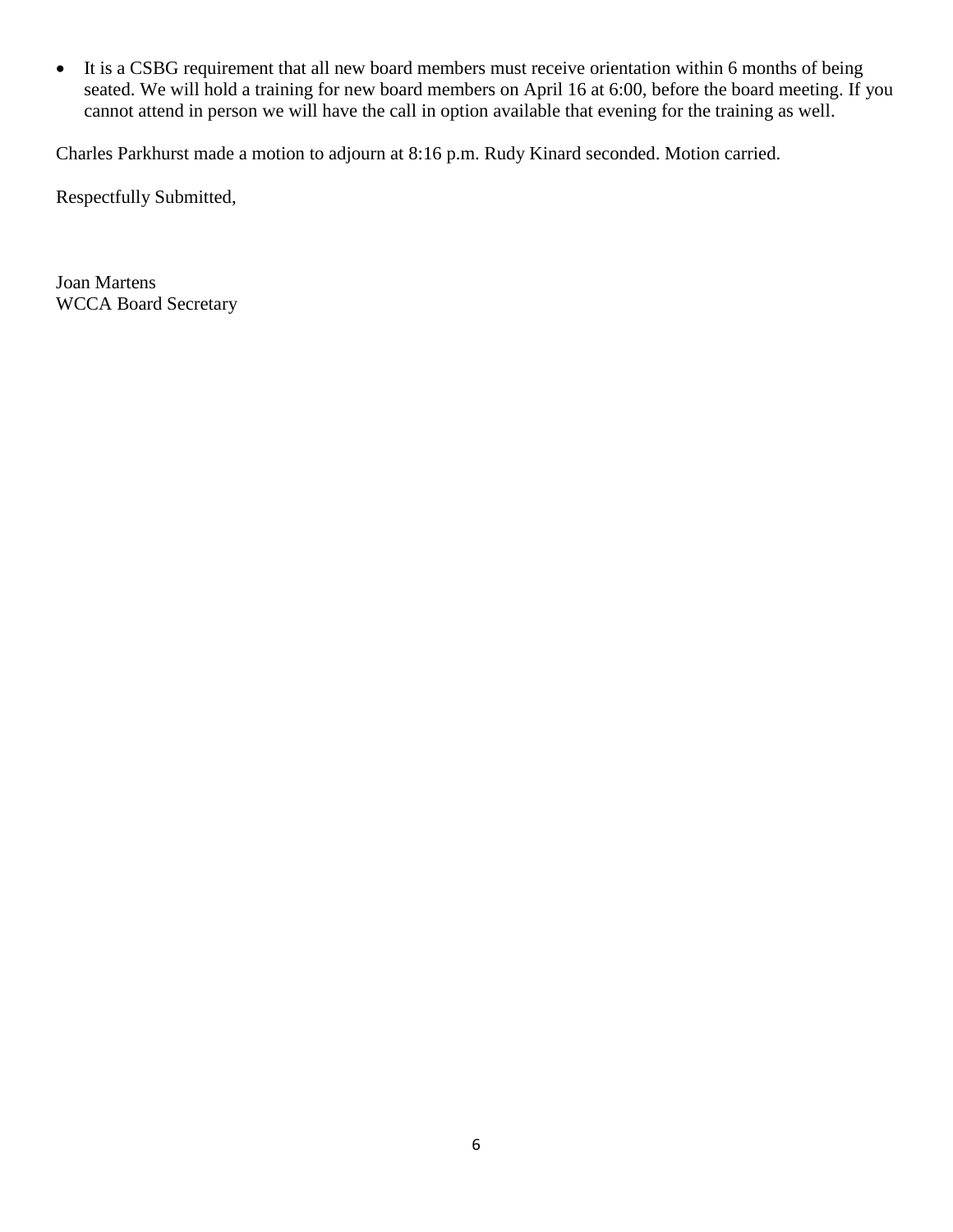- It is a CSBG requirement that all new board members must receive orientation within 6 months of being seated. We will hold a training for new board members on April 16 at 6:00, before the board meeting. If you cannot attend in person we will have the call in option available that evening for the training as well.

Charles Parkhurst made a motion to adjourn at 8:16 p.m. Rudy Kinard seconded. Motion carried.

Respectfully Submitted,

Joan Martens  
WCCA Board Secretary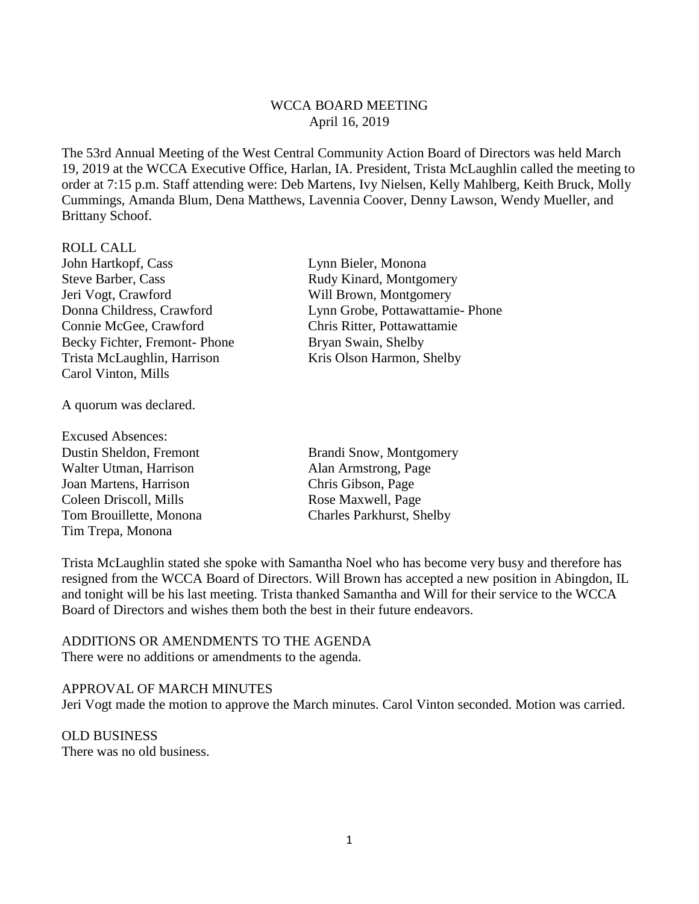WCCA BOARD MEETING
April 16, 2019

The 53rd Annual Meeting of the West Central Community Action Board of Directors was held March 19, 2019 at the WCCA Executive Office, Harlan, IA. President, Trista McLaughlin called the meeting to order at 7:15 p.m. Staff attending were: Deb Martens, Ivy Nielsen, Kelly Mahlberg, Keith Bruck, Molly Cummings, Amanda Blum, Dena Matthews, Lavennia Coover, Denny Lawson, Wendy Mueller, and Brittany Schoof.

ROLL CALL

John Hartkopf, Cass
Steve Barber, Cass
Jeri Vogt, Crawford
Donna Childress, Crawford
Connie McGee, Crawford
Becky Fichter, Fremont- Phone
Trista McLaughlin, Harrison
Carol Vinton, Mills
Lynn Bieler, Monona
Rudy Kinard, Montgomery
Will Brown, Montgomery
Lynn Grobe, Pottawattamie- Phone
Chris Ritter, Pottawattamie
Bryan Swain, Shelby
Kris Olson Harmon, Shelby

A quorum was declared.

Excused Absences:
Dustin Sheldon, Fremont
Walter Utman, Harrison
Joan Martens, Harrison
Coleen Driscoll, Mills
Tom Brouillette, Monona
Tim Trepa, Monona
Brandi Snow, Montgomery
Alan Armstrong, Page
Chris Gibson, Page
Rose Maxwell, Page
Charles Parkhurst, Shelby

Trista McLaughlin stated she spoke with Samantha Noel who has become very busy and therefore has resigned from the WCCA Board of Directors. Will Brown has accepted a new position in Abingdon, IL and tonight will be his last meeting. Trista thanked Samantha and Will for their service to the WCCA Board of Directors and wishes them both the best in their future endeavors.

ADDITIONS OR AMENDMENTS TO THE AGENDA
There were no additions or amendments to the agenda.

APPROVAL OF MARCH MINUTES
Jeri Vogt made the motion to approve the March minutes. Carol Vinton seconded. Motion was carried.

OLD BUSINESS
There was no old business.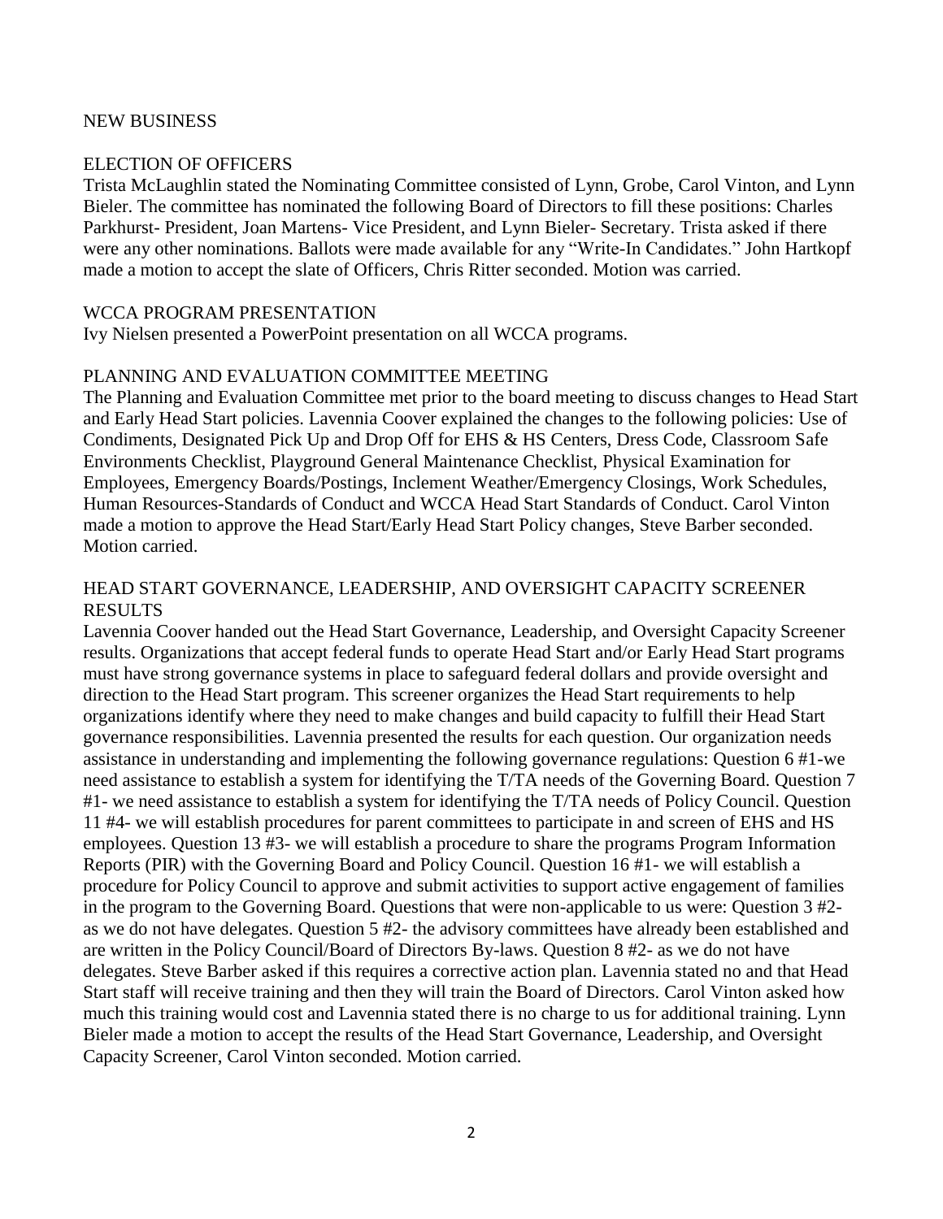## NEW BUSINESS

### ELECTION OF OFFICERS

Trista McLaughlin stated the Nominating Committee consisted of Lynn, Grobe, Carol Vinton, and Lynn Bieler. The committee has nominated the following Board of Directors to fill these positions: Charles Parkhurst- President, Joan Martens- Vice President, and Lynn Bieler- Secretary. Trista asked if there were any other nominations. Ballots were made available for any "Write-In Candidates." John Hartkopf made a motion to accept the slate of Officers, Chris Ritter seconded. Motion was carried.

### WCCA PROGRAM PRESENTATION

Ivy Nielsen presented a PowerPoint presentation on all WCCA programs.

### PLANNING AND EVALUATION COMMITTEE MEETING

The Planning and Evaluation Committee met prior to the board meeting to discuss changes to Head Start and Early Head Start policies. Lavennia Coover explained the changes to the following policies: Use of Condiments, Designated Pick Up and Drop Off for EHS & HS Centers, Dress Code, Classroom Safe Environments Checklist, Playground General Maintenance Checklist, Physical Examination for Employees, Emergency Boards/Postings, Inclement Weather/Emergency Closings, Work Schedules, Human Resources-Standards of Conduct and WCCA Head Start Standards of Conduct. Carol Vinton made a motion to approve the Head Start/Early Head Start Policy changes, Steve Barber seconded. Motion carried.

### HEAD START GOVERNANCE, LEADERSHIP, AND OVERSIGHT CAPACITY SCREENER RESULTS

Lavennia Coover handed out the Head Start Governance, Leadership, and Oversight Capacity Screener results. Organizations that accept federal funds to operate Head Start and/or Early Head Start programs must have strong governance systems in place to safeguard federal dollars and provide oversight and direction to the Head Start program. This screener organizes the Head Start requirements to help organizations identify where they need to make changes and build capacity to fulfill their Head Start governance responsibilities. Lavennia presented the results for each question. Our organization needs assistance in understanding and implementing the following governance regulations: Question 6 #1-we need assistance to establish a system for identifying the T/TA needs of the Governing Board. Question 7 #1- we need assistance to establish a system for identifying the T/TA needs of Policy Council. Question 11 #4- we will establish procedures for parent committees to participate in and screen of EHS and HS employees. Question 13 #3- we will establish a procedure to share the programs Program Information Reports (PIR) with the Governing Board and Policy Council. Question 16 #1- we will establish a procedure for Policy Council to approve and submit activities to support active engagement of families in the program to the Governing Board. Questions that were non-applicable to us were: Question 3 #2- as we do not have delegates. Question 5 #2- the advisory committees have already been established and are written in the Policy Council/Board of Directors By-laws. Question 8 #2- as we do not have delegates. Steve Barber asked if this requires a corrective action plan. Lavennia stated no and that Head Start staff will receive training and then they will train the Board of Directors. Carol Vinton asked how much this training would cost and Lavennia stated there is no charge to us for additional training. Lynn Bieler made a motion to accept the results of the Head Start Governance, Leadership, and Oversight Capacity Screener, Carol Vinton seconded. Motion carried.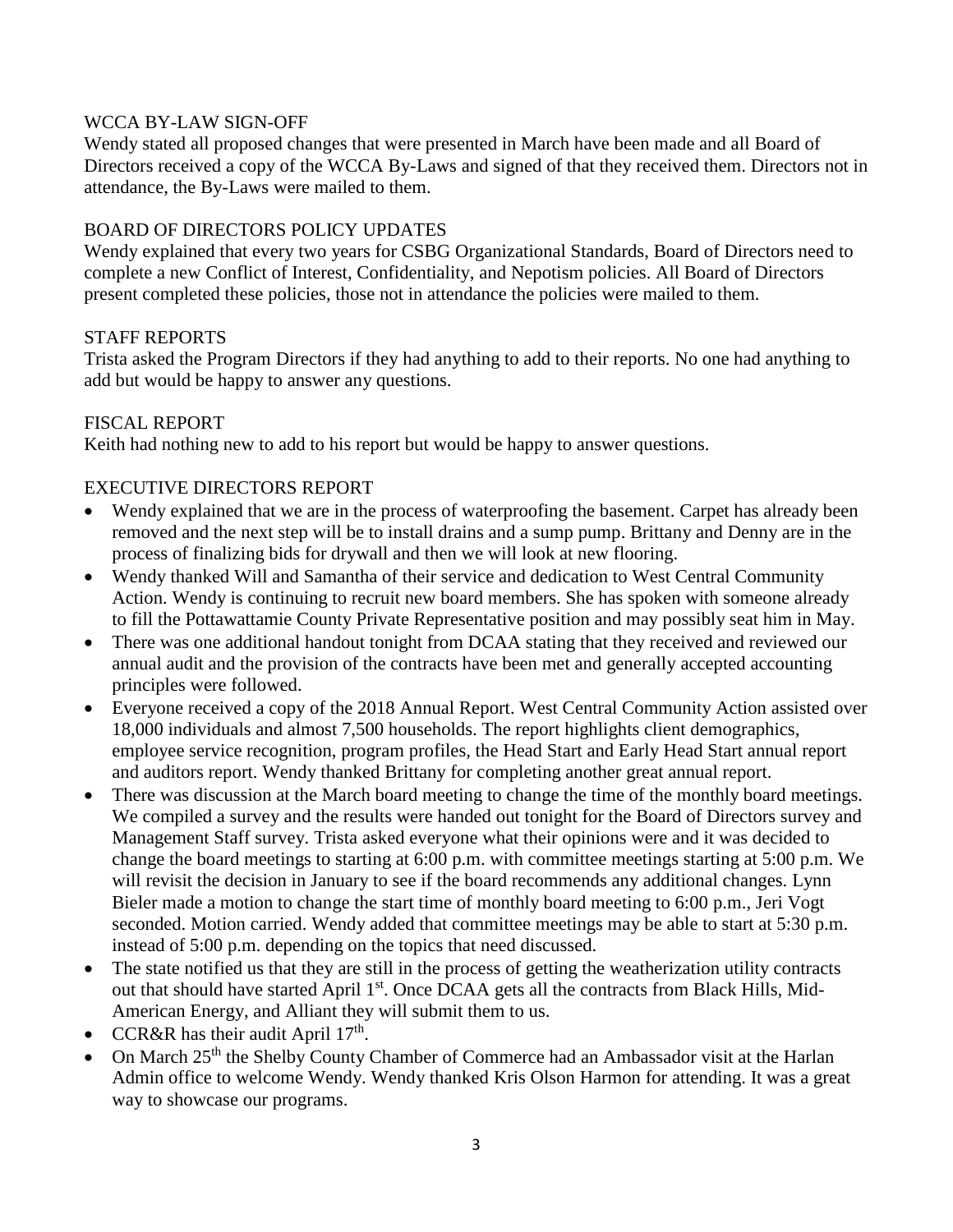WCCA BY-LAW SIGN-OFF

Wendy stated all proposed changes that were presented in March have been made and all Board of Directors received a copy of the WCCA By-Laws and signed of that they received them. Directors not in attendance, the By-Laws were mailed to them.

BOARD OF DIRECTORS POLICY UPDATES

Wendy explained that every two years for CSBG Organizational Standards, Board of Directors need to complete a new Conflict of Interest, Confidentiality, and Nepotism policies. All Board of Directors present completed these policies, those not in attendance the policies were mailed to them.

STAFF REPORTS

Trista asked the Program Directors if they had anything to add to their reports. No one had anything to add but would be happy to answer any questions.

FISCAL REPORT

Keith had nothing new to add to his report but would be happy to answer questions.

EXECUTIVE DIRECTORS REPORT

- Wendy explained that we are in the process of waterproofing the basement. Carpet has already been removed and the next step will be to install drains and a sump pump. Brittany and Denny are in the process of finalizing bids for drywall and then we will look at new flooring.
- Wendy thanked Will and Samantha of their service and dedication to West Central Community Action. Wendy is continuing to recruit new board members. She has spoken with someone already to fill the Pottawattamie County Private Representative position and may possibly seat him in May.
- There was one additional handout tonight from DCAA stating that they received and reviewed our annual audit and the provision of the contracts have been met and generally accepted accounting principles were followed.
- Everyone received a copy of the 2018 Annual Report. West Central Community Action assisted over 18,000 individuals and almost 7,500 households. The report highlights client demographics, employee service recognition, program profiles, the Head Start and Early Head Start annual report and auditors report. Wendy thanked Brittany for completing another great annual report.
- There was discussion at the March board meeting to change the time of the monthly board meetings. We compiled a survey and the results were handed out tonight for the Board of Directors survey and Management Staff survey. Trista asked everyone what their opinions were and it was decided to change the board meetings to starting at 6:00 p.m. with committee meetings starting at 5:00 p.m. We will revisit the decision in January to see if the board recommends any additional changes. Lynn Bieler made a motion to change the start time of monthly board meeting to 6:00 p.m., Jeri Vogt seconded. Motion carried. Wendy added that committee meetings may be able to start at 5:30 p.m. instead of 5:00 p.m. depending on the topics that need discussed.
- The state notified us that they are still in the process of getting the weatherization utility contracts out that should have started April 1st. Once DCAA gets all the contracts from Black Hills, Mid-American Energy, and Alliant they will submit them to us.
- CCR&R has their audit April 17th.
- On March 25th the Shelby County Chamber of Commerce had an Ambassador visit at the Harlan Admin office to welcome Wendy. Wendy thanked Kris Olson Harmon for attending. It was a great way to showcase our programs.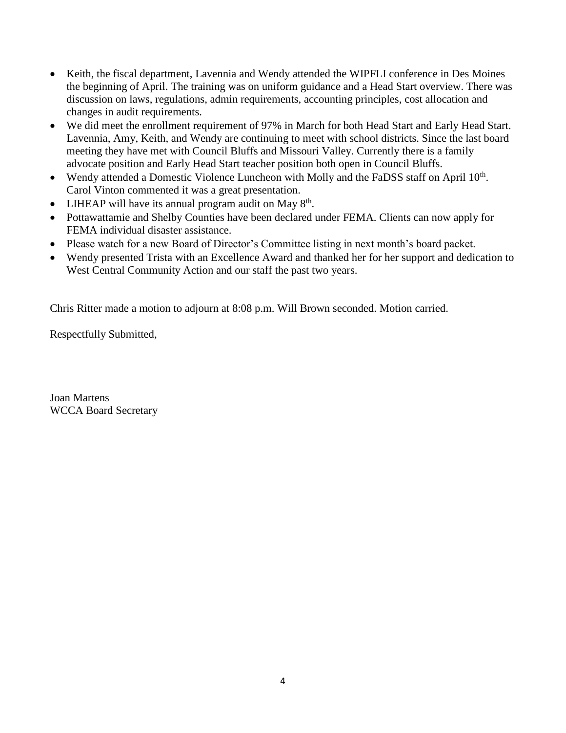- Keith, the fiscal department, Lavennia and Wendy attended the WIPFLI conference in Des Moines the beginning of April. The training was on uniform guidance and a Head Start overview. There was discussion on laws, regulations, admin requirements, accounting principles, cost allocation and changes in audit requirements.
- We did meet the enrollment requirement of 97% in March for both Head Start and Early Head Start. Lavennia, Amy, Keith, and Wendy are continuing to meet with school districts. Since the last board meeting they have met with Council Bluffs and Missouri Valley. Currently there is a family advocate position and Early Head Start teacher position both open in Council Bluffs.
- Wendy attended a Domestic Violence Luncheon with Molly and the FaDSS staff on April 10th. Carol Vinton commented it was a great presentation.
- LIHEAP will have its annual program audit on May 8th.
- Pottawattamie and Shelby Counties have been declared under FEMA. Clients can now apply for FEMA individual disaster assistance.
- Please watch for a new Board of Director's Committee listing in next month's board packet.
- Wendy presented Trista with an Excellence Award and thanked her for her support and dedication to West Central Community Action and our staff the past two years.

Chris Ritter made a motion to adjourn at 8:08 p.m. Will Brown seconded. Motion carried.

Respectfully Submitted,

Joan Martens
WCCA Board Secretary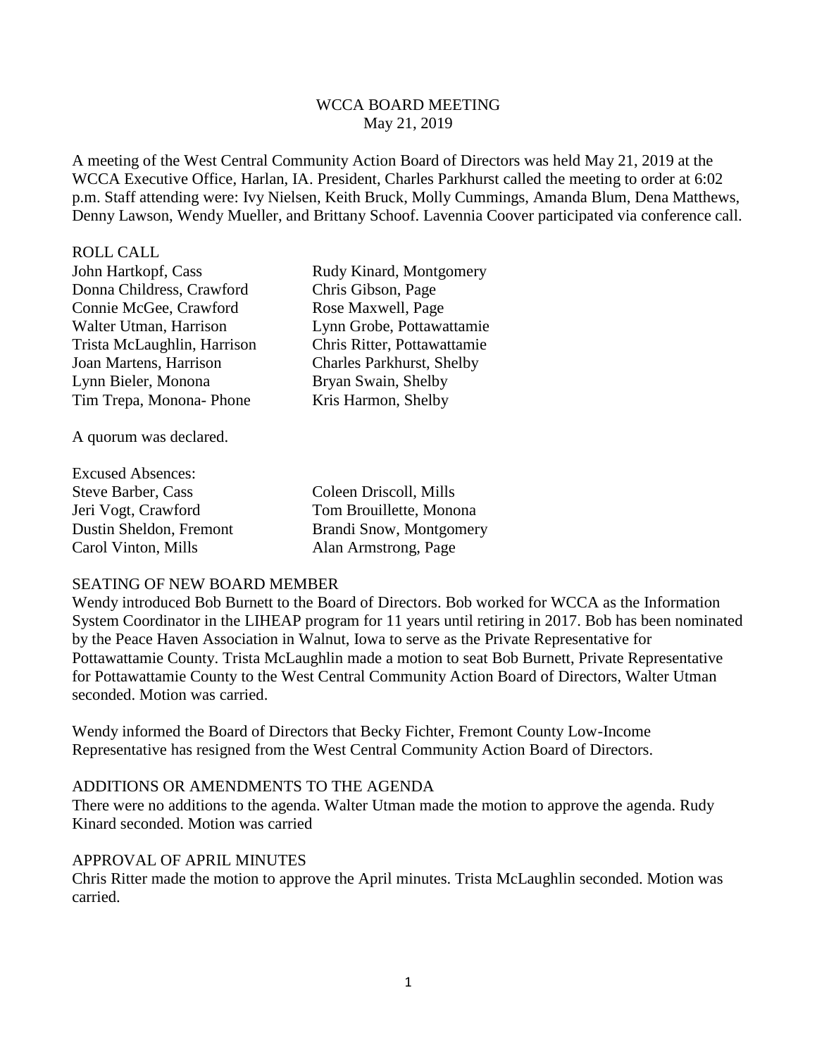# WCCA BOARD MEETING

May 21, 2019

A meeting of the West Central Community Action Board of Directors was held May 21, 2019 at the WCCA Executive Office, Harlan, IA. President, Charles Parkhurst called the meeting to order at 6:02 p.m. Staff attending were: Ivy Nielsen, Keith Bruck, Molly Cummings, Amanda Blum, Dena Matthews, Denny Lawson, Wendy Mueller, and Brittany Schoof. Lavennia Coover participated via conference call.

## ROLL CALL

John Hartkopf, Cass
Donna Childress, Crawford
Connie McGee, Crawford
Walter Utman, Harrison
Trista McLaughlin, Harrison
Joan Martens, Harrison
Lynn Bieler, Monona
Tim Trepa, Monona- Phone
Rudy Kinard, Montgomery
Chris Gibson, Page
Rose Maxwell, Page
Lynn Grobe, Pottawattamie
Chris Ritter, Pottawattamie
Charles Parkhurst, Shelby
Bryan Swain, Shelby
Kris Harmon, Shelby

A quorum was declared.

Excused Absences:
Steve Barber, Cass
Jeri Vogt, Crawford
Dustin Sheldon, Fremont
Carol Vinton, Mills
Coleen Driscoll, Mills
Tom Brouillette, Monona
Brandi Snow, Montgomery
Alan Armstrong, Page

## SEATING OF NEW BOARD MEMBER

Wendy introduced Bob Burnett to the Board of Directors. Bob worked for WCCA as the Information System Coordinator in the LIHEAP program for 11 years until retiring in 2017. Bob has been nominated by the Peace Haven Association in Walnut, Iowa to serve as the Private Representative for Pottawattamie County. Trista McLaughlin made a motion to seat Bob Burnett, Private Representative for Pottawattamie County to the West Central Community Action Board of Directors, Walter Utman seconded. Motion was carried.

Wendy informed the Board of Directors that Becky Fichter, Fremont County Low-Income Representative has resigned from the West Central Community Action Board of Directors.

## ADDITIONS OR AMENDMENTS TO THE AGENDA

There were no additions to the agenda. Walter Utman made the motion to approve the agenda. Rudy Kinard seconded. Motion was carried

## APPROVAL OF APRIL MINUTES

Chris Ritter made the motion to approve the April minutes. Trista McLaughlin seconded. Motion was carried.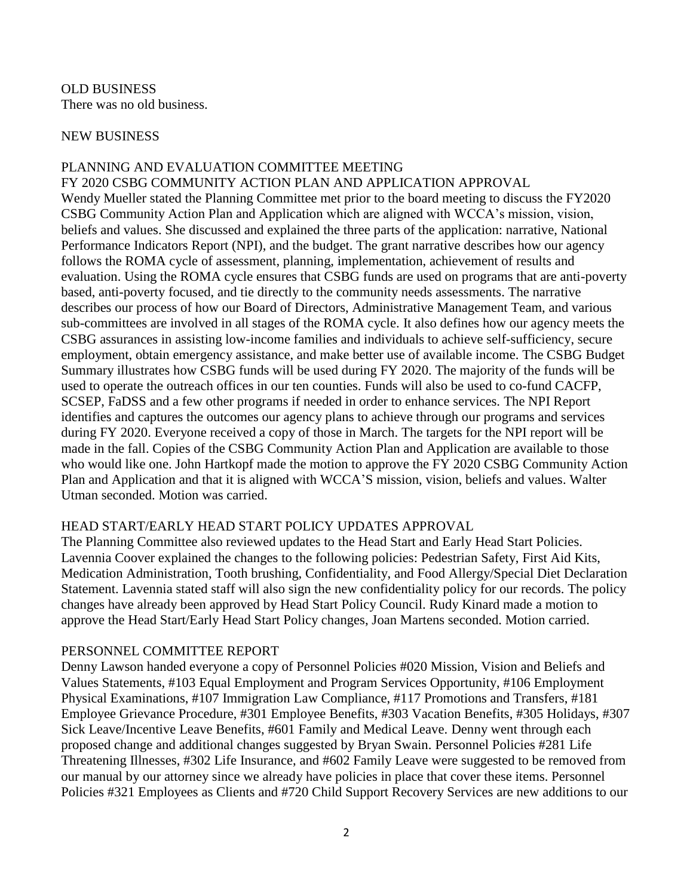## OLD BUSINESS

There was no old business.

## NEW BUSINESS

### PLANNING AND EVALUATION COMMITTEE MEETING

### FY 2020 CSBG COMMUNITY ACTION PLAN AND APPLICATION APPROVAL

Wendy Mueller stated the Planning Committee met prior to the board meeting to discuss the FY2020 CSBG Community Action Plan and Application which are aligned with WCCA's mission, vision, beliefs and values. She discussed and explained the three parts of the application: narrative, National Performance Indicators Report (NPI), and the budget. The grant narrative describes how our agency follows the ROMA cycle of assessment, planning, implementation, achievement of results and evaluation. Using the ROMA cycle ensures that CSBG funds are used on programs that are anti-poverty based, anti-poverty focused, and tie directly to the community needs assessments. The narrative describes our process of how our Board of Directors, Administrative Management Team, and various sub-committees are involved in all stages of the ROMA cycle. It also defines how our agency meets the CSBG assurances in assisting low-income families and individuals to achieve self-sufficiency, secure employment, obtain emergency assistance, and make better use of available income. The CSBG Budget Summary illustrates how CSBG funds will be used during FY 2020. The majority of the funds will be used to operate the outreach offices in our ten counties. Funds will also be used to co-fund CACFP, SCSEP, FaDSS and a few other programs if needed in order to enhance services. The NPI Report identifies and captures the outcomes our agency plans to achieve through our programs and services during FY 2020. Everyone received a copy of those in March. The targets for the NPI report will be made in the fall. Copies of the CSBG Community Action Plan and Application are available to those who would like one. John Hartkopf made the motion to approve the FY 2020 CSBG Community Action Plan and Application and that it is aligned with WCCA'S mission, vision, beliefs and values. Walter Utman seconded. Motion was carried.

### HEAD START/EARLY HEAD START POLICY UPDATES APPROVAL

The Planning Committee also reviewed updates to the Head Start and Early Head Start Policies. Lavennia Coover explained the changes to the following policies: Pedestrian Safety, First Aid Kits, Medication Administration, Tooth brushing, Confidentiality, and Food Allergy/Special Diet Declaration Statement. Lavennia stated staff will also sign the new confidentiality policy for our records. The policy changes have already been approved by Head Start Policy Council. Rudy Kinard made a motion to approve the Head Start/Early Head Start Policy changes, Joan Martens seconded. Motion carried.

### PERSONNEL COMMITTEE REPORT

Denny Lawson handed everyone a copy of Personnel Policies #020 Mission, Vision and Beliefs and Values Statements, #103 Equal Employment and Program Services Opportunity, #106 Employment Physical Examinations, #107 Immigration Law Compliance, #117 Promotions and Transfers, #181 Employee Grievance Procedure, #301 Employee Benefits, #303 Vacation Benefits, #305 Holidays, #307 Sick Leave/Incentive Leave Benefits, #601 Family and Medical Leave. Denny went through each proposed change and additional changes suggested by Bryan Swain. Personnel Policies #281 Life Threatening Illnesses, #302 Life Insurance, and #602 Family Leave were suggested to be removed from our manual by our attorney since we already have policies in place that cover these items. Personnel Policies #321 Employees as Clients and #720 Child Support Recovery Services are new additions to our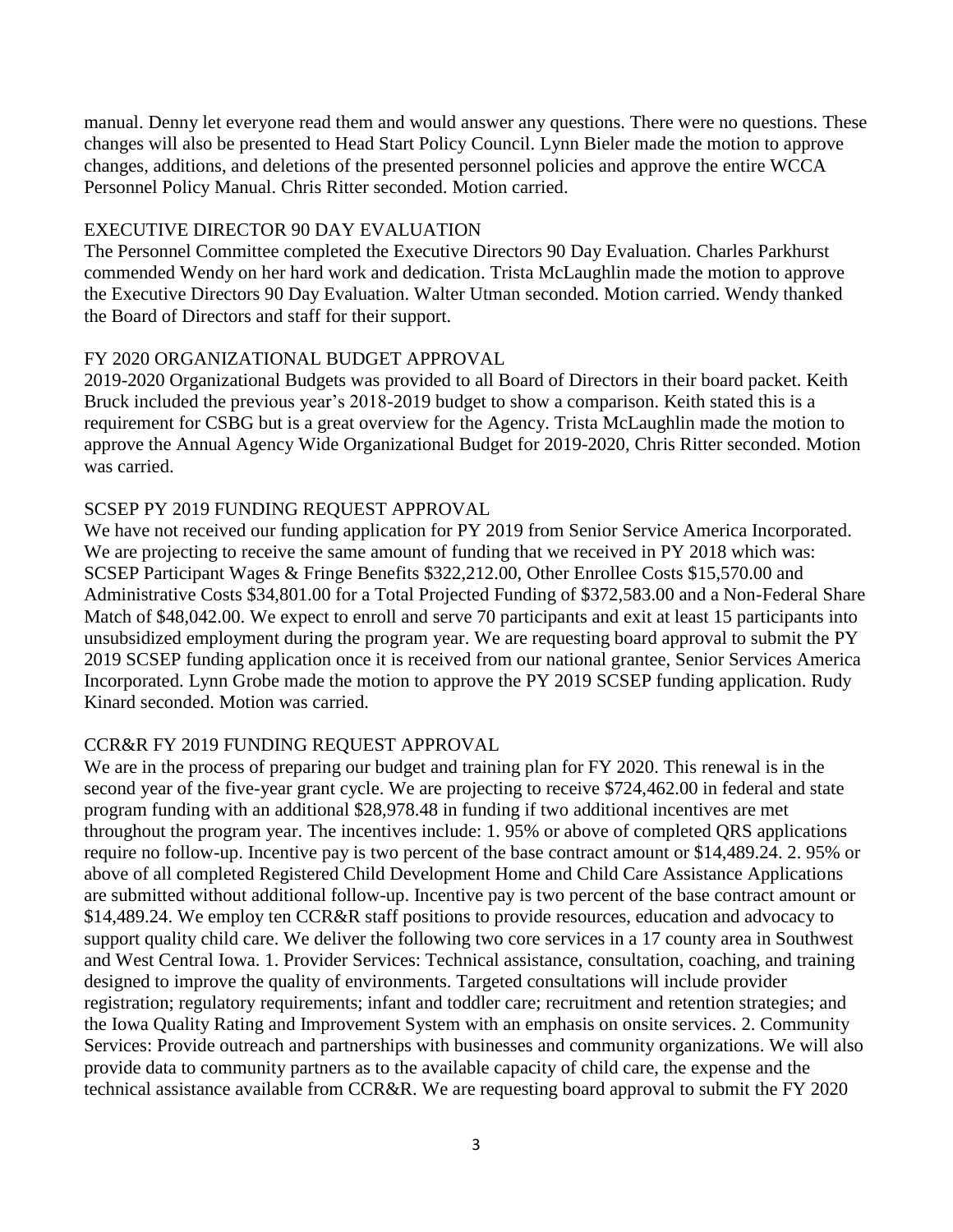manual. Denny let everyone read them and would answer any questions. There were no questions. These changes will also be presented to Head Start Policy Council. Lynn Bieler made the motion to approve changes, additions, and deletions of the presented personnel policies and approve the entire WCCA Personnel Policy Manual. Chris Ritter seconded. Motion carried.

EXECUTIVE DIRECTOR 90 DAY EVALUATION

The Personnel Committee completed the Executive Directors 90 Day Evaluation. Charles Parkhurst commended Wendy on her hard work and dedication. Trista McLaughlin made the motion to approve the Executive Directors 90 Day Evaluation. Walter Utman seconded. Motion carried. Wendy thanked the Board of Directors and staff for their support.

FY 2020 ORGANIZATIONAL BUDGET APPROVAL

2019-2020 Organizational Budgets was provided to all Board of Directors in their board packet. Keith Bruck included the previous year's 2018-2019 budget to show a comparison. Keith stated this is a requirement for CSBG but is a great overview for the Agency. Trista McLaughlin made the motion to approve the Annual Agency Wide Organizational Budget for 2019-2020, Chris Ritter seconded. Motion was carried.

SCSEP PY 2019 FUNDING REQUEST APPROVAL

We have not received our funding application for PY 2019 from Senior Service America Incorporated. We are projecting to receive the same amount of funding that we received in PY 2018 which was: SCSEP Participant Wages & Fringe Benefits $322,212.00, Other Enrollee Costs $15,570.00 and Administrative Costs $34,801.00 for a Total Projected Funding of $372,583.00 and a Non-Federal Share Match of $48,042.00. We expect to enroll and serve 70 participants and exit at least 15 participants into unsubsidized employment during the program year. We are requesting board approval to submit the PY 2019 SCSEP funding application once it is received from our national grantee, Senior Services America Incorporated. Lynn Grobe made the motion to approve the PY 2019 SCSEP funding application. Rudy Kinard seconded. Motion was carried.

CCR&R FY 2019 FUNDING REQUEST APPROVAL

We are in the process of preparing our budget and training plan for FY 2020. This renewal is in the second year of the five-year grant cycle. We are projecting to receive $724,462.00 in federal and state program funding with an additional $28,978.48 in funding if two additional incentives are met throughout the program year. The incentives include: 1. 95% or above of completed QRS applications require no follow-up. Incentive pay is two percent of the base contract amount or $14,489.24. 2. 95% or above of all completed Registered Child Development Home and Child Care Assistance Applications are submitted without additional follow-up. Incentive pay is two percent of the base contract amount or $14,489.24. We employ ten CCR&R staff positions to provide resources, education and advocacy to support quality child care. We deliver the following two core services in a 17 county area in Southwest and West Central Iowa. 1. Provider Services: Technical assistance, consultation, coaching, and training designed to improve the quality of environments. Targeted consultations will include provider registration; regulatory requirements; infant and toddler care; recruitment and retention strategies; and the Iowa Quality Rating and Improvement System with an emphasis on onsite services. 2. Community Services: Provide outreach and partnerships with businesses and community organizations. We will also provide data to community partners as to the available capacity of child care, the expense and the technical assistance available from CCR&R. We are requesting board approval to submit the FY 2020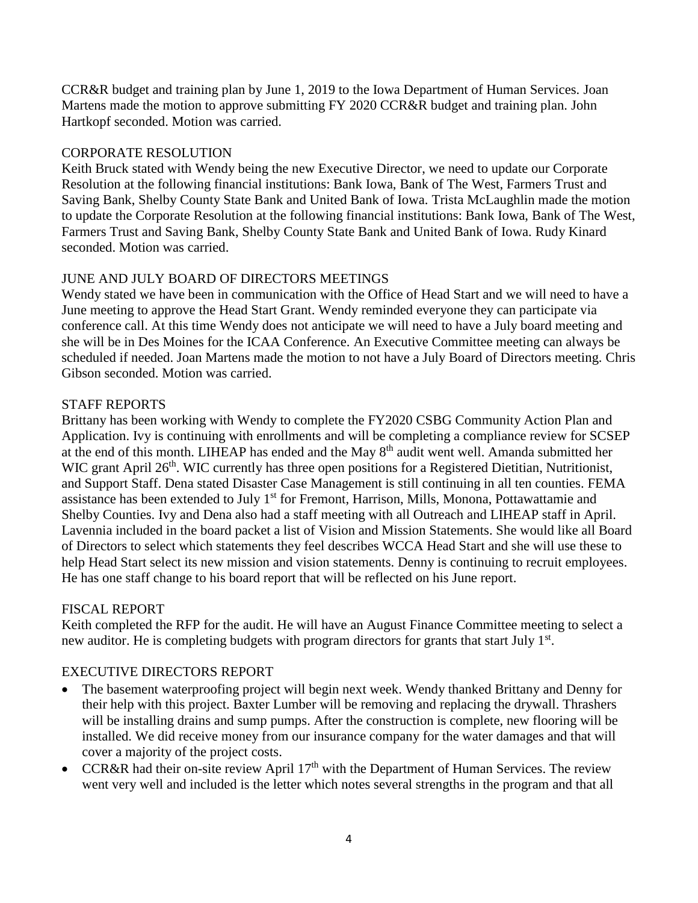CCR&R budget and training plan by June 1, 2019 to the Iowa Department of Human Services. Joan Martens made the motion to approve submitting FY 2020 CCR&R budget and training plan. John Hartkopf seconded. Motion was carried.

## CORPORATE RESOLUTION

Keith Bruck stated with Wendy being the new Executive Director, we need to update our Corporate Resolution at the following financial institutions: Bank Iowa, Bank of The West, Farmers Trust and Saving Bank, Shelby County State Bank and United Bank of Iowa. Trista McLaughlin made the motion to update the Corporate Resolution at the following financial institutions: Bank Iowa, Bank of The West, Farmers Trust and Saving Bank, Shelby County State Bank and United Bank of Iowa. Rudy Kinard seconded. Motion was carried.

## JUNE AND JULY BOARD OF DIRECTORS MEETINGS

Wendy stated we have been in communication with the Office of Head Start and we will need to have a June meeting to approve the Head Start Grant. Wendy reminded everyone they can participate via conference call. At this time Wendy does not anticipate we will need to have a July board meeting and she will be in Des Moines for the ICAA Conference. An Executive Committee meeting can always be scheduled if needed. Joan Martens made the motion to not have a July Board of Directors meeting. Chris Gibson seconded. Motion was carried.

## STAFF REPORTS

Brittany has been working with Wendy to complete the FY2020 CSBG Community Action Plan and Application. Ivy is continuing with enrollments and will be completing a compliance review for SCSEP at the end of this month. LIHEAP has ended and the May 8th audit went well. Amanda submitted her WIC grant April 26th. WIC currently has three open positions for a Registered Dietitian, Nutritionist, and Support Staff. Dena stated Disaster Case Management is still continuing in all ten counties. FEMA assistance has been extended to July 1st for Fremont, Harrison, Mills, Monona, Pottawattamie and Shelby Counties. Ivy and Dena also had a staff meeting with all Outreach and LIHEAP staff in April. Lavennia included in the board packet a list of Vision and Mission Statements. She would like all Board of Directors to select which statements they feel describes WCCA Head Start and she will use these to help Head Start select its new mission and vision statements. Denny is continuing to recruit employees. He has one staff change to his board report that will be reflected on his June report.

## FISCAL REPORT

Keith completed the RFP for the audit. He will have an August Finance Committee meeting to select a new auditor. He is completing budgets with program directors for grants that start July 1st.

## EXECUTIVE DIRECTORS REPORT

- The basement waterproofing project will begin next week. Wendy thanked Brittany and Denny for their help with this project. Baxter Lumber will be removing and replacing the drywall. Thrashers will be installing drains and sump pumps. After the construction is complete, new flooring will be installed. We did receive money from our insurance company for the water damages and that will cover a majority of the project costs.
- CCR&R had their on-site review April 17th with the Department of Human Services. The review went very well and included is the letter which notes several strengths in the program and that all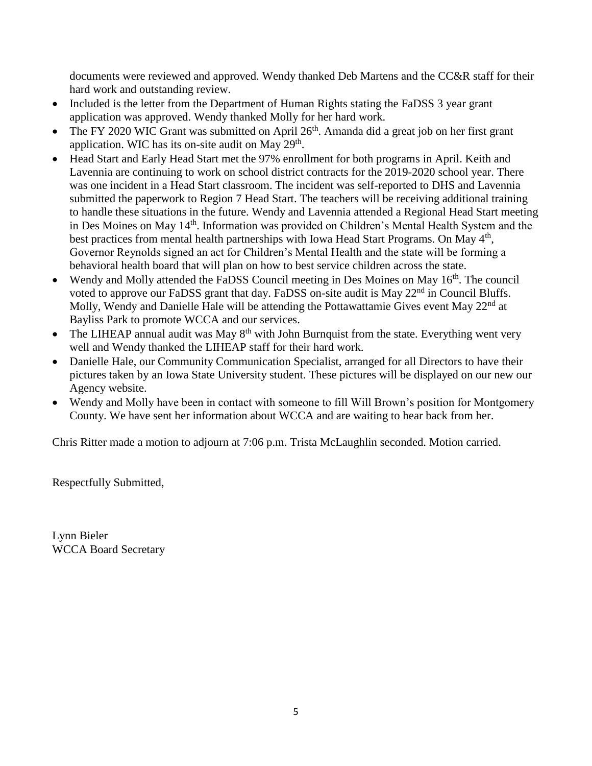documents were reviewed and approved. Wendy thanked Deb Martens and the CC&R staff for their hard work and outstanding review.

- Included is the letter from the Department of Human Rights stating the FaDSS 3 year grant application was approved. Wendy thanked Molly for her hard work.
- The FY 2020 WIC Grant was submitted on April 26th. Amanda did a great job on her first grant application. WIC has its on-site audit on May 29th.
- Head Start and Early Head Start met the 97% enrollment for both programs in April. Keith and Lavennia are continuing to work on school district contracts for the 2019-2020 school year. There was one incident in a Head Start classroom. The incident was self-reported to DHS and Lavennia submitted the paperwork to Region 7 Head Start. The teachers will be receiving additional training to handle these situations in the future. Wendy and Lavennia attended a Regional Head Start meeting in Des Moines on May 14th. Information was provided on Children's Mental Health System and the best practices from mental health partnerships with Iowa Head Start Programs. On May 4th, Governor Reynolds signed an act for Children's Mental Health and the state will be forming a behavioral health board that will plan on how to best service children across the state.
- Wendy and Molly attended the FaDSS Council meeting in Des Moines on May 16th. The council voted to approve our FaDSS grant that day. FaDSS on-site audit is May 22nd in Council Bluffs. Molly, Wendy and Danielle Hale will be attending the Pottawattamie Gives event May 22nd at Bayliss Park to promote WCCA and our services.
- The LIHEAP annual audit was May 8th with John Burnquist from the state. Everything went very well and Wendy thanked the LIHEAP staff for their hard work.
- Danielle Hale, our Community Communication Specialist, arranged for all Directors to have their pictures taken by an Iowa State University student. These pictures will be displayed on our new our Agency website.
- Wendy and Molly have been in contact with someone to fill Will Brown's position for Montgomery County. We have sent her information about WCCA and are waiting to hear back from her.

Chris Ritter made a motion to adjourn at 7:06 p.m. Trista McLaughlin seconded. Motion carried.

Respectfully Submitted,

Lynn Bieler
WCCA Board Secretary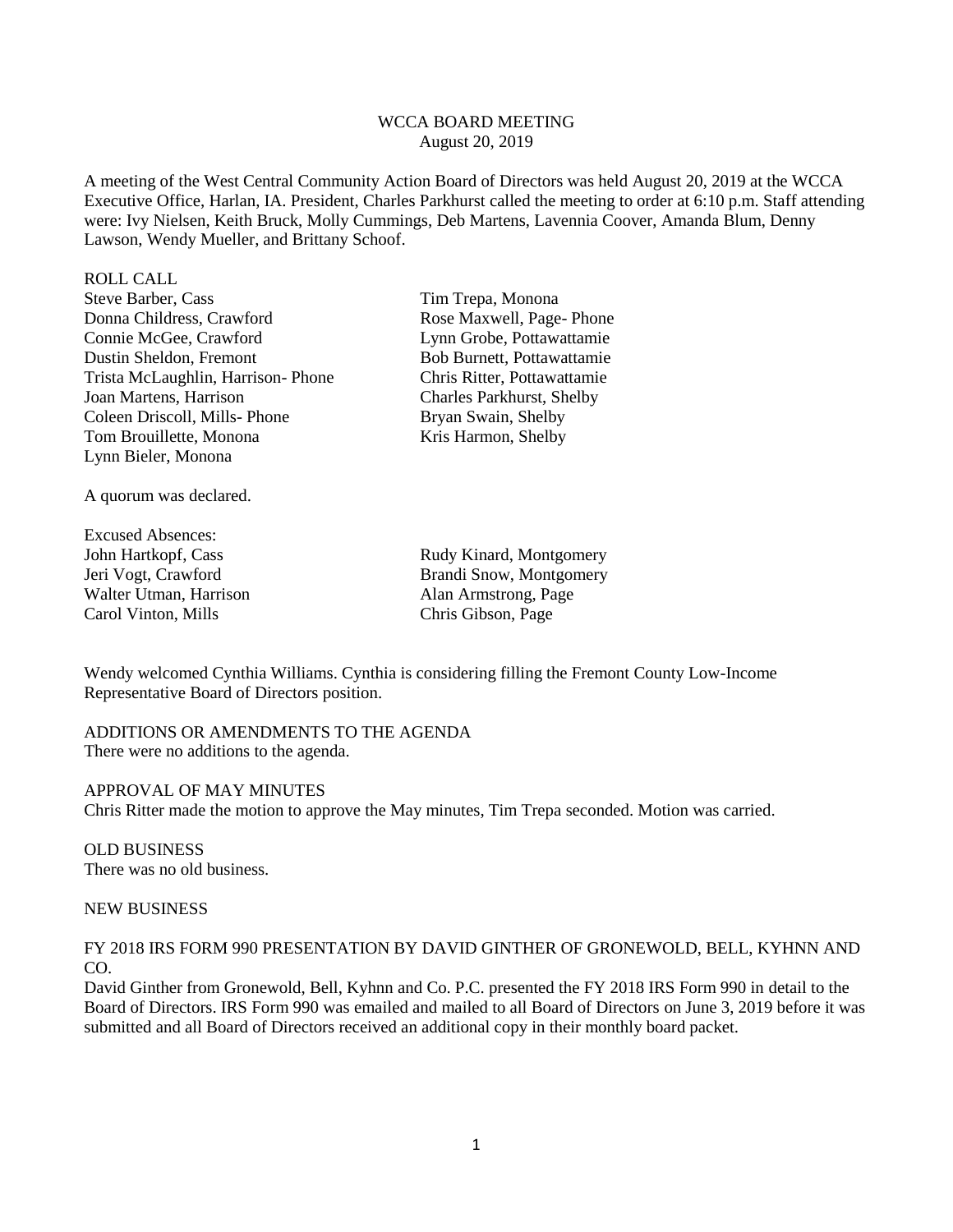WCCA BOARD MEETING
August 20, 2019

A meeting of the West Central Community Action Board of Directors was held August 20, 2019 at the WCCA Executive Office, Harlan, IA. President, Charles Parkhurst called the meeting to order at 6:10 p.m. Staff attending were: Ivy Nielsen, Keith Bruck, Molly Cummings, Deb Martens, Lavennia Coover, Amanda Blum, Denny Lawson, Wendy Mueller, and Brittany Schoof.

ROLL CALL

| | |
|---|---|
| Steve Barber, Cass | Tim Trepa, Monona |
| Donna Childress, Crawford | Rose Maxwell, Page- Phone |
| Connie McGee, Crawford | Lynn Grobe, Pottawattamie |
| Dustin Sheldon, Fremont | Bob Burnett, Pottawattamie |
| Trista McLaughlin, Harrison- Phone | Chris Ritter, Pottawattamie |
| Joan Martens, Harrison | Charles Parkhurst, Shelby |
| Coleen Driscoll, Mills- Phone | Bryan Swain, Shelby |
| Tom Brouillette, Monona | Kris Harmon, Shelby |
| Lynn Bieler, Monona | |

A quorum was declared.

Excused Absences:

| | |
|---|---|
| John Hartkopf, Cass | Rudy Kinard, Montgomery |
| Jeri Vogt, Crawford | Brandi Snow, Montgomery |
| Walter Utman, Harrison | Alan Armstrong, Page |
| Carol Vinton, Mills | Chris Gibson, Page |

Wendy welcomed Cynthia Williams. Cynthia is considering filling the Fremont County Low-Income Representative Board of Directors position.

ADDITIONS OR AMENDMENTS TO THE AGENDA
There were no additions to the agenda.

APPROVAL OF MAY MINUTES
Chris Ritter made the motion to approve the May minutes, Tim Trepa seconded. Motion was carried.

OLD BUSINESS
There was no old business.

NEW BUSINESS

FY 2018 IRS FORM 990 PRESENTATION BY DAVID GINTHER OF GRONEWOLD, BELL, KYHNN AND CO.
David Ginther from Gronewold, Bell, Kyhnn and Co. P.C. presented the FY 2018 IRS Form 990 in detail to the Board of Directors. IRS Form 990 was emailed and mailed to all Board of Directors on June 3, 2019 before it was submitted and all Board of Directors received an additional copy in their monthly board packet.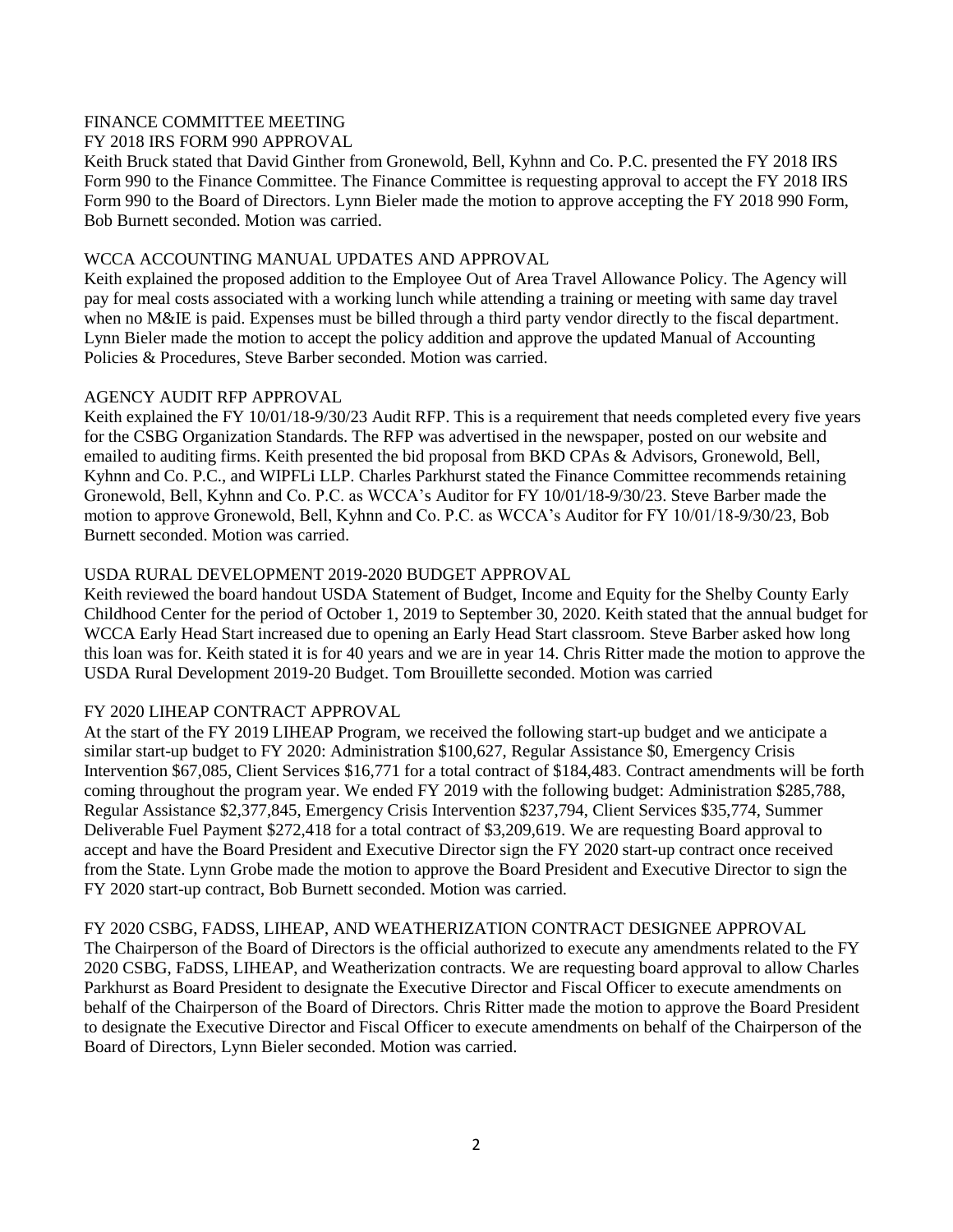FINANCE COMMITTEE MEETING

FY 2018 IRS FORM 990 APPROVAL

Keith Bruck stated that David Ginther from Gronewold, Bell, Kyhnn and Co. P.C. presented the FY 2018 IRS Form 990 to the Finance Committee. The Finance Committee is requesting approval to accept the FY 2018 IRS Form 990 to the Board of Directors. Lynn Bieler made the motion to approve accepting the FY 2018 990 Form, Bob Burnett seconded. Motion was carried.

WCCA ACCOUNTING MANUAL UPDATES AND APPROVAL

Keith explained the proposed addition to the Employee Out of Area Travel Allowance Policy. The Agency will pay for meal costs associated with a working lunch while attending a training or meeting with same day travel when no M&IE is paid. Expenses must be billed through a third party vendor directly to the fiscal department. Lynn Bieler made the motion to accept the policy addition and approve the updated Manual of Accounting Policies & Procedures, Steve Barber seconded. Motion was carried.

AGENCY AUDIT RFP APPROVAL

Keith explained the FY 10/01/18-9/30/23 Audit RFP. This is a requirement that needs completed every five years for the CSBG Organization Standards. The RFP was advertised in the newspaper, posted on our website and emailed to auditing firms. Keith presented the bid proposal from BKD CPAs & Advisors, Gronewold, Bell, Kyhnn and Co. P.C., and WIPFLi LLP. Charles Parkhurst stated the Finance Committee recommends retaining Gronewold, Bell, Kyhnn and Co. P.C. as WCCA's Auditor for FY 10/01/18-9/30/23. Steve Barber made the motion to approve Gronewold, Bell, Kyhnn and Co. P.C. as WCCA's Auditor for FY 10/01/18-9/30/23, Bob Burnett seconded. Motion was carried.

USDA RURAL DEVELOPMENT 2019-2020 BUDGET APPROVAL

Keith reviewed the board handout USDA Statement of Budget, Income and Equity for the Shelby County Early Childhood Center for the period of October 1, 2019 to September 30, 2020. Keith stated that the annual budget for WCCA Early Head Start increased due to opening an Early Head Start classroom. Steve Barber asked how long this loan was for. Keith stated it is for 40 years and we are in year 14. Chris Ritter made the motion to approve the USDA Rural Development 2019-20 Budget. Tom Brouillette seconded. Motion was carried

FY 2020 LIHEAP CONTRACT APPROVAL

At the start of the FY 2019 LIHEAP Program, we received the following start-up budget and we anticipate a similar start-up budget to FY 2020: Administration $100,627, Regular Assistance $0, Emergency Crisis Intervention $67,085, Client Services $16,771 for a total contract of $184,483. Contract amendments will be forth coming throughout the program year. We ended FY 2019 with the following budget: Administration $285,788, Regular Assistance $2,377,845, Emergency Crisis Intervention $237,794, Client Services $35,774, Summer Deliverable Fuel Payment $272,418 for a total contract of $3,209,619. We are requesting Board approval to accept and have the Board President and Executive Director sign the FY 2020 start-up contract once received from the State. Lynn Grobe made the motion to approve the Board President and Executive Director to sign the FY 2020 start-up contract, Bob Burnett seconded. Motion was carried.

FY 2020 CSBG, FADSS, LIHEAP, AND WEATHERIZATION CONTRACT DESIGNEE APPROVAL

The Chairperson of the Board of Directors is the official authorized to execute any amendments related to the FY 2020 CSBG, FaDSS, LIHEAP, and Weatherization contracts. We are requesting board approval to allow Charles Parkhurst as Board President to designate the Executive Director and Fiscal Officer to execute amendments on behalf of the Chairperson of the Board of Directors. Chris Ritter made the motion to approve the Board President to designate the Executive Director and Fiscal Officer to execute amendments on behalf of the Chairperson of the Board of Directors, Lynn Bieler seconded. Motion was carried.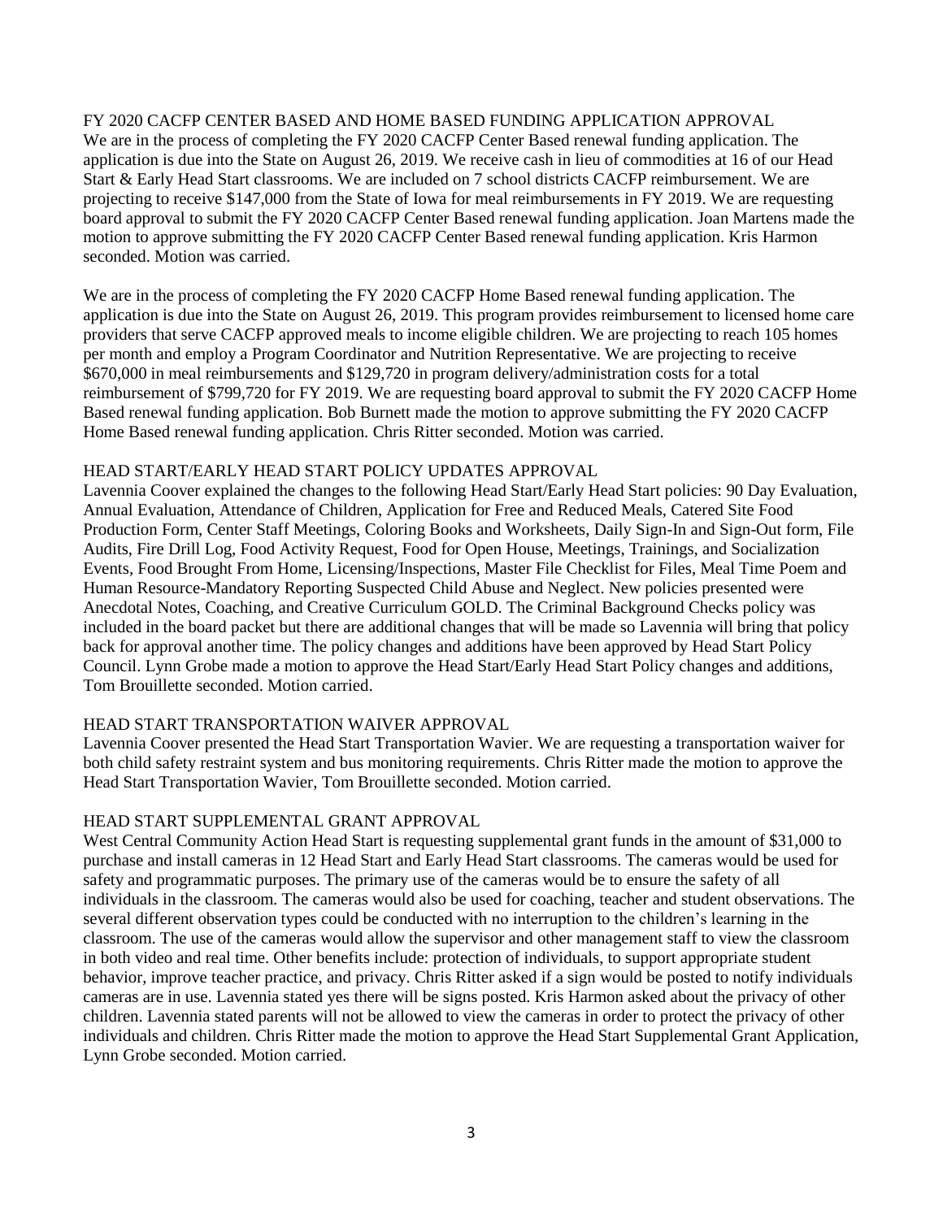FY 2020 CACFP CENTER BASED AND HOME BASED FUNDING APPLICATION APPROVAL

We are in the process of completing the FY 2020 CACFP Center Based renewal funding application. The application is due into the State on August 26, 2019. We receive cash in lieu of commodities at 16 of our Head Start & Early Head Start classrooms. We are included on 7 school districts CACFP reimbursement. We are projecting to receive $147,000 from the State of Iowa for meal reimbursements in FY 2019. We are requesting board approval to submit the FY 2020 CACFP Center Based renewal funding application. Joan Martens made the motion to approve submitting the FY 2020 CACFP Center Based renewal funding application. Kris Harmon seconded. Motion was carried.

We are in the process of completing the FY 2020 CACFP Home Based renewal funding application. The application is due into the State on August 26, 2019. This program provides reimbursement to licensed home care providers that serve CACFP approved meals to income eligible children. We are projecting to reach 105 homes per month and employ a Program Coordinator and Nutrition Representative. We are projecting to receive $670,000 in meal reimbursements and $129,720 in program delivery/administration costs for a total reimbursement of $799,720 for FY 2019. We are requesting board approval to submit the FY 2020 CACFP Home Based renewal funding application. Bob Burnett made the motion to approve submitting the FY 2020 CACFP Home Based renewal funding application. Chris Ritter seconded. Motion was carried.

HEAD START/EARLY HEAD START POLICY UPDATES APPROVAL

Lavennia Coover explained the changes to the following Head Start/Early Head Start policies: 90 Day Evaluation, Annual Evaluation, Attendance of Children, Application for Free and Reduced Meals, Catered Site Food Production Form, Center Staff Meetings, Coloring Books and Worksheets, Daily Sign-In and Sign-Out form, File Audits, Fire Drill Log, Food Activity Request, Food for Open House, Meetings, Trainings, and Socialization Events, Food Brought From Home, Licensing/Inspections, Master File Checklist for Files, Meal Time Poem and Human Resource-Mandatory Reporting Suspected Child Abuse and Neglect. New policies presented were Anecdotal Notes, Coaching, and Creative Curriculum GOLD. The Criminal Background Checks policy was included in the board packet but there are additional changes that will be made so Lavennia will bring that policy back for approval another time. The policy changes and additions have been approved by Head Start Policy Council. Lynn Grobe made a motion to approve the Head Start/Early Head Start Policy changes and additions, Tom Brouillette seconded. Motion carried.

HEAD START TRANSPORTATION WAIVER APPROVAL

Lavennia Coover presented the Head Start Transportation Wavier. We are requesting a transportation waiver for both child safety restraint system and bus monitoring requirements. Chris Ritter made the motion to approve the Head Start Transportation Wavier, Tom Brouillette seconded. Motion carried.

HEAD START SUPPLEMENTAL GRANT APPROVAL

West Central Community Action Head Start is requesting supplemental grant funds in the amount of $31,000 to purchase and install cameras in 12 Head Start and Early Head Start classrooms. The cameras would be used for safety and programmatic purposes. The primary use of the cameras would be to ensure the safety of all individuals in the classroom. The cameras would also be used for coaching, teacher and student observations. The several different observation types could be conducted with no interruption to the children's learning in the classroom. The use of the cameras would allow the supervisor and other management staff to view the classroom in both video and real time. Other benefits include: protection of individuals, to support appropriate student behavior, improve teacher practice, and privacy. Chris Ritter asked if a sign would be posted to notify individuals cameras are in use. Lavennia stated yes there will be signs posted. Kris Harmon asked about the privacy of other children. Lavennia stated parents will not be allowed to view the cameras in order to protect the privacy of other individuals and children. Chris Ritter made the motion to approve the Head Start Supplemental Grant Application, Lynn Grobe seconded. Motion carried.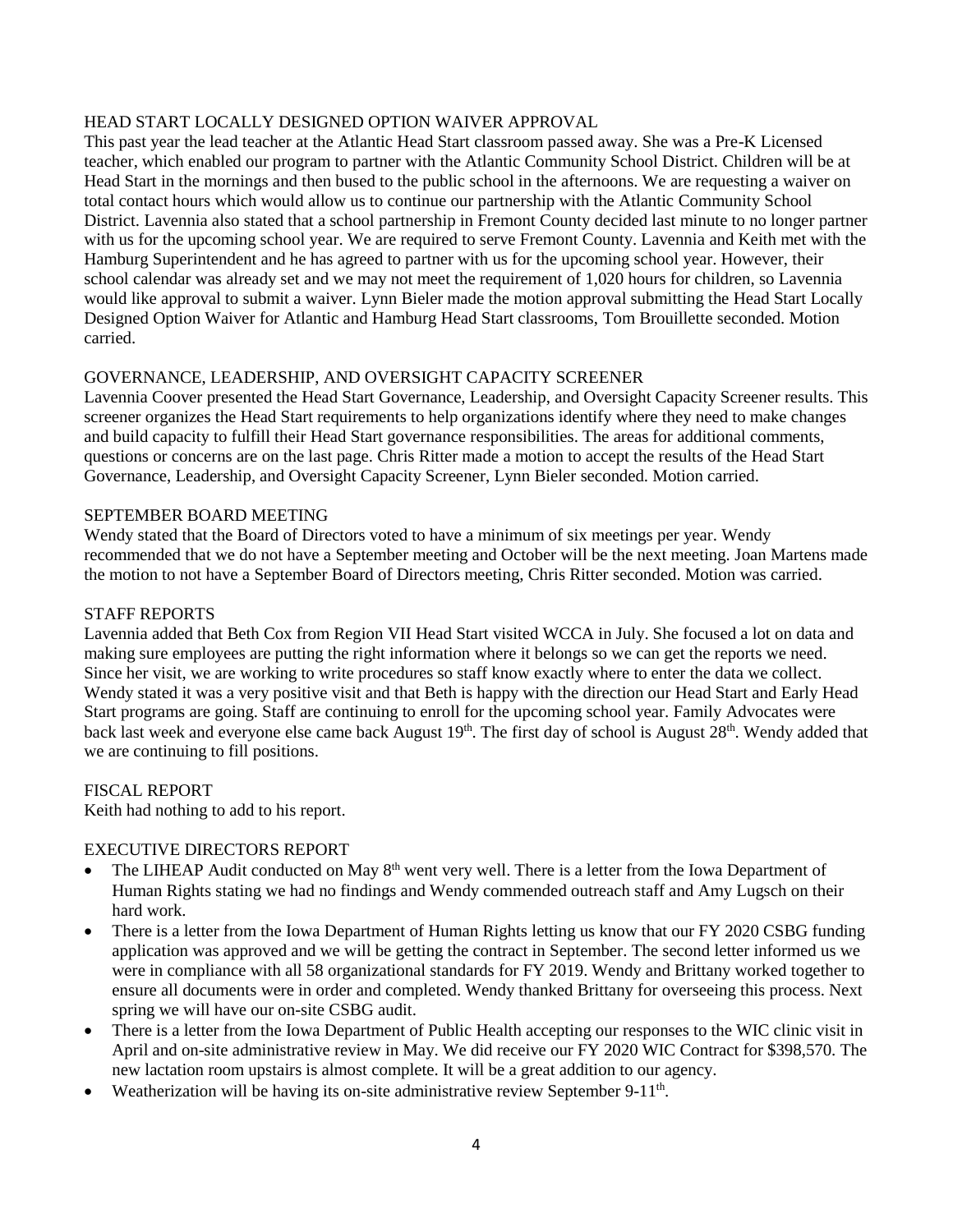## HEAD START LOCALLY DESIGNED OPTION WAIVER APPROVAL

This past year the lead teacher at the Atlantic Head Start classroom passed away. She was a Pre-K Licensed teacher, which enabled our program to partner with the Atlantic Community School District. Children will be at Head Start in the mornings and then bused to the public school in the afternoons. We are requesting a waiver on total contact hours which would allow us to continue our partnership with the Atlantic Community School District. Lavennia also stated that a school partnership in Fremont County decided last minute to no longer partner with us for the upcoming school year. We are required to serve Fremont County. Lavennia and Keith met with the Hamburg Superintendent and he has agreed to partner with us for the upcoming school year. However, their school calendar was already set and we may not meet the requirement of 1,020 hours for children, so Lavennia would like approval to submit a waiver. Lynn Bieler made the motion approval submitting the Head Start Locally Designed Option Waiver for Atlantic and Hamburg Head Start classrooms, Tom Brouillette seconded. Motion carried.

## GOVERNANCE, LEADERSHIP, AND OVERSIGHT CAPACITY SCREENER

Lavennia Coover presented the Head Start Governance, Leadership, and Oversight Capacity Screener results. This screener organizes the Head Start requirements to help organizations identify where they need to make changes and build capacity to fulfill their Head Start governance responsibilities. The areas for additional comments, questions or concerns are on the last page. Chris Ritter made a motion to accept the results of the Head Start Governance, Leadership, and Oversight Capacity Screener, Lynn Bieler seconded. Motion carried.

## SEPTEMBER BOARD MEETING

Wendy stated that the Board of Directors voted to have a minimum of six meetings per year. Wendy recommended that we do not have a September meeting and October will be the next meeting. Joan Martens made the motion to not have a September Board of Directors meeting, Chris Ritter seconded. Motion was carried.

## STAFF REPORTS

Lavennia added that Beth Cox from Region VII Head Start visited WCCA in July. She focused a lot on data and making sure employees are putting the right information where it belongs so we can get the reports we need. Since her visit, we are working to write procedures so staff know exactly where to enter the data we collect. Wendy stated it was a very positive visit and that Beth is happy with the direction our Head Start and Early Head Start programs are going. Staff are continuing to enroll for the upcoming school year. Family Advocates were back last week and everyone else came back August 19th. The first day of school is August 28th. Wendy added that we are continuing to fill positions.

## FISCAL REPORT

Keith had nothing to add to his report.

## EXECUTIVE DIRECTORS REPORT

- The LIHEAP Audit conducted on May 8th went very well. There is a letter from the Iowa Department of Human Rights stating we had no findings and Wendy commended outreach staff and Amy Lugsch on their hard work.
- There is a letter from the Iowa Department of Human Rights letting us know that our FY 2020 CSBG funding application was approved and we will be getting the contract in September. The second letter informed us we were in compliance with all 58 organizational standards for FY 2019. Wendy and Brittany worked together to ensure all documents were in order and completed. Wendy thanked Brittany for overseeing this process. Next spring we will have our on-site CSBG audit.
- There is a letter from the Iowa Department of Public Health accepting our responses to the WIC clinic visit in April and on-site administrative review in May. We did receive our FY 2020 WIC Contract for $398,570. The new lactation room upstairs is almost complete. It will be a great addition to our agency.
- Weatherization will be having its on-site administrative review September 9-11th.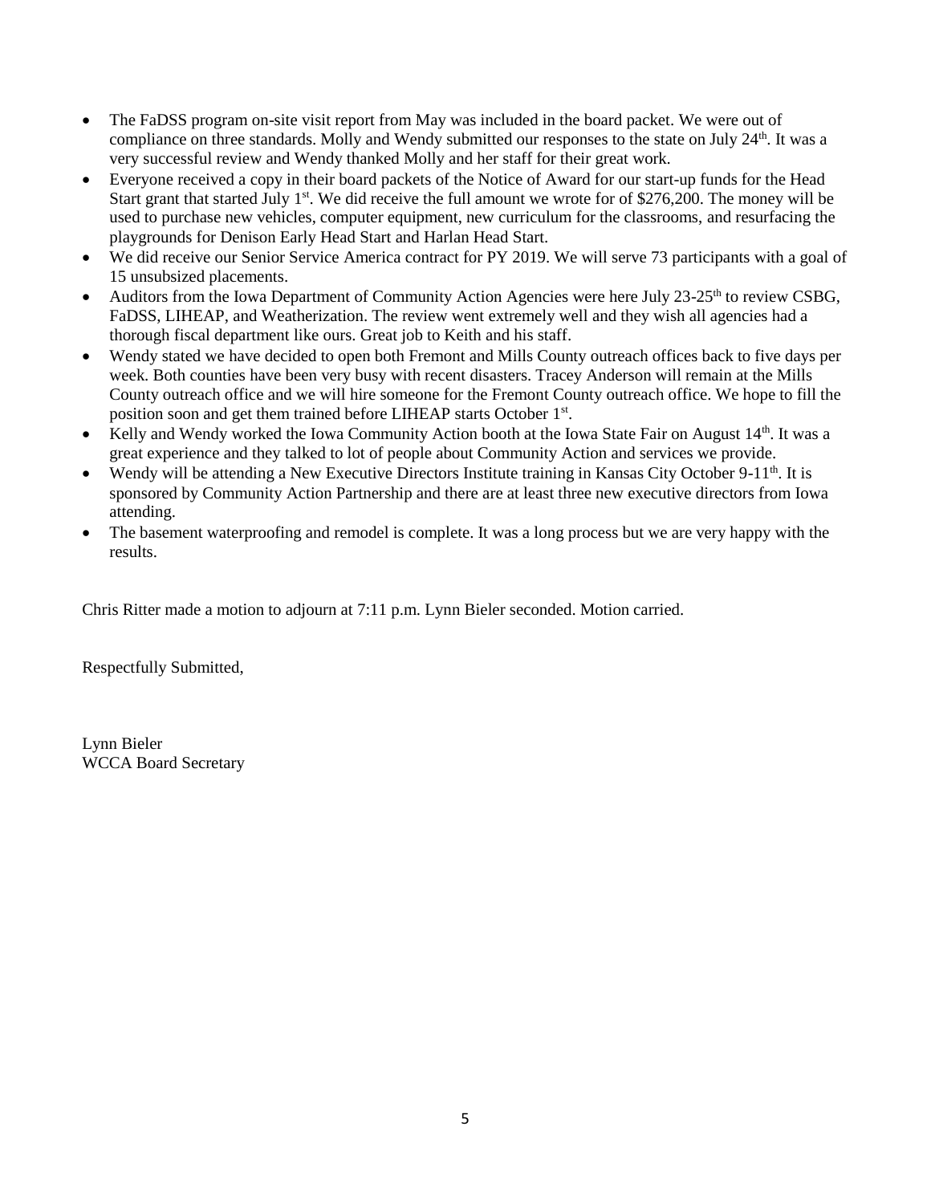- The FaDSS program on-site visit report from May was included in the board packet. We were out of compliance on three standards. Molly and Wendy submitted our responses to the state on July 24th. It was a very successful review and Wendy thanked Molly and her staff for their great work.
- Everyone received a copy in their board packets of the Notice of Award for our start-up funds for the Head Start grant that started July 1st. We did receive the full amount we wrote for of $276,200. The money will be used to purchase new vehicles, computer equipment, new curriculum for the classrooms, and resurfacing the playgrounds for Denison Early Head Start and Harlan Head Start.
- We did receive our Senior Service America contract for PY 2019. We will serve 73 participants with a goal of 15 unsubsized placements.
- Auditors from the Iowa Department of Community Action Agencies were here July 23-25th to review CSBG, FaDSS, LIHEAP, and Weatherization. The review went extremely well and they wish all agencies had a thorough fiscal department like ours. Great job to Keith and his staff.
- Wendy stated we have decided to open both Fremont and Mills County outreach offices back to five days per week. Both counties have been very busy with recent disasters. Tracey Anderson will remain at the Mills County outreach office and we will hire someone for the Fremont County outreach office. We hope to fill the position soon and get them trained before LIHEAP starts October 1st.
- Kelly and Wendy worked the Iowa Community Action booth at the Iowa State Fair on August 14th. It was a great experience and they talked to lot of people about Community Action and services we provide.
- Wendy will be attending a New Executive Directors Institute training in Kansas City October 9-11th. It is sponsored by Community Action Partnership and there are at least three new executive directors from Iowa attending.
- The basement waterproofing and remodel is complete. It was a long process but we are very happy with the results.

Chris Ritter made a motion to adjourn at 7:11 p.m. Lynn Bieler seconded. Motion carried.

Respectfully Submitted,

Lynn Bieler
WCCA Board Secretary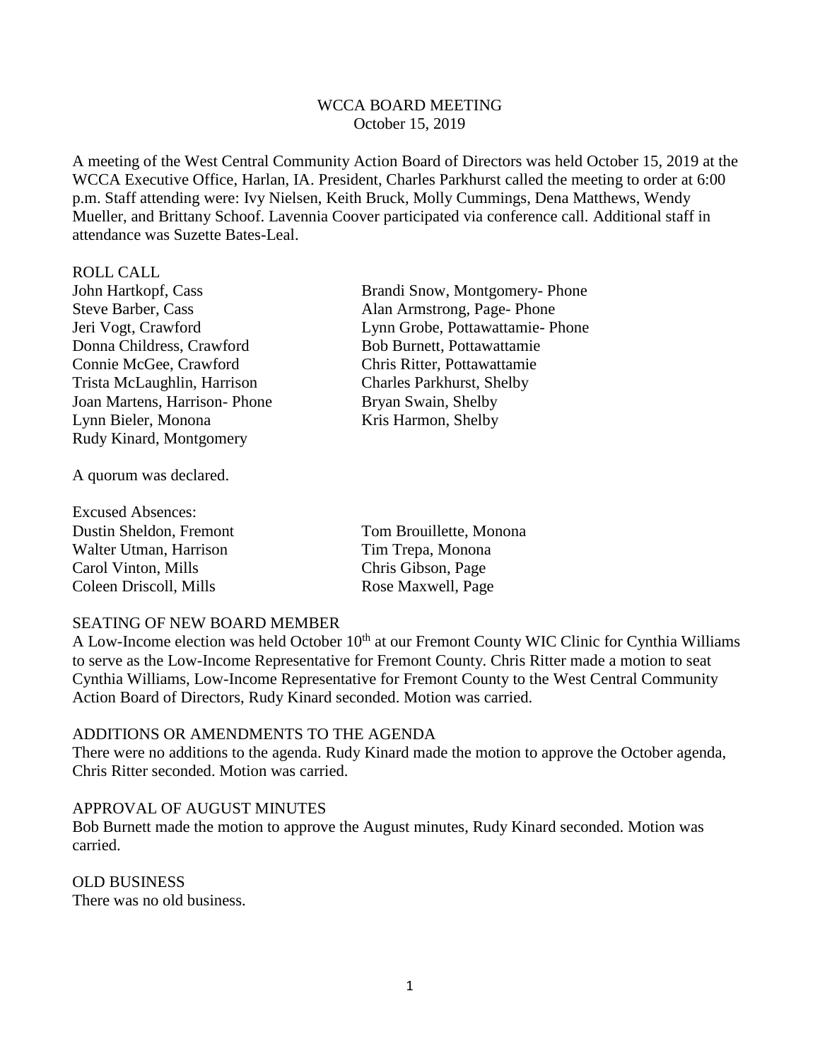WCCA BOARD MEETING
October 15, 2019

A meeting of the West Central Community Action Board of Directors was held October 15, 2019 at the WCCA Executive Office, Harlan, IA. President, Charles Parkhurst called the meeting to order at 6:00 p.m. Staff attending were: Ivy Nielsen, Keith Bruck, Molly Cummings, Dena Matthews, Wendy Mueller, and Brittany Schoof. Lavennia Coover participated via conference call. Additional staff in attendance was Suzette Bates-Leal.

ROLL CALL

John Hartkopf, Cass
Steve Barber, Cass
Jeri Vogt, Crawford
Donna Childress, Crawford
Connie McGee, Crawford
Trista McLaughlin, Harrison
Joan Martens, Harrison- Phone
Lynn Bieler, Monona
Rudy Kinard, Montgomery
Brandi Snow, Montgomery- Phone
Alan Armstrong, Page- Phone
Lynn Grobe, Pottawattamie- Phone
Bob Burnett, Pottawattamie
Chris Ritter, Pottawattamie
Charles Parkhurst, Shelby
Bryan Swain, Shelby
Kris Harmon, Shelby

A quorum was declared.

Excused Absences:

Dustin Sheldon, Fremont
Walter Utman, Harrison
Carol Vinton, Mills
Coleen Driscoll, Mills
Tom Brouillette, Monona
Tim Trepa, Monona
Chris Gibson, Page
Rose Maxwell, Page

SEATING OF NEW BOARD MEMBER

A Low-Income election was held October 10th at our Fremont County WIC Clinic for Cynthia Williams to serve as the Low-Income Representative for Fremont County. Chris Ritter made a motion to seat Cynthia Williams, Low-Income Representative for Fremont County to the West Central Community Action Board of Directors, Rudy Kinard seconded. Motion was carried.

ADDITIONS OR AMENDMENTS TO THE AGENDA

There were no additions to the agenda. Rudy Kinard made the motion to approve the October agenda, Chris Ritter seconded. Motion was carried.

APPROVAL OF AUGUST MINUTES

Bob Burnett made the motion to approve the August minutes, Rudy Kinard seconded. Motion was carried.

OLD BUSINESS

There was no old business.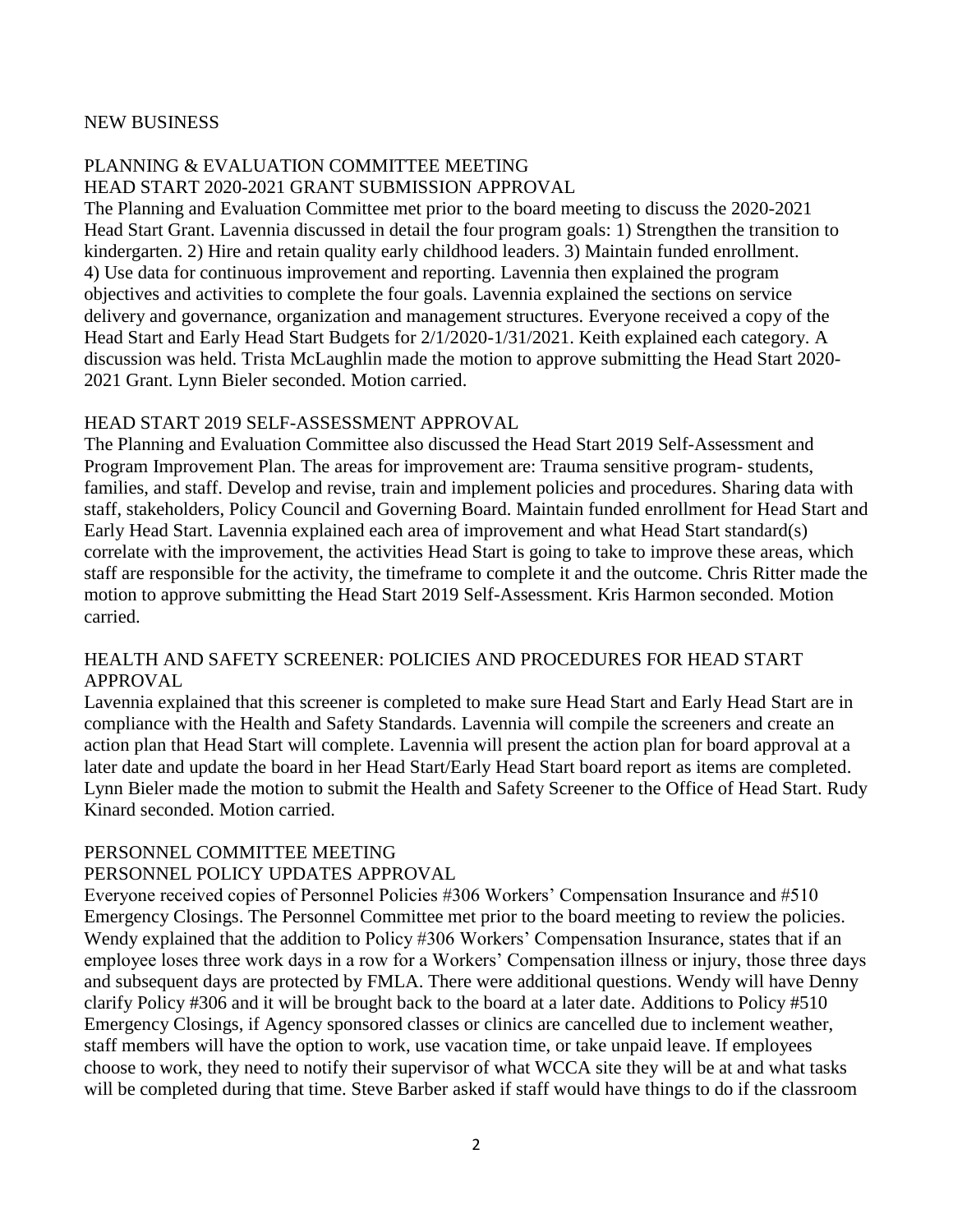## NEW BUSINESS

### PLANNING & EVALUATION COMMITTEE MEETING
### HEAD START 2020-2021 GRANT SUBMISSION APPROVAL

The Planning and Evaluation Committee met prior to the board meeting to discuss the 2020-2021 Head Start Grant. Lavennia discussed in detail the four program goals: 1) Strengthen the transition to kindergarten. 2) Hire and retain quality early childhood leaders. 3) Maintain funded enrollment. 4) Use data for continuous improvement and reporting. Lavennia then explained the program objectives and activities to complete the four goals. Lavennia explained the sections on service delivery and governance, organization and management structures. Everyone received a copy of the Head Start and Early Head Start Budgets for 2/1/2020-1/31/2021. Keith explained each category. A discussion was held. Trista McLaughlin made the motion to approve submitting the Head Start 2020-2021 Grant. Lynn Bieler seconded. Motion carried.

### HEAD START 2019 SELF-ASSESSMENT APPROVAL

The Planning and Evaluation Committee also discussed the Head Start 2019 Self-Assessment and Program Improvement Plan. The areas for improvement are: Trauma sensitive program- students, families, and staff. Develop and revise, train and implement policies and procedures. Sharing data with staff, stakeholders, Policy Council and Governing Board. Maintain funded enrollment for Head Start and Early Head Start. Lavennia explained each area of improvement and what Head Start standard(s) correlate with the improvement, the activities Head Start is going to take to improve these areas, which staff are responsible for the activity, the timeframe to complete it and the outcome. Chris Ritter made the motion to approve submitting the Head Start 2019 Self-Assessment. Kris Harmon seconded. Motion carried.

### HEALTH AND SAFETY SCREENER: POLICIES AND PROCEDURES FOR HEAD START APPROVAL

Lavennia explained that this screener is completed to make sure Head Start and Early Head Start are in compliance with the Health and Safety Standards. Lavennia will compile the screeners and create an action plan that Head Start will complete. Lavennia will present the action plan for board approval at a later date and update the board in her Head Start/Early Head Start board report as items are completed. Lynn Bieler made the motion to submit the Health and Safety Screener to the Office of Head Start. Rudy Kinard seconded. Motion carried.

### PERSONNEL COMMITTEE MEETING
### PERSONNEL POLICY UPDATES APPROVAL

Everyone received copies of Personnel Policies #306 Workers' Compensation Insurance and #510 Emergency Closings. The Personnel Committee met prior to the board meeting to review the policies. Wendy explained that the addition to Policy #306 Workers' Compensation Insurance, states that if an employee loses three work days in a row for a Workers' Compensation illness or injury, those three days and subsequent days are protected by FMLA. There were additional questions. Wendy will have Denny clarify Policy #306 and it will be brought back to the board at a later date. Additions to Policy #510 Emergency Closings, if Agency sponsored classes or clinics are cancelled due to inclement weather, staff members will have the option to work, use vacation time, or take unpaid leave. If employees choose to work, they need to notify their supervisor of what WCCA site they will be at and what tasks will be completed during that time. Steve Barber asked if staff would have things to do if the classroom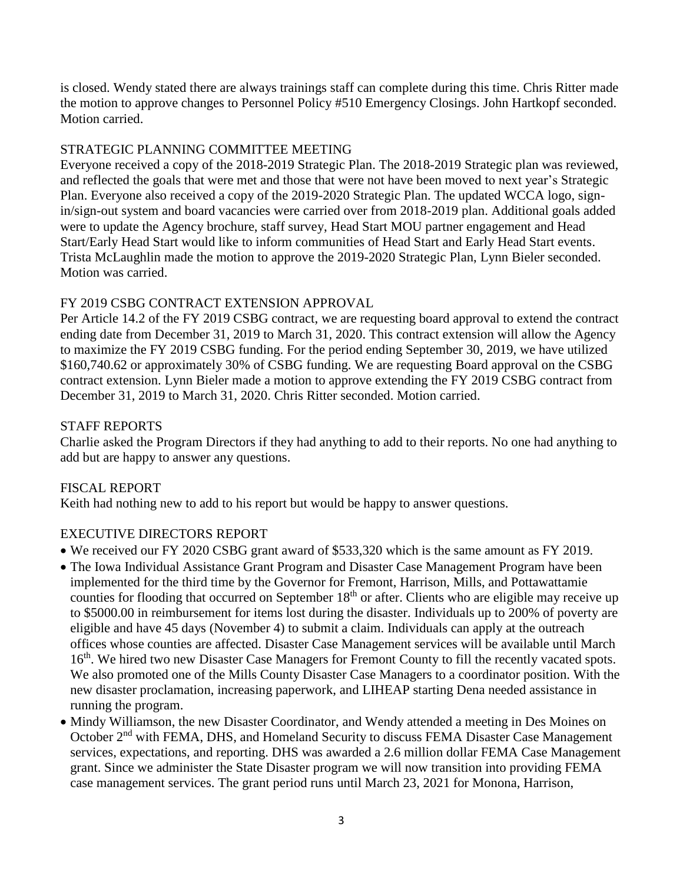is closed. Wendy stated there are always trainings staff can complete during this time. Chris Ritter made the motion to approve changes to Personnel Policy #510 Emergency Closings. John Hartkopf seconded. Motion carried.

## STRATEGIC PLANNING COMMITTEE MEETING

Everyone received a copy of the 2018-2019 Strategic Plan. The 2018-2019 Strategic plan was reviewed, and reflected the goals that were met and those that were not have been moved to next year's Strategic Plan. Everyone also received a copy of the 2019-2020 Strategic Plan. The updated WCCA logo, sign-in/sign-out system and board vacancies were carried over from 2018-2019 plan. Additional goals added were to update the Agency brochure, staff survey, Head Start MOU partner engagement and Head Start/Early Head Start would like to inform communities of Head Start and Early Head Start events. Trista McLaughlin made the motion to approve the 2019-2020 Strategic Plan, Lynn Bieler seconded. Motion was carried.

## FY 2019 CSBG CONTRACT EXTENSION APPROVAL

Per Article 14.2 of the FY 2019 CSBG contract, we are requesting board approval to extend the contract ending date from December 31, 2019 to March 31, 2020. This contract extension will allow the Agency to maximize the FY 2019 CSBG funding. For the period ending September 30, 2019, we have utilized $160,740.62 or approximately 30% of CSBG funding. We are requesting Board approval on the CSBG contract extension. Lynn Bieler made a motion to approve extending the FY 2019 CSBG contract from December 31, 2019 to March 31, 2020. Chris Ritter seconded. Motion carried.

## STAFF REPORTS

Charlie asked the Program Directors if they had anything to add to their reports. No one had anything to add but are happy to answer any questions.

## FISCAL REPORT

Keith had nothing new to add to his report but would be happy to answer questions.

## EXECUTIVE DIRECTORS REPORT

- We received our FY 2020 CSBG grant award of $533,320 which is the same amount as FY 2019.
- The Iowa Individual Assistance Grant Program and Disaster Case Management Program have been implemented for the third time by the Governor for Fremont, Harrison, Mills, and Pottawattamie counties for flooding that occurred on September 18th or after. Clients who are eligible may receive up to $5000.00 in reimbursement for items lost during the disaster. Individuals up to 200% of poverty are eligible and have 45 days (November 4) to submit a claim. Individuals can apply at the outreach offices whose counties are affected. Disaster Case Management services will be available until March 16th. We hired two new Disaster Case Managers for Fremont County to fill the recently vacated spots. We also promoted one of the Mills County Disaster Case Managers to a coordinator position. With the new disaster proclamation, increasing paperwork, and LIHEAP starting Dena needed assistance in running the program.
- Mindy Williamson, the new Disaster Coordinator, and Wendy attended a meeting in Des Moines on October 2nd with FEMA, DHS, and Homeland Security to discuss FEMA Disaster Case Management services, expectations, and reporting. DHS was awarded a 2.6 million dollar FEMA Case Management grant. Since we administer the State Disaster program we will now transition into providing FEMA case management services. The grant period runs until March 23, 2021 for Monona, Harrison,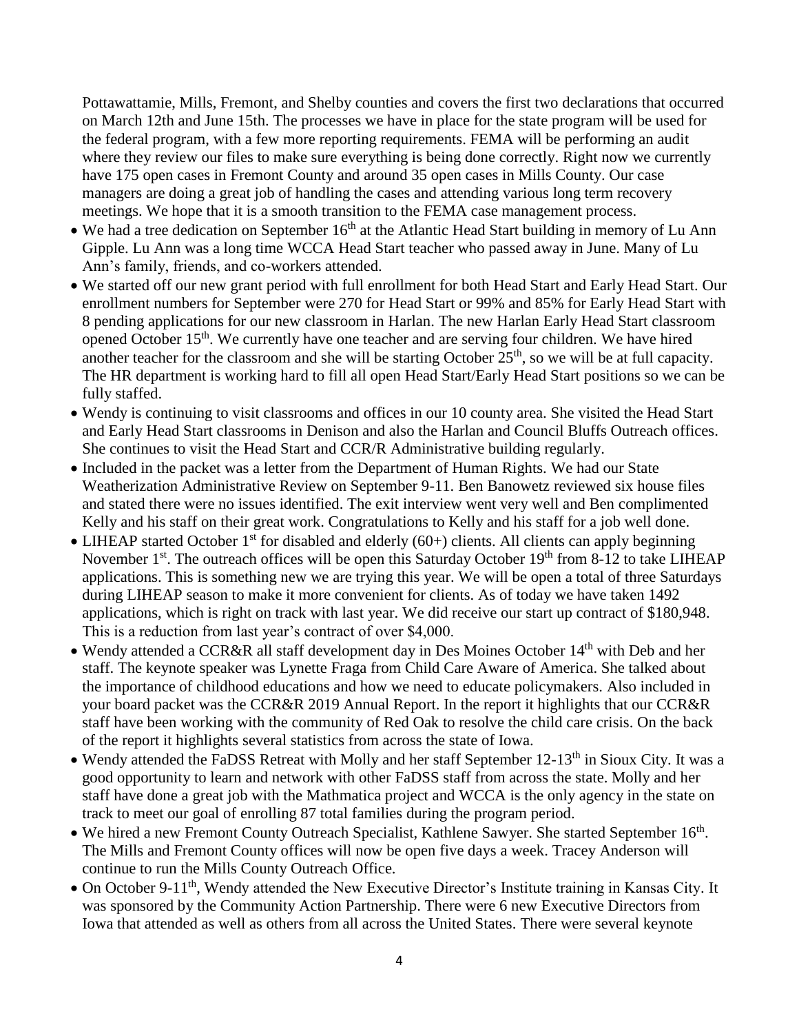Pottawattamie, Mills, Fremont, and Shelby counties and covers the first two declarations that occurred on March 12th and June 15th. The processes we have in place for the state program will be used for the federal program, with a few more reporting requirements. FEMA will be performing an audit where they review our files to make sure everything is being done correctly. Right now we currently have 175 open cases in Fremont County and around 35 open cases in Mills County. Our case managers are doing a great job of handling the cases and attending various long term recovery meetings. We hope that it is a smooth transition to the FEMA case management process.

- We had a tree dedication on September 16th at the Atlantic Head Start building in memory of Lu Ann Gipple. Lu Ann was a long time WCCA Head Start teacher who passed away in June. Many of Lu Ann's family, friends, and co-workers attended.
- We started off our new grant period with full enrollment for both Head Start and Early Head Start. Our enrollment numbers for September were 270 for Head Start or 99% and 85% for Early Head Start with 8 pending applications for our new classroom in Harlan. The new Harlan Early Head Start classroom opened October 15th. We currently have one teacher and are serving four children. We have hired another teacher for the classroom and she will be starting October 25th, so we will be at full capacity. The HR department is working hard to fill all open Head Start/Early Head Start positions so we can be fully staffed.
- Wendy is continuing to visit classrooms and offices in our 10 county area. She visited the Head Start and Early Head Start classrooms in Denison and also the Harlan and Council Bluffs Outreach offices. She continues to visit the Head Start and CCR/R Administrative building regularly.
- Included in the packet was a letter from the Department of Human Rights. We had our State Weatherization Administrative Review on September 9-11. Ben Banowetz reviewed six house files and stated there were no issues identified. The exit interview went very well and Ben complimented Kelly and his staff on their great work. Congratulations to Kelly and his staff for a job well done.
- LIHEAP started October 1st for disabled and elderly (60+) clients. All clients can apply beginning November 1st. The outreach offices will be open this Saturday October 19th from 8-12 to take LIHEAP applications. This is something new we are trying this year. We will be open a total of three Saturdays during LIHEAP season to make it more convenient for clients. As of today we have taken 1492 applications, which is right on track with last year. We did receive our start up contract of $180,948. This is a reduction from last year's contract of over $4,000.
- Wendy attended a CCR&R all staff development day in Des Moines October 14th with Deb and her staff. The keynote speaker was Lynette Fraga from Child Care Aware of America. She talked about the importance of childhood educations and how we need to educate policymakers. Also included in your board packet was the CCR&R 2019 Annual Report. In the report it highlights that our CCR&R staff have been working with the community of Red Oak to resolve the child care crisis. On the back of the report it highlights several statistics from across the state of Iowa.
- Wendy attended the FaDSS Retreat with Molly and her staff September 12-13th in Sioux City. It was a good opportunity to learn and network with other FaDSS staff from across the state. Molly and her staff have done a great job with the Mathmatica project and WCCA is the only agency in the state on track to meet our goal of enrolling 87 total families during the program period.
- We hired a new Fremont County Outreach Specialist, Kathlene Sawyer. She started September 16th. The Mills and Fremont County offices will now be open five days a week. Tracey Anderson will continue to run the Mills County Outreach Office.
- On October 9-11th, Wendy attended the New Executive Director's Institute training in Kansas City. It was sponsored by the Community Action Partnership. There were 6 new Executive Directors from Iowa that attended as well as others from all across the United States. There were several keynote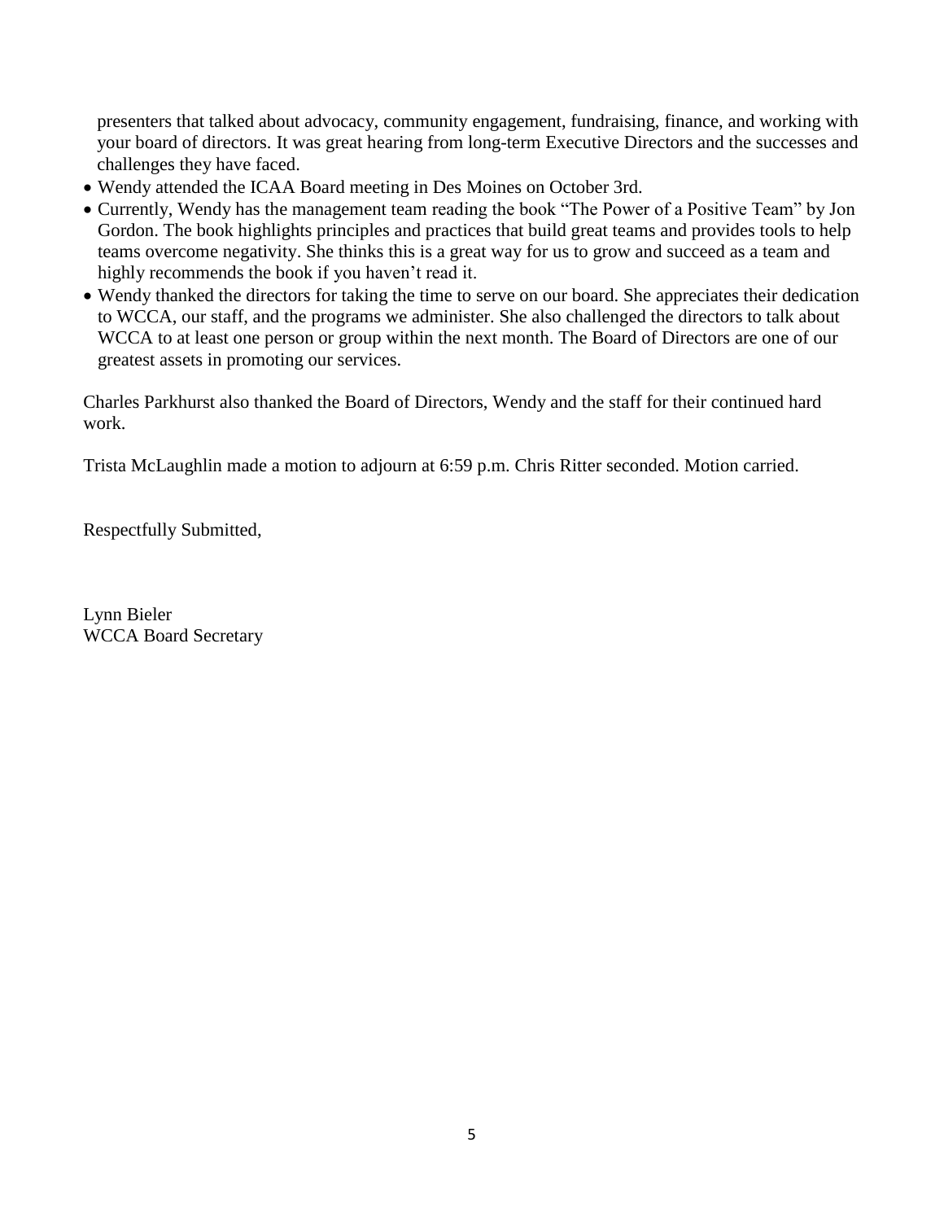presenters that talked about advocacy, community engagement, fundraising, finance, and working with your board of directors. It was great hearing from long-term Executive Directors and the successes and challenges they have faced.

- Wendy attended the ICAA Board meeting in Des Moines on October 3rd.
- Currently, Wendy has the management team reading the book "The Power of a Positive Team" by Jon Gordon. The book highlights principles and practices that build great teams and provides tools to help teams overcome negativity. She thinks this is a great way for us to grow and succeed as a team and highly recommends the book if you haven't read it.
- Wendy thanked the directors for taking the time to serve on our board. She appreciates their dedication to WCCA, our staff, and the programs we administer. She also challenged the directors to talk about WCCA to at least one person or group within the next month. The Board of Directors are one of our greatest assets in promoting our services.

Charles Parkhurst also thanked the Board of Directors, Wendy and the staff for their continued hard work.

Trista McLaughlin made a motion to adjourn at 6:59 p.m. Chris Ritter seconded. Motion carried.

Respectfully Submitted,

Lynn Bieler
WCCA Board Secretary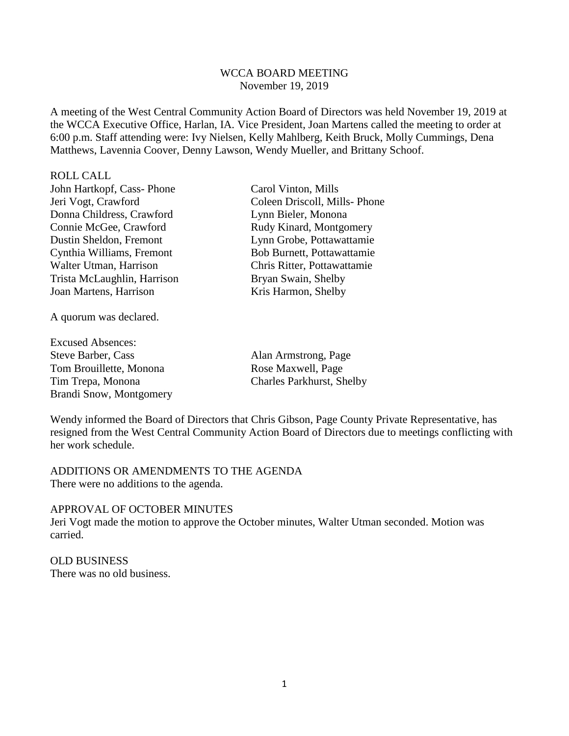WCCA BOARD MEETING
November 19, 2019

A meeting of the West Central Community Action Board of Directors was held November 19, 2019 at the WCCA Executive Office, Harlan, IA. Vice President, Joan Martens called the meeting to order at 6:00 p.m. Staff attending were: Ivy Nielsen, Kelly Mahlberg, Keith Bruck, Molly Cummings, Dena Matthews, Lavennia Coover, Denny Lawson, Wendy Mueller, and Brittany Schoof.

ROLL CALL

John Hartkopf, Cass- Phone
Jeri Vogt, Crawford
Donna Childress, Crawford
Connie McGee, Crawford
Dustin Sheldon, Fremont
Cynthia Williams, Fremont
Walter Utman, Harrison
Trista McLaughlin, Harrison
Joan Martens, Harrison
Carol Vinton, Mills
Coleen Driscoll, Mills- Phone
Lynn Bieler, Monona
Rudy Kinard, Montgomery
Lynn Grobe, Pottawattamie
Bob Burnett, Pottawattamie
Chris Ritter, Pottawattamie
Bryan Swain, Shelby
Kris Harmon, Shelby

A quorum was declared.

Excused Absences:
Steve Barber, Cass
Tom Brouillette, Monona
Tim Trepa, Monona
Brandi Snow, Montgomery
Alan Armstrong, Page
Rose Maxwell, Page
Charles Parkhurst, Shelby

Wendy informed the Board of Directors that Chris Gibson, Page County Private Representative, has resigned from the West Central Community Action Board of Directors due to meetings conflicting with her work schedule.

ADDITIONS OR AMENDMENTS TO THE AGENDA
There were no additions to the agenda.

APPROVAL OF OCTOBER MINUTES
Jeri Vogt made the motion to approve the October minutes, Walter Utman seconded. Motion was carried.

OLD BUSINESS
There was no old business.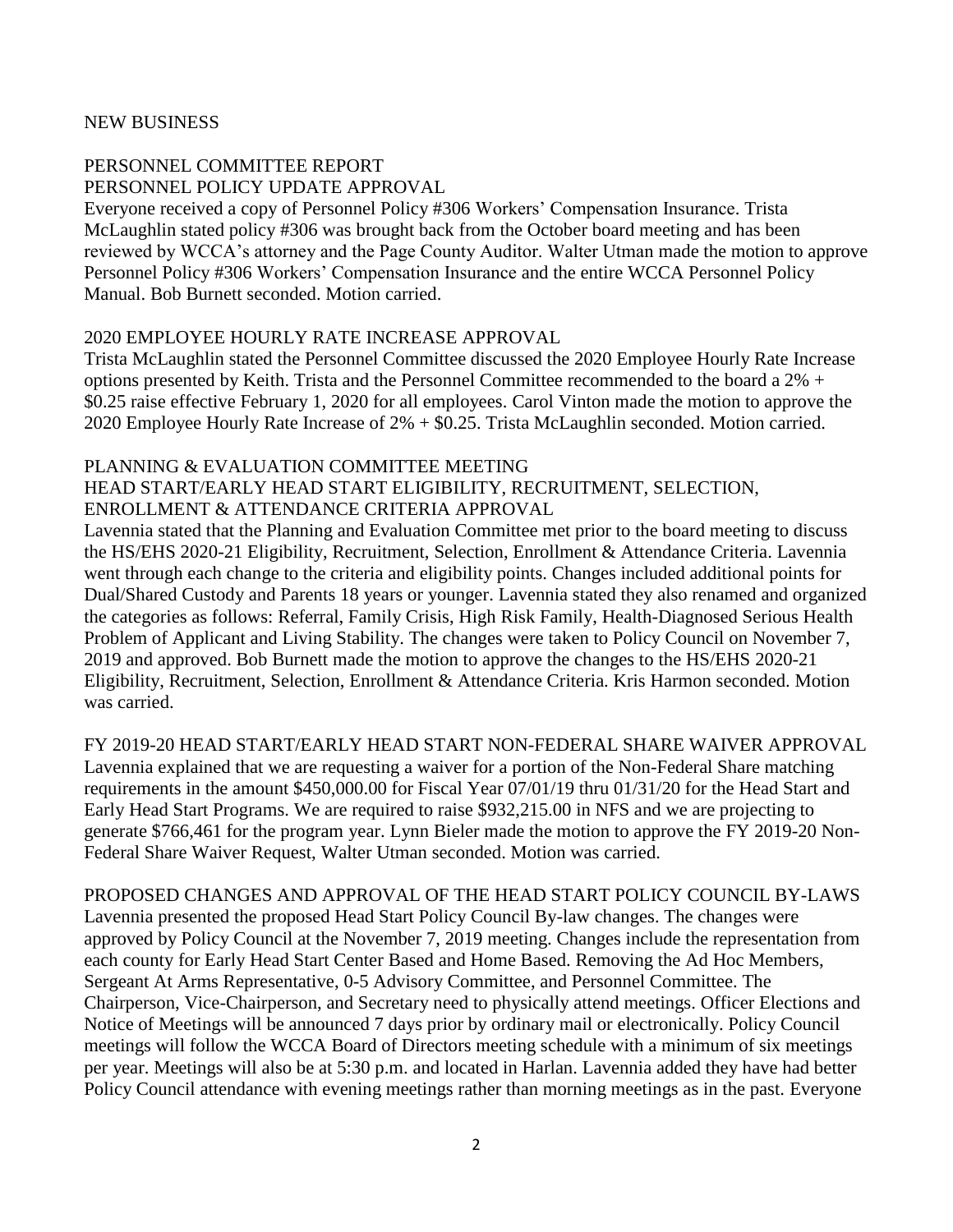## NEW BUSINESS

### PERSONNEL COMMITTEE REPORT

#### PERSONNEL POLICY UPDATE APPROVAL

Everyone received a copy of Personnel Policy #306 Workers' Compensation Insurance. Trista McLaughlin stated policy #306 was brought back from the October board meeting and has been reviewed by WCCA's attorney and the Page County Auditor. Walter Utman made the motion to approve Personnel Policy #306 Workers' Compensation Insurance and the entire WCCA Personnel Policy Manual. Bob Burnett seconded. Motion carried.

#### 2020 EMPLOYEE HOURLY RATE INCREASE APPROVAL

Trista McLaughlin stated the Personnel Committee discussed the 2020 Employee Hourly Rate Increase options presented by Keith. Trista and the Personnel Committee recommended to the board a 2% + $0.25 raise effective February 1, 2020 for all employees. Carol Vinton made the motion to approve the 2020 Employee Hourly Rate Increase of 2% + $0.25. Trista McLaughlin seconded. Motion carried.

### PLANNING & EVALUATION COMMITTEE MEETING

#### HEAD START/EARLY HEAD START ELIGIBILITY, RECRUITMENT, SELECTION, ENROLLMENT & ATTENDANCE CRITERIA APPROVAL

Lavennia stated that the Planning and Evaluation Committee met prior to the board meeting to discuss the HS/EHS 2020-21 Eligibility, Recruitment, Selection, Enrollment & Attendance Criteria. Lavennia went through each change to the criteria and eligibility points. Changes included additional points for Dual/Shared Custody and Parents 18 years or younger. Lavennia stated they also renamed and organized the categories as follows: Referral, Family Crisis, High Risk Family, Health-Diagnosed Serious Health Problem of Applicant and Living Stability. The changes were taken to Policy Council on November 7, 2019 and approved. Bob Burnett made the motion to approve the changes to the HS/EHS 2020-21 Eligibility, Recruitment, Selection, Enrollment & Attendance Criteria. Kris Harmon seconded. Motion was carried.

#### FY 2019-20 HEAD START/EARLY HEAD START NON-FEDERAL SHARE WAIVER APPROVAL

Lavennia explained that we are requesting a waiver for a portion of the Non-Federal Share matching requirements in the amount $450,000.00 for Fiscal Year 07/01/19 thru 01/31/20 for the Head Start and Early Head Start Programs. We are required to raise $932,215.00 in NFS and we are projecting to generate $766,461 for the program year. Lynn Bieler made the motion to approve the FY 2019-20 Non-Federal Share Waiver Request, Walter Utman seconded. Motion was carried.

#### PROPOSED CHANGES AND APPROVAL OF THE HEAD START POLICY COUNCIL BY-LAWS

Lavennia presented the proposed Head Start Policy Council By-law changes. The changes were approved by Policy Council at the November 7, 2019 meeting. Changes include the representation from each county for Early Head Start Center Based and Home Based. Removing the Ad Hoc Members, Sergeant At Arms Representative, 0-5 Advisory Committee, and Personnel Committee. The Chairperson, Vice-Chairperson, and Secretary need to physically attend meetings. Officer Elections and Notice of Meetings will be announced 7 days prior by ordinary mail or electronically. Policy Council meetings will follow the WCCA Board of Directors meeting schedule with a minimum of six meetings per year. Meetings will also be at 5:30 p.m. and located in Harlan. Lavennia added they have had better Policy Council attendance with evening meetings rather than morning meetings as in the past. Everyone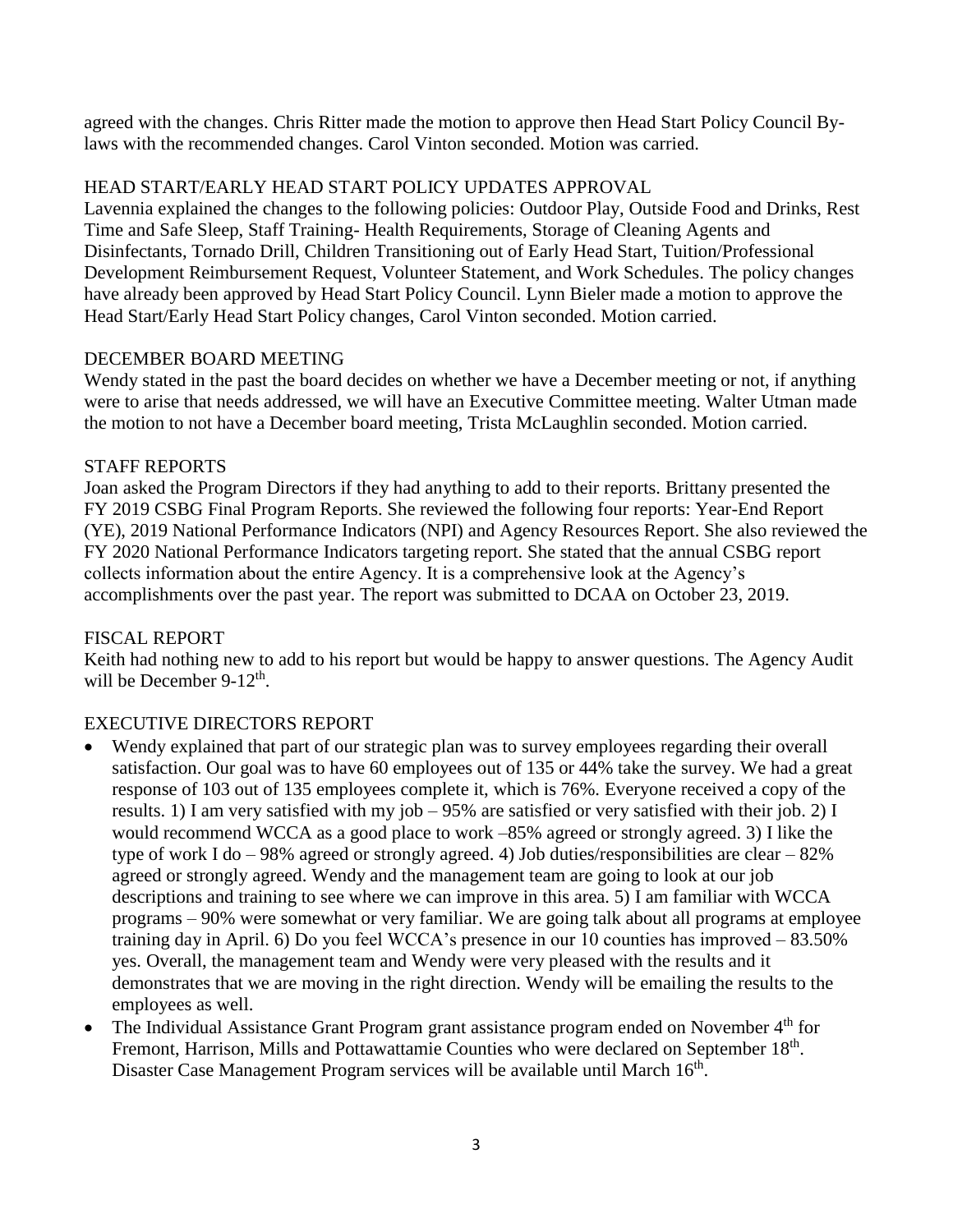agreed with the changes. Chris Ritter made the motion to approve then Head Start Policy Council By-laws with the recommended changes. Carol Vinton seconded. Motion was carried.

HEAD START/EARLY HEAD START POLICY UPDATES APPROVAL

Lavennia explained the changes to the following policies: Outdoor Play, Outside Food and Drinks, Rest Time and Safe Sleep, Staff Training- Health Requirements, Storage of Cleaning Agents and Disinfectants, Tornado Drill, Children Transitioning out of Early Head Start, Tuition/Professional Development Reimbursement Request, Volunteer Statement, and Work Schedules. The policy changes have already been approved by Head Start Policy Council. Lynn Bieler made a motion to approve the Head Start/Early Head Start Policy changes, Carol Vinton seconded. Motion carried.

DECEMBER BOARD MEETING

Wendy stated in the past the board decides on whether we have a December meeting or not, if anything were to arise that needs addressed, we will have an Executive Committee meeting. Walter Utman made the motion to not have a December board meeting, Trista McLaughlin seconded. Motion carried.

STAFF REPORTS

Joan asked the Program Directors if they had anything to add to their reports. Brittany presented the FY 2019 CSBG Final Program Reports. She reviewed the following four reports: Year-End Report (YE), 2019 National Performance Indicators (NPI) and Agency Resources Report. She also reviewed the FY 2020 National Performance Indicators targeting report. She stated that the annual CSBG report collects information about the entire Agency. It is a comprehensive look at the Agency's accomplishments over the past year. The report was submitted to DCAA on October 23, 2019.

FISCAL REPORT

Keith had nothing new to add to his report but would be happy to answer questions. The Agency Audit will be December 9-12th.

EXECUTIVE DIRECTORS REPORT

- Wendy explained that part of our strategic plan was to survey employees regarding their overall satisfaction. Our goal was to have 60 employees out of 135 or 44% take the survey. We had a great response of 103 out of 135 employees complete it, which is 76%. Everyone received a copy of the results. 1) I am very satisfied with my job – 95% are satisfied or very satisfied with their job. 2) I would recommend WCCA as a good place to work –85% agreed or strongly agreed. 3) I like the type of work I do – 98% agreed or strongly agreed. 4) Job duties/responsibilities are clear – 82% agreed or strongly agreed. Wendy and the management team are going to look at our job descriptions and training to see where we can improve in this area. 5) I am familiar with WCCA programs – 90% were somewhat or very familiar. We are going talk about all programs at employee training day in April. 6) Do you feel WCCA's presence in our 10 counties has improved – 83.50% yes. Overall, the management team and Wendy were very pleased with the results and it demonstrates that we are moving in the right direction. Wendy will be emailing the results to the employees as well.
- The Individual Assistance Grant Program grant assistance program ended on November 4th for Fremont, Harrison, Mills and Pottawattamie Counties who were declared on September 18th. Disaster Case Management Program services will be available until March 16th.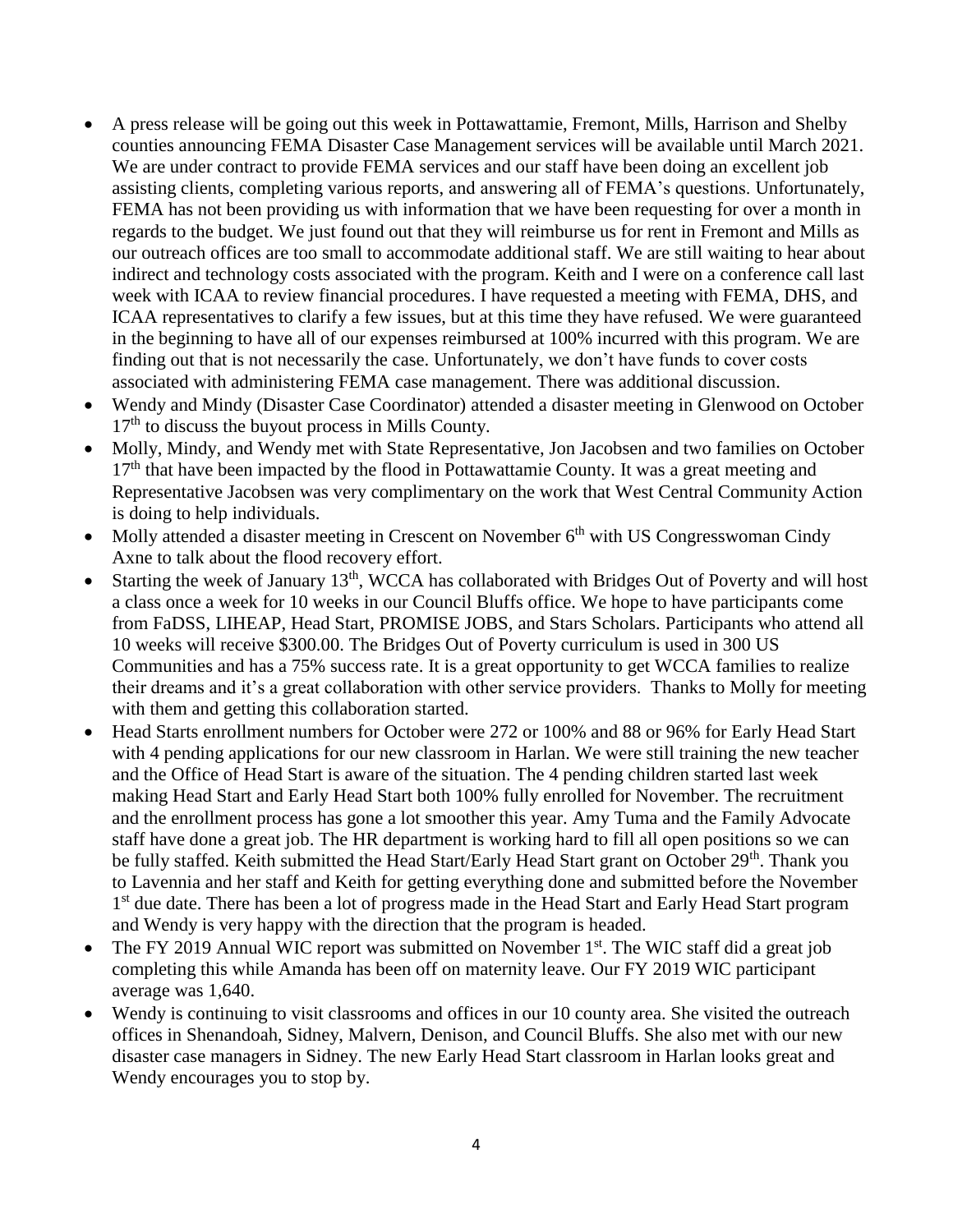- A press release will be going out this week in Pottawattamie, Fremont, Mills, Harrison and Shelby counties announcing FEMA Disaster Case Management services will be available until March 2021. We are under contract to provide FEMA services and our staff have been doing an excellent job assisting clients, completing various reports, and answering all of FEMA's questions. Unfortunately, FEMA has not been providing us with information that we have been requesting for over a month in regards to the budget. We just found out that they will reimburse us for rent in Fremont and Mills as our outreach offices are too small to accommodate additional staff. We are still waiting to hear about indirect and technology costs associated with the program. Keith and I were on a conference call last week with ICAA to review financial procedures. I have requested a meeting with FEMA, DHS, and ICAA representatives to clarify a few issues, but at this time they have refused. We were guaranteed in the beginning to have all of our expenses reimbursed at 100% incurred with this program. We are finding out that is not necessarily the case. Unfortunately, we don't have funds to cover costs associated with administering FEMA case management. There was additional discussion.
- Wendy and Mindy (Disaster Case Coordinator) attended a disaster meeting in Glenwood on October 17th to discuss the buyout process in Mills County.
- Molly, Mindy, and Wendy met with State Representative, Jon Jacobsen and two families on October 17th that have been impacted by the flood in Pottawattamie County. It was a great meeting and Representative Jacobsen was very complimentary on the work that West Central Community Action is doing to help individuals.
- Molly attended a disaster meeting in Crescent on November 6th with US Congresswoman Cindy Axne to talk about the flood recovery effort.
- Starting the week of January 13th, WCCA has collaborated with Bridges Out of Poverty and will host a class once a week for 10 weeks in our Council Bluffs office. We hope to have participants come from FaDSS, LIHEAP, Head Start, PROMISE JOBS, and Stars Scholars. Participants who attend all 10 weeks will receive $300.00. The Bridges Out of Poverty curriculum is used in 300 US Communities and has a 75% success rate. It is a great opportunity to get WCCA families to realize their dreams and it's a great collaboration with other service providers. Thanks to Molly for meeting with them and getting this collaboration started.
- Head Starts enrollment numbers for October were 272 or 100% and 88 or 96% for Early Head Start with 4 pending applications for our new classroom in Harlan. We were still training the new teacher and the Office of Head Start is aware of the situation. The 4 pending children started last week making Head Start and Early Head Start both 100% fully enrolled for November. The recruitment and the enrollment process has gone a lot smoother this year. Amy Tuma and the Family Advocate staff have done a great job. The HR department is working hard to fill all open positions so we can be fully staffed. Keith submitted the Head Start/Early Head Start grant on October 29th. Thank you to Lavennia and her staff and Keith for getting everything done and submitted before the November 1st due date. There has been a lot of progress made in the Head Start and Early Head Start program and Wendy is very happy with the direction that the program is headed.
- The FY 2019 Annual WIC report was submitted on November 1st. The WIC staff did a great job completing this while Amanda has been off on maternity leave. Our FY 2019 WIC participant average was 1,640.
- Wendy is continuing to visit classrooms and offices in our 10 county area. She visited the outreach offices in Shenandoah, Sidney, Malvern, Denison, and Council Bluffs. She also met with our new disaster case managers in Sidney. The new Early Head Start classroom in Harlan looks great and Wendy encourages you to stop by.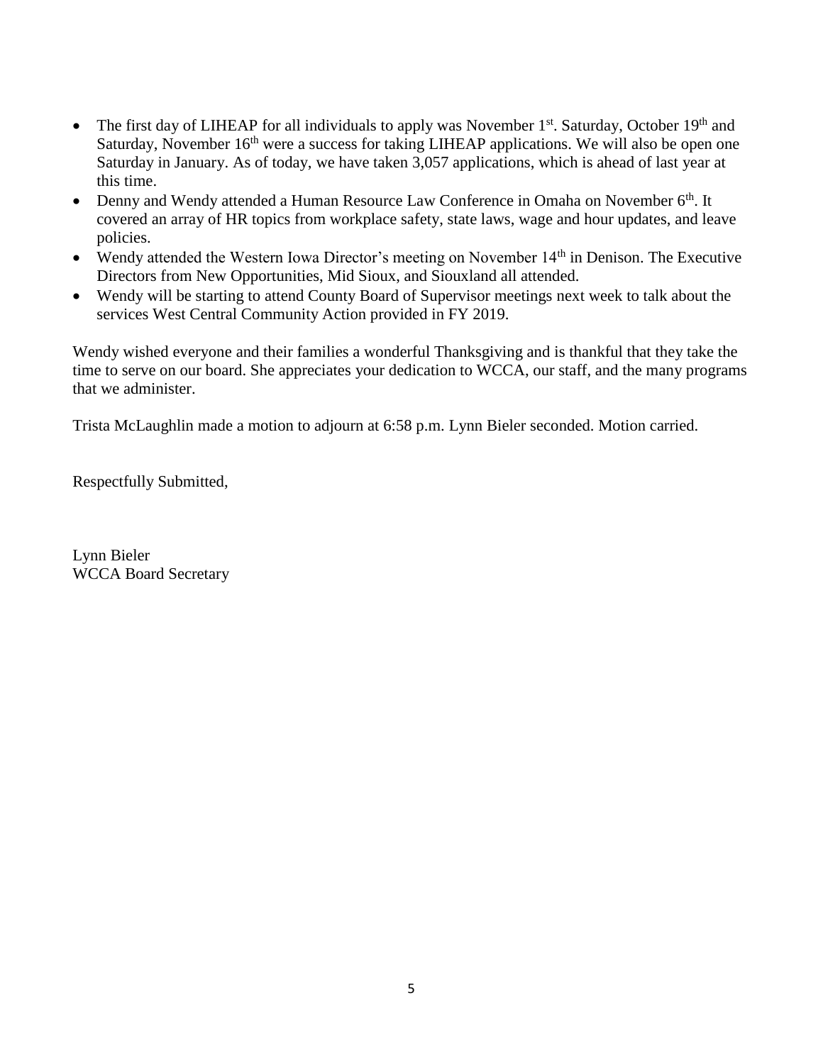- The first day of LIHEAP for all individuals to apply was November 1st. Saturday, October 19th and Saturday, November 16th were a success for taking LIHEAP applications. We will also be open one Saturday in January. As of today, we have taken 3,057 applications, which is ahead of last year at this time.
- Denny and Wendy attended a Human Resource Law Conference in Omaha on November 6th. It covered an array of HR topics from workplace safety, state laws, wage and hour updates, and leave policies.
- Wendy attended the Western Iowa Director's meeting on November 14th in Denison. The Executive Directors from New Opportunities, Mid Sioux, and Siouxland all attended.
- Wendy will be starting to attend County Board of Supervisor meetings next week to talk about the services West Central Community Action provided in FY 2019.

Wendy wished everyone and their families a wonderful Thanksgiving and is thankful that they take the time to serve on our board. She appreciates your dedication to WCCA, our staff, and the many programs that we administer.

Trista McLaughlin made a motion to adjourn at 6:58 p.m. Lynn Bieler seconded. Motion carried.

Respectfully Submitted,

Lynn Bieler
WCCA Board Secretary